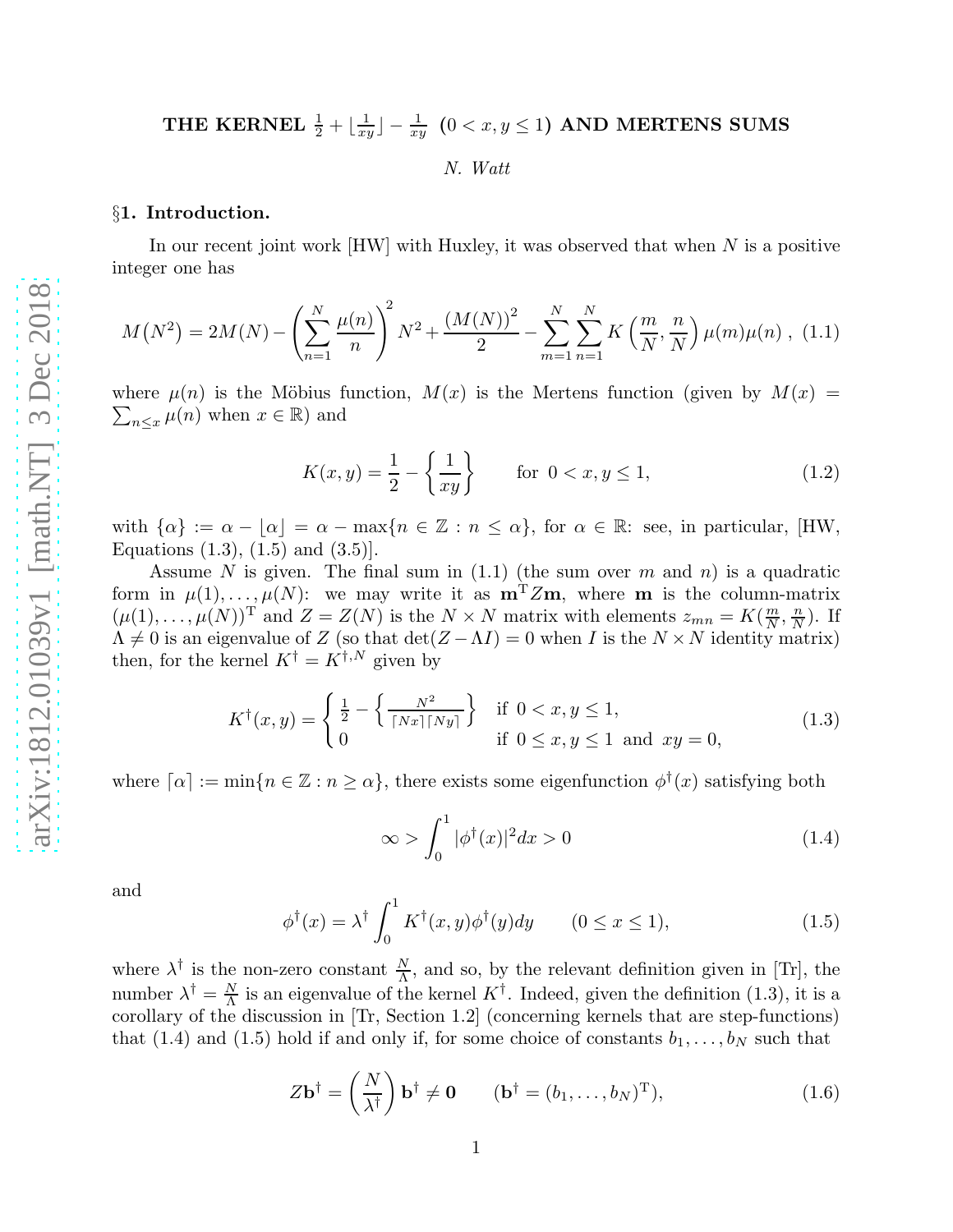# THE KERNEL $\frac{1}{2} + \lfloor \frac{1}{xy} \rfloor - \frac{1}{xy}$ $(0 < x, y \le 1)$ AND MERTENS SUMS

*N. Watt*

## §1. Introduction.

In our recent joint work [HW] with Huxley, it was observed that when $N$ is a positive integer one has

$$M\left(N^2\right) = 2M(N) - \left(\sum_{n=1}^{N} \frac{\mu(n)}{n}\right)^2 N^2 + \frac{(M(N))^2}{2} - \sum_{m=1}^{N} \sum_{n=1}^{N} K\left(\frac{m}{N}, \frac{n}{N}\right) \mu(m)\mu(n) \ , \tag{1.1}$$

where $\mu(n)$ is the Möbius function, $M(x)$ is the Mertens function (given by $M(x) = \sum_{n \le x} \mu(n)$ when $x \in \mathbb{R}$) and

$$K(x, y) = \frac{1}{2} - \left\{\frac{1}{xy}\right\} \qquad \text{for } \ 0 < x, y \le 1, \tag{1.2}$$

with $\{\alpha\} := \alpha - \lfloor \alpha \rfloor = \alpha - \max\{n \in \mathbb{Z} : n \le \alpha\}$, for $\alpha \in \mathbb{R}$: see, in particular, [HW, Equations (1.3), (1.5) and (3.5)].

Assume $N$ is given. The final sum in (1.1) (the sum over $m$ and $n$) is a quadratic form in $\mu(1), \ldots, \mu(N)$: we may write it as $\mathbf{m}^{\mathrm{T}} Z \mathbf{m}$, where $\mathbf{m}$ is the column-matrix $(\mu(1), \ldots, \mu(N))^{\mathrm{T}}$ and $Z = Z(N)$ is the $N \times N$ matrix with elements $z_{mn} = K(\frac{m}{N}, \frac{n}{N})$. If $\Lambda \neq 0$ is an eigenvalue of $Z$ (so that $\det(Z - \Lambda I) = 0$ when $I$ is the $N \times N$ identity matrix) then, for the kernel $K^{\dagger} = K^{\dagger, N}$ given by

$$K^{\dagger}(x, y) = \begin{cases} \frac{1}{2} - \left\{\frac{N^2}{\lceil Nx \rceil \lceil Ny \rceil}\right\} & \text{if } \ 0 < x, y \le 1, \\ 0 & \text{if } \ 0 \le x, y \le 1 \ \text{ and } \ xy = 0, \end{cases} \tag{1.3}$$

where $\lceil \alpha \rceil := \min\{n \in \mathbb{Z} : n \ge \alpha\}$, there exists some eigenfunction $\phi^{\dagger}(x)$ satisfying both

$$\infty > \int_0^1 |\phi^{\dagger}(x)|^2 dx > 0 \tag{1.4}$$

and

$$\phi^{\dagger}(x) = \lambda^{\dagger} \int_0^1 K^{\dagger}(x, y) \phi^{\dagger}(y) dy \qquad (0 \le x \le 1), \tag{1.5}$$

where $\lambda^{\dagger}$ is the non-zero constant $\frac{N}{\Lambda}$, and so, by the relevant definition given in [Tr], the number $\lambda^{\dagger} = \frac{N}{\Lambda}$ is an eigenvalue of the kernel $K^{\dagger}$. Indeed, given the definition (1.3), it is a corollary of the discussion in [Tr, Section 1.2] (concerning kernels that are step-functions) that (1.4) and (1.5) hold if and only if, for some choice of constants $b_1, \ldots, b_N$ such that

$$Z\mathbf{b}^{\dagger} = \left(\frac{N}{\lambda^{\dagger}}\right) \mathbf{b}^{\dagger} \neq \mathbf{0} \qquad (\mathbf{b}^{\dagger} = (b_1, \ldots, b_N)^{\mathrm{T}}), \tag{1.6}$$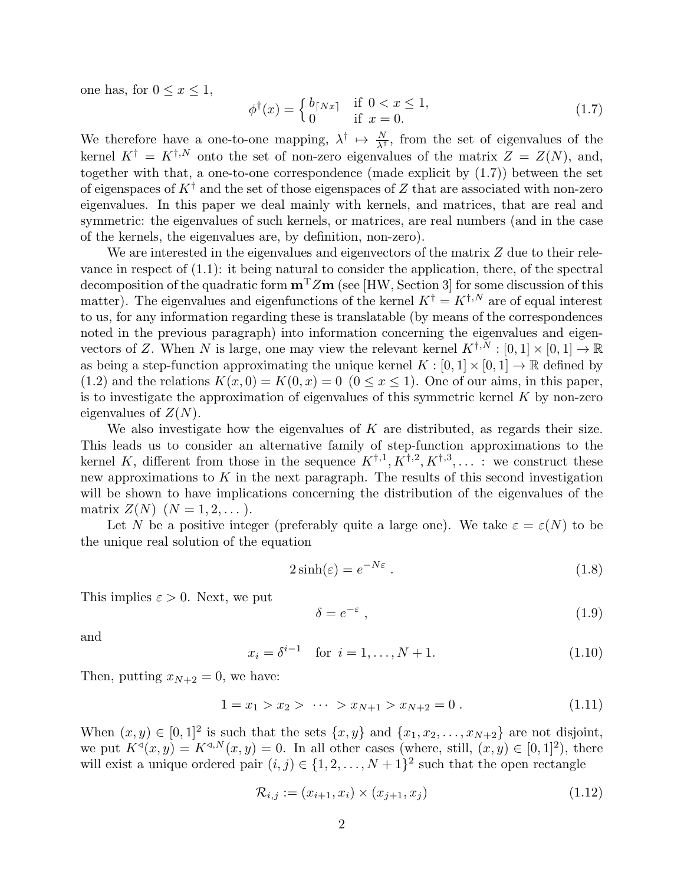one has, for $0 \leq x \leq 1$,

$$\phi^{\dagger}(x) = \begin{cases} b_{\lceil Nx \rceil} & \text{if } 0 < x \leq 1, \\ 0 & \text{if } x = 0. \end{cases} \tag{1.7}$$

We therefore have a one-to-one mapping, $\lambda^{\dagger} \mapsto \frac{N}{\lambda^{\dagger}}$, from the set of eigenvalues of the kernel $K^{\dagger} = K^{\dagger,N}$ onto the set of non-zero eigenvalues of the matrix $Z = Z(N)$, and, together with that, a one-to-one correspondence (made explicit by (1.7)) between the set of eigenspaces of $K^{\dagger}$ and the set of those eigenspaces of $Z$ that are associated with non-zero eigenvalues. In this paper we deal mainly with kernels, and matrices, that are real and symmetric: the eigenvalues of such kernels, or matrices, are real numbers (and in the case of the kernels, the eigenvalues are, by definition, non-zero).

We are interested in the eigenvalues and eigenvectors of the matrix $Z$ due to their relevance in respect of (1.1): it being natural to consider the application, there, of the spectral decomposition of the quadratic form $\mathbf{m}^{\mathrm{T}} Z \mathbf{m}$ (see [HW, Section 3] for some discussion of this matter). The eigenvalues and eigenfunctions of the kernel $K^{\dagger} = K^{\dagger,N}$ are of equal interest to us, for any information regarding these is translatable (by means of the correspondences noted in the previous paragraph) into information concerning the eigenvalues and eigenvectors of $Z$. When $N$ is large, one may view the relevant kernel $K^{\dagger,N} : [0,1] \times [0,1] \to \mathbb{R}$ as being a step-function approximating the unique kernel $K : [0,1] \times [0,1] \to \mathbb{R}$ defined by (1.2) and the relations $K(x,0) = K(0,x) = 0$ $(0 \leq x \leq 1)$. One of our aims, in this paper, is to investigate the approximation of eigenvalues of this symmetric kernel $K$ by non-zero eigenvalues of $Z(N)$.

We also investigate how the eigenvalues of $K$ are distributed, as regards their size. This leads us to consider an alternative family of step-function approximations to the kernel $K$, different from those in the sequence $K^{\dagger,1}, K^{\dagger,2}, K^{\dagger,3}, \ldots$ : we construct these new approximations to $K$ in the next paragraph. The results of this second investigation will be shown to have implications concerning the distribution of the eigenvalues of the matrix $Z(N)$ $(N = 1, 2, \ldots)$.

Let $N$ be a positive integer (preferably quite a large one). We take $\varepsilon = \varepsilon(N)$ to be the unique real solution of the equation

$$2\sinh(\varepsilon) = e^{-N\varepsilon} \; . \tag{1.8}$$

This implies $\varepsilon > 0$. Next, we put

$$\delta = e^{-\varepsilon} \; , \tag{1.9}$$

and

$$x_i = \delta^{i-1} \quad \text{for } i = 1, \ldots, N+1. \tag{1.10}$$

Then, putting $x_{N+2} = 0$, we have:

$$1 = x_1 > x_2 > \; \cdots \; > x_{N+1} > x_{N+2} = 0 \; . \tag{1.11}$$

When $(x,y) \in [0,1]^2$ is such that the sets $\{x, y\}$ and $\{x_1, x_2, \ldots, x_{N+2}\}$ are not disjoint, we put $K^{\triangleleft}(x,y) = K^{\triangleleft,N}(x,y) = 0$. In all other cases (where, still, $(x,y) \in [0,1]^2$), there will exist a unique ordered pair $(i,j) \in \{1, 2, \ldots, N+1\}^2$ such that the open rectangle

$$\mathcal{R}_{i,j} := (x_{i+1}, x_i) \times (x_{j+1}, x_j) \tag{1.12}$$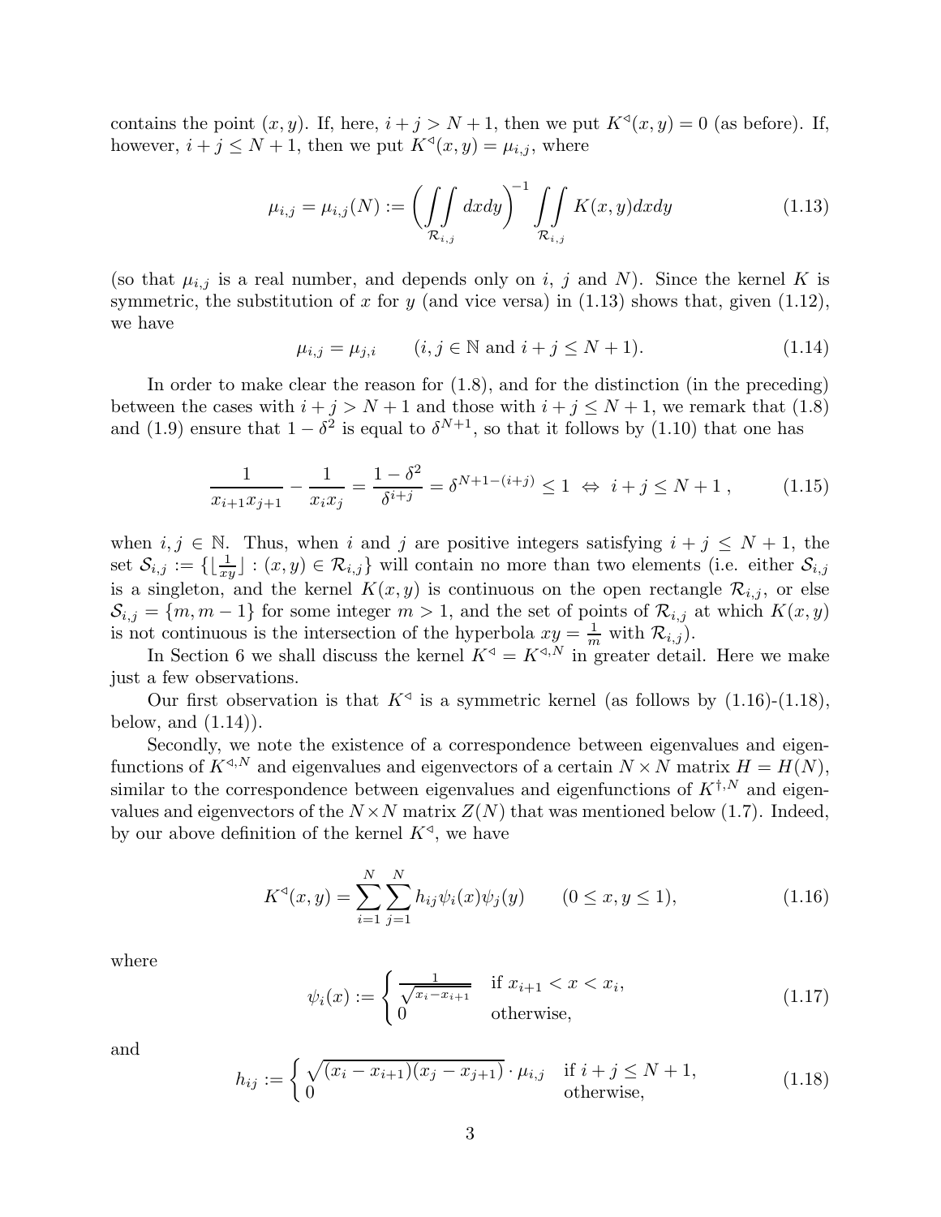contains the point $(x,y)$. If, here, $i+j > N+1$, then we put $K^{\triangleleft}(x,y) = 0$ (as before). If, however, $i+j \leq N+1$, then we put $K^{\triangleleft}(x,y) = \mu_{i,j}$, where

$$\mu_{i,j} = \mu_{i,j}(N) := \left( \iint\limits_{\mathcal{R}_{i,j}} dxdy \right)^{-1} \iint\limits_{\mathcal{R}_{i,j}} K(x,y) dxdy \tag{1.13}$$

(so that $\mu_{i,j}$ is a real number, and depends only on $i$, $j$ and $N$). Since the kernel $K$ is symmetric, the substitution of $x$ for $y$ (and vice versa) in (1.13) shows that, given (1.12), we have

$$\mu_{i,j} = \mu_{j,i} \qquad (i,j \in \mathbb{N} \text{ and } i+j \leq N+1). \tag{1.14}$$

In order to make clear the reason for (1.8), and for the distinction (in the preceding) between the cases with $i+j > N+1$ and those with $i+j \leq N+1$, we remark that (1.8) and (1.9) ensure that $1-\delta^2$ is equal to $\delta^{N+1}$, so that it follows by (1.10) that one has

$$\frac{1}{x_{i+1}x_{j+1}} - \frac{1}{x_i x_j} = \frac{1-\delta^2}{\delta^{i+j}} = \delta^{N+1-(i+j)} \leq 1 \ \Leftrightarrow \ i+j \leq N+1 \,, \tag{1.15}$$

when $i,j \in \mathbb{N}$. Thus, when $i$ and $j$ are positive integers satisfying $i+j \leq N+1$, the set $\mathcal{S}_{i,j} := \{\lfloor \frac{1}{xy} \rfloor : (x,y) \in \mathcal{R}_{i,j}\}$ will contain no more than two elements (i.e. either $\mathcal{S}_{i,j}$ is a singleton, and the kernel $K(x,y)$ is continuous on the open rectangle $\mathcal{R}_{i,j}$, or else $\mathcal{S}_{i,j} = \{m, m-1\}$ for some integer $m > 1$, and the set of points of $\mathcal{R}_{i,j}$ at which $K(x,y)$ is not continuous is the intersection of the hyperbola $xy = \frac{1}{m}$ with $\mathcal{R}_{i,j}$).

In Section 6 we shall discuss the kernel $K^{\triangleleft} = K^{\triangleleft,N}$ in greater detail. Here we make just a few observations.

Our first observation is that $K^{\triangleleft}$ is a symmetric kernel (as follows by (1.16)-(1.18), below, and (1.14)).

Secondly, we note the existence of a correspondence between eigenvalues and eigenfunctions of $K^{\triangleleft,N}$ and eigenvalues and eigenvectors of a certain $N \times N$ matrix $H = H(N)$, similar to the correspondence between eigenvalues and eigenfunctions of $K^{\dagger,N}$ and eigenvalues and eigenvectors of the $N \times N$ matrix $Z(N)$ that was mentioned below (1.7). Indeed, by our above definition of the kernel $K^{\triangleleft}$, we have

$$K^{\triangleleft}(x,y) = \sum_{i=1}^{N} \sum_{j=1}^{N} h_{ij} \psi_i(x) \psi_j(y) \qquad (0 \leq x, y \leq 1), \tag{1.16}$$

where

$$\psi_i(x) := \begin{cases} \frac{1}{\sqrt{x_i - x_{i+1}}} & \text{if } x_{i+1} < x < x_i, \\ 0 & \text{otherwise,} \end{cases} \tag{1.17}$$

and

$$h_{ij} := \begin{cases} \sqrt{(x_i - x_{i+1})(x_j - x_{j+1})} \cdot \mu_{i,j} & \text{if } i+j \leq N+1, \\ 0 & \text{otherwise,} \end{cases} \tag{1.18}$$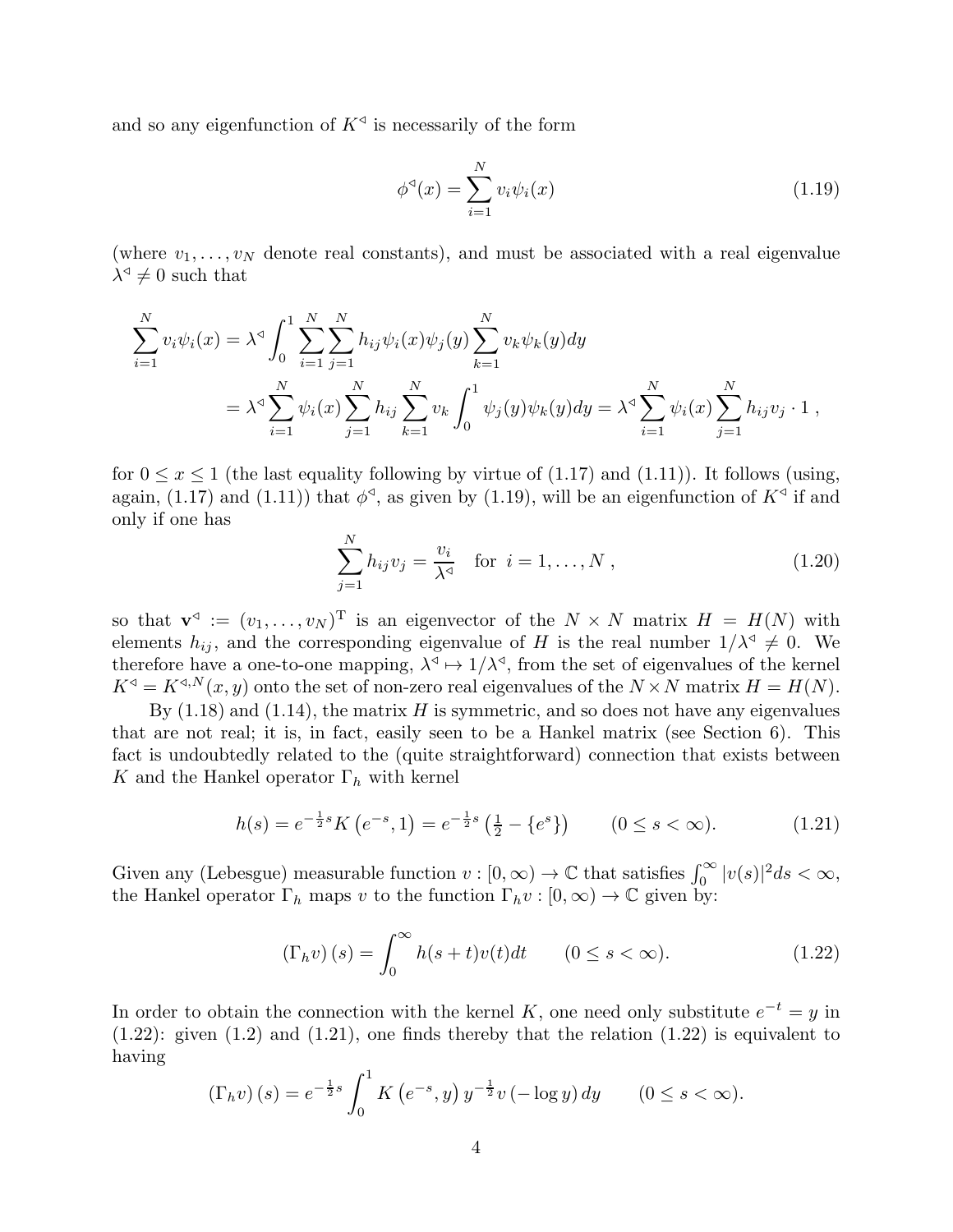and so any eigenfunction of $K^{\triangleleft}$ is necessarily of the form

$$\phi^{\triangleleft}(x) = \sum_{i=1}^{N} v_i \psi_i(x) \tag{1.19}$$

(where $v_1, \ldots, v_N$ denote real constants), and must be associated with a real eigenvalue $\lambda^{\triangleleft} \neq 0$ such that

$$\begin{aligned}
\sum_{i=1}^{N} v_i \psi_i(x) &= \lambda^{\triangleleft} \int_0^1 \sum_{i=1}^{N} \sum_{j=1}^{N} h_{ij} \psi_i(x) \psi_j(y) \sum_{k=1}^{N} v_k \psi_k(y) dy \\
&= \lambda^{\triangleleft} \sum_{i=1}^{N} \psi_i(x) \sum_{j=1}^{N} h_{ij} \sum_{k=1}^{N} v_k \int_0^1 \psi_j(y) \psi_k(y) dy = \lambda^{\triangleleft} \sum_{i=1}^{N} \psi_i(x) \sum_{j=1}^{N} h_{ij} v_j \cdot 1 \ ,
\end{aligned}$$

for $0 \leq x \leq 1$ (the last equality following by virtue of (1.17) and (1.11)). It follows (using, again, (1.17) and (1.11)) that $\phi^{\triangleleft}$, as given by (1.19), will be an eigenfunction of $K^{\triangleleft}$ if and only if one has

$$\sum_{j=1}^{N} h_{ij} v_j = \frac{v_i}{\lambda^{\triangleleft}} \quad \text{for } i = 1, \ldots, N \ , \tag{1.20}$$

so that $\mathbf{v}^{\triangleleft} := (v_1, \ldots, v_N)^{\mathrm{T}}$ is an eigenvector of the $N \times N$ matrix $H = H(N)$ with elements $h_{ij}$, and the corresponding eigenvalue of $H$ is the real number $1/\lambda^{\triangleleft} \neq 0$. We therefore have a one-to-one mapping, $\lambda^{\triangleleft} \mapsto 1/\lambda^{\triangleleft}$, from the set of eigenvalues of the kernel $K^{\triangleleft} = K^{\triangleleft,N}(x,y)$ onto the set of non-zero real eigenvalues of the $N \times N$ matrix $H = H(N)$.

By (1.18) and (1.14), the matrix $H$ is symmetric, and so does not have any eigenvalues that are not real; it is, in fact, easily seen to be a Hankel matrix (see Section 6). This fact is undoubtedly related to the (quite straightforward) connection that exists between $K$ and the Hankel operator $\Gamma_h$ with kernel

$$h(s) = e^{-\frac{1}{2}s} K\left(e^{-s}, 1\right) = e^{-\frac{1}{2}s}\left(\tfrac{1}{2} - \{e^s\}\right) \qquad (0 \leq s < \infty). \tag{1.21}$$

Given any (Lebesgue) measurable function $v : [0, \infty) \to \mathbb{C}$ that satisfies $\int_0^\infty |v(s)|^2 ds < \infty$, the Hankel operator $\Gamma_h$ maps $v$ to the function $\Gamma_h v : [0, \infty) \to \mathbb{C}$ given by:

$$\left(\Gamma_h v\right)(s) = \int_0^\infty h(s+t) v(t) dt \qquad (0 \leq s < \infty). \tag{1.22}$$

In order to obtain the connection with the kernel $K$, one need only substitute $e^{-t} = y$ in (1.22): given (1.2) and (1.21), one finds thereby that the relation (1.22) is equivalent to having

$$\left(\Gamma_h v\right)(s) = e^{-\frac{1}{2}s} \int_0^1 K\left(e^{-s}, y\right) y^{-\frac{1}{2}} v\left(-\log y\right) dy \qquad (0 \leq s < \infty).$$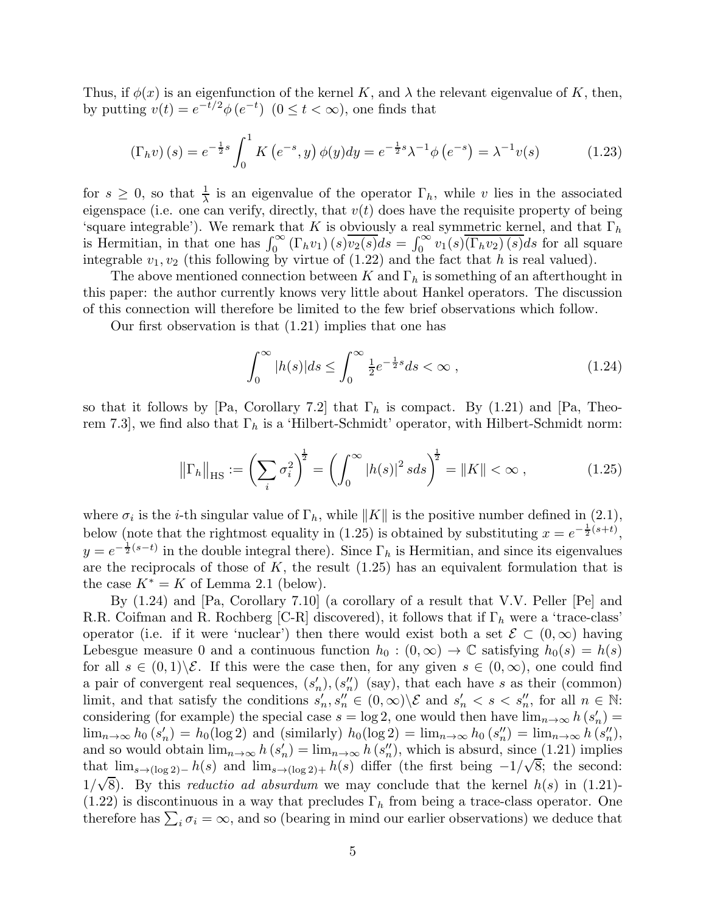Thus, if $\phi(x)$ is an eigenfunction of the kernel $K$, and $\lambda$ the relevant eigenvalue of $K$, then, by putting $v(t) = e^{-t/2}\phi\left(e^{-t}\right)$ $(0 \leq t < \infty)$, one finds that

$$(\Gamma_h v)(s) = e^{-\frac{1}{2}s}\int_0^1 K\left(e^{-s}, y\right)\phi(y)dy = e^{-\frac{1}{2}s}\lambda^{-1}\phi\left(e^{-s}\right) = \lambda^{-1}v(s) \tag{1.23}$$

for $s \geq 0$, so that $\frac{1}{\lambda}$ is an eigenvalue of the operator $\Gamma_h$, while $v$ lies in the associated eigenspace (i.e. one can verify, directly, that $v(t)$ does have the requisite property of being 'square integrable'). We remark that $K$ is obviously a real symmetric kernel, and that $\Gamma_h$ is Hermitian, in that one has $\int_0^\infty (\Gamma_h v_1)(s)\overline{v_2(s)}ds = \int_0^\infty v_1(s)\overline{(\Gamma_h v_2)(s)}ds$ for all square integrable $v_1, v_2$ (this following by virtue of (1.22) and the fact that $h$ is real valued).

The above mentioned connection between $K$ and $\Gamma_h$ is something of an afterthought in this paper: the author currently knows very little about Hankel operators. The discussion of this connection will therefore be limited to the few brief observations which follow.

Our first observation is that (1.21) implies that one has

$$\int_0^\infty |h(s)|ds \leq \int_0^\infty \tfrac{1}{2}e^{-\frac{1}{2}s}ds < \infty\ , \tag{1.24}$$

so that it follows by [Pa, Corollary 7.2] that $\Gamma_h$ is compact. By (1.21) and [Pa, Theorem 7.3], we find also that $\Gamma_h$ is a 'Hilbert-Schmidt' operator, with Hilbert-Schmidt norm:

$$\left\|\Gamma_h\right\|_{\mathrm{HS}} := \left(\sum_i \sigma_i^2\right)^{\frac{1}{2}} = \left(\int_0^\infty |h(s)|^2 s ds\right)^{\frac{1}{2}} = \|K\| < \infty\ , \tag{1.25}$$

where $\sigma_i$ is the $i$-th singular value of $\Gamma_h$, while $\|K\|$ is the positive number defined in (2.1), below (note that the rightmost equality in (1.25) is obtained by substituting $x = e^{-\frac{1}{2}(s+t)}$, $y = e^{-\frac{1}{2}(s-t)}$ in the double integral there). Since $\Gamma_h$ is Hermitian, and since its eigenvalues are the reciprocals of those of $K$, the result (1.25) has an equivalent formulation that is the case $K^* = K$ of Lemma 2.1 (below).

By (1.24) and [Pa, Corollary 7.10] (a corollary of a result that V.V. Peller [Pe] and R.R. Coifman and R. Rochberg [C-R] discovered), it follows that if $\Gamma_h$ were a 'trace-class' operator (i.e. if it were 'nuclear') then there would exist both a set $\mathcal{E} \subset (0,\infty)$ having Lebesgue measure 0 and a continuous function $h_0 : (0,\infty) \to \mathbb{C}$ satisfying $h_0(s) = h(s)$ for all $s \in (0,1)\backslash\mathcal{E}$. If this were the case then, for any given $s \in (0,\infty)$, one could find a pair of convergent real sequences, $(s_n'), (s_n'')$ (say), that each have $s$ as their (common) limit, and that satisfy the conditions $s_n', s_n'' \in (0,\infty)\backslash\mathcal{E}$ and $s_n' < s < s_n''$, for all $n \in \mathbb{N}$: considering (for example) the special case $s = \log 2$, one would then have $\lim_{n\to\infty} h\left(s_n'\right) = \lim_{n\to\infty} h_0\left(s_n'\right) = h_0(\log 2)$ and (similarly) $h_0(\log 2) = \lim_{n\to\infty} h_0\left(s_n''\right) = \lim_{n\to\infty} h\left(s_n''\right)$, and so would obtain $\lim_{n\to\infty} h\left(s_n'\right) = \lim_{n\to\infty} h\left(s_n''\right)$, which is absurd, since (1.21) implies that $\lim_{s\to(\log 2)-} h(s)$ and $\lim_{s\to(\log 2)+} h(s)$ differ (the first being $-1/\sqrt{8}$; the second: $1/\sqrt{8}$). By this *reductio ad absurdum* we may conclude that the kernel $h(s)$ in (1.21)-(1.22) is discontinuous in a way that precludes $\Gamma_h$ from being a trace-class operator. One therefore has $\sum_i \sigma_i = \infty$, and so (bearing in mind our earlier observations) we deduce that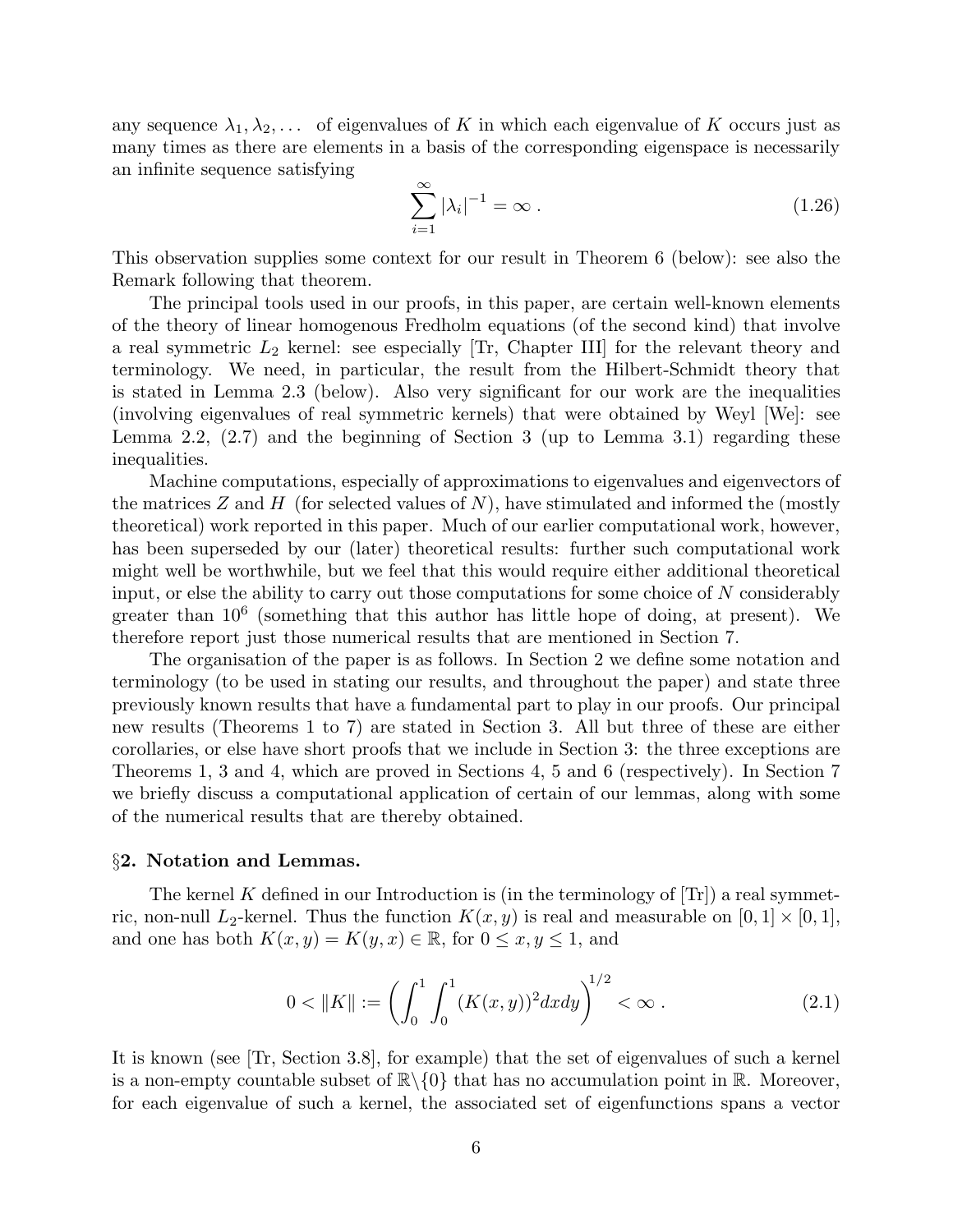any sequence $\lambda_1, \lambda_2, \ldots$ of eigenvalues of $K$ in which each eigenvalue of $K$ occurs just as many times as there are elements in a basis of the corresponding eigenspace is necessarily an infinite sequence satisfying

$$\sum_{i=1}^{\infty} |\lambda_i|^{-1} = \infty \, . \tag{1.26}$$

This observation supplies some context for our result in Theorem 6 (below): see also the Remark following that theorem.

The principal tools used in our proofs, in this paper, are certain well-known elements of the theory of linear homogenous Fredholm equations (of the second kind) that involve a real symmetric $L_2$ kernel: see especially [Tr, Chapter III] for the relevant theory and terminology. We need, in particular, the result from the Hilbert-Schmidt theory that is stated in Lemma 2.3 (below). Also very significant for our work are the inequalities (involving eigenvalues of real symmetric kernels) that were obtained by Weyl [We]: see Lemma 2.2, (2.7) and the beginning of Section 3 (up to Lemma 3.1) regarding these inequalities.

Machine computations, especially of approximations to eigenvalues and eigenvectors of the matrices $Z$ and $H$ (for selected values of $N$), have stimulated and informed the (mostly theoretical) work reported in this paper. Much of our earlier computational work, however, has been superseded by our (later) theoretical results: further such computational work might well be worthwhile, but we feel that this would require either additional theoretical input, or else the ability to carry out those computations for some choice of $N$ considerably greater than $10^6$ (something that this author has little hope of doing, at present). We therefore report just those numerical results that are mentioned in Section 7.

The organisation of the paper is as follows. In Section 2 we define some notation and terminology (to be used in stating our results, and throughout the paper) and state three previously known results that have a fundamental part to play in our proofs. Our principal new results (Theorems 1 to 7) are stated in Section 3. All but three of these are either corollaries, or else have short proofs that we include in Section 3: the three exceptions are Theorems 1, 3 and 4, which are proved in Sections 4, 5 and 6 (respectively). In Section 7 we briefly discuss a computational application of certain of our lemmas, along with some of the numerical results that are thereby obtained.

## §2. Notation and Lemmas.

The kernel $K$ defined in our Introduction is (in the terminology of [Tr]) a real symmetric, non-null $L_2$-kernel. Thus the function $K(x, y)$ is real and measurable on $[0, 1] \times [0, 1]$, and one has both $K(x, y) = K(y, x) \in \mathbb{R}$, for $0 \leq x, y \leq 1$, and

$$0 < \|K\| := \left( \int_0^1 \int_0^1 (K(x, y))^2 dx dy \right)^{1/2} < \infty \, . \tag{2.1}$$

It is known (see [Tr, Section 3.8], for example) that the set of eigenvalues of such a kernel is a non-empty countable subset of $\mathbb{R} \backslash \{0\}$ that has no accumulation point in $\mathbb{R}$. Moreover, for each eigenvalue of such a kernel, the associated set of eigenfunctions spans a vector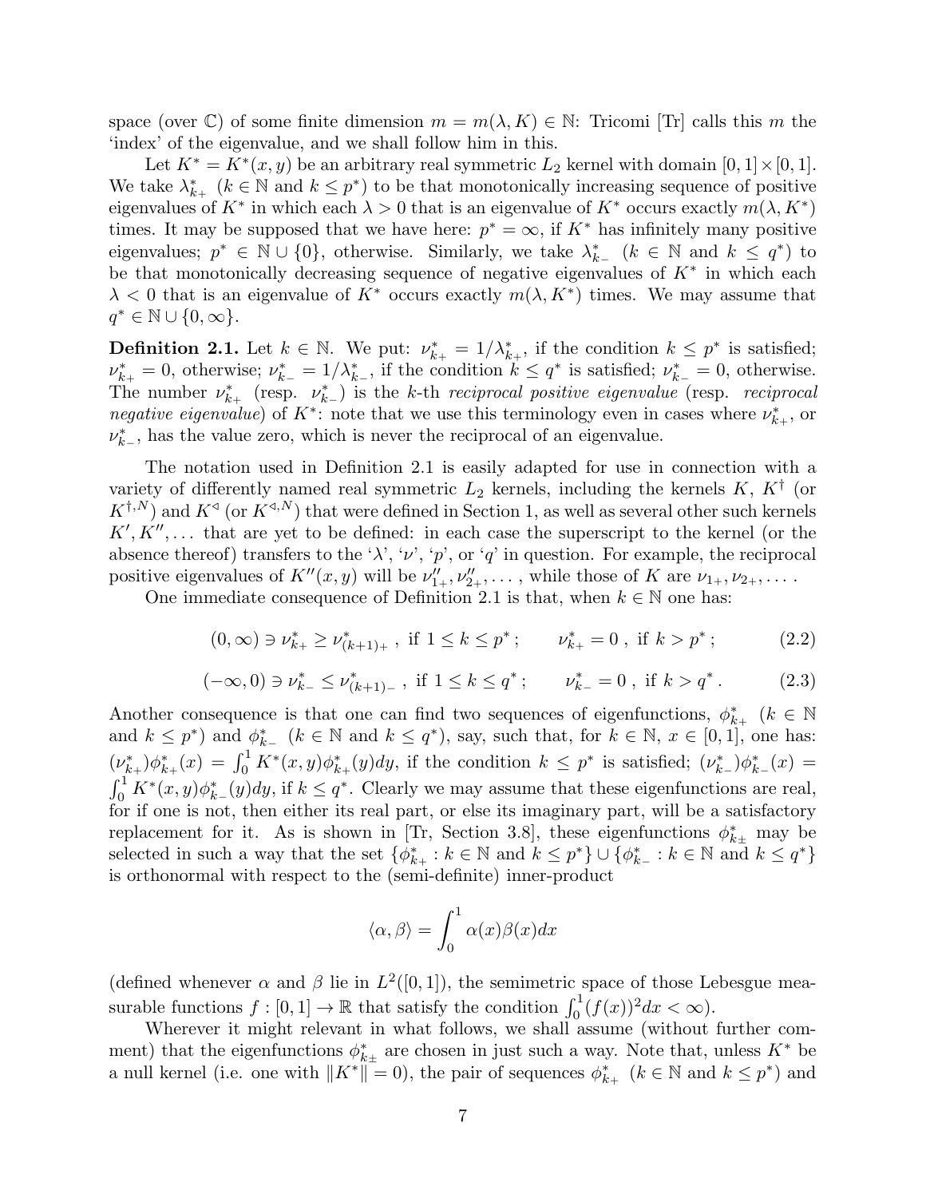space (over $\mathbb{C}$) of some finite dimension $m = m(\lambda, K) \in \mathbb{N}$: Tricomi [Tr] calls this $m$ the 'index' of the eigenvalue, and we shall follow him in this.

Let $K^* = K^*(x,y)$ be an arbitrary real symmetric $L_2$ kernel with domain $[0,1]\times[0,1]$. We take $\lambda^*_{k+}$ ($k \in \mathbb{N}$ and $k \leq p^*$) to be that monotonically increasing sequence of positive eigenvalues of $K^*$ in which each $\lambda > 0$ that is an eigenvalue of $K^*$ occurs exactly $m(\lambda, K^*)$ times. It may be supposed that we have here: $p^* = \infty$, if $K^*$ has infinitely many positive eigenvalues; $p^* \in \mathbb{N} \cup \{0\}$, otherwise. Similarly, we take $\lambda^*_{k-}$ ($k \in \mathbb{N}$ and $k \leq q^*$) to be that monotonically decreasing sequence of negative eigenvalues of $K^*$ in which each $\lambda < 0$ that is an eigenvalue of $K^*$ occurs exactly $m(\lambda, K^*)$ times. We may assume that $q^* \in \mathbb{N} \cup \{0, \infty\}$.

**Definition 2.1.** Let $k \in \mathbb{N}$. We put: $\nu^*_{k+} = 1/\lambda^*_{k+}$, if the condition $k \leq p^*$ is satisfied; $\nu^*_{k+} = 0$, otherwise; $\nu^*_{k-} = 1/\lambda^*_{k-}$, if the condition $k \leq q^*$ is satisfied; $\nu^*_{k-} = 0$, otherwise. The number $\nu^*_{k+}$ (resp. $\nu^*_{k-}$) is the $k$-th *reciprocal positive eigenvalue* (resp. *reciprocal negative eigenvalue*) of $K^*$: note that we use this terminology even in cases where $\nu^*_{k+}$, or $\nu^*_{k-}$, has the value zero, which is never the reciprocal of an eigenvalue.

The notation used in Definition 2.1 is easily adapted for use in connection with a variety of differently named real symmetric $L_2$ kernels, including the kernels $K$, $K^\dagger$ (or $K^{\dagger,N}$) and $K^\triangleleft$ (or $K^{\triangleleft,N}$) that were defined in Section 1, as well as several other such kernels $K', K'', \ldots$ that are yet to be defined: in each case the superscript to the kernel (or the absence thereof) transfers to the '$\lambda$', '$\nu$', '$p$', or '$q$' in question. For example, the reciprocal positive eigenvalues of $K''(x,y)$ will be $\nu''_{1+}, \nu''_{2+}, \ldots$ , while those of $K$ are $\nu_{1+}, \nu_{2+}, \ldots$ .

One immediate consequence of Definition 2.1 is that, when $k \in \mathbb{N}$ one has:

$$(0,\infty) \ni \nu^*_{k+} \geq \nu^*_{(k+1)+}\ , \text{ if } 1 \leq k \leq p^*\ ; \qquad \nu^*_{k+} = 0\ , \text{ if } k > p^*\ ; \tag{2.2}$$

$$(-\infty,0) \ni \nu^*_{k-} \leq \nu^*_{(k+1)-}\ , \text{ if } 1 \leq k \leq q^*\ ; \qquad \nu^*_{k-} = 0\ , \text{ if } k > q^*\ . \tag{2.3}$$

Another consequence is that one can find two sequences of eigenfunctions, $\phi^*_{k+}$ ($k \in \mathbb{N}$ and $k \leq p^*$) and $\phi^*_{k-}$ ($k \in \mathbb{N}$ and $k \leq q^*$), say, such that, for $k \in \mathbb{N}$, $x \in [0,1]$, one has: $(\nu^*_{k+})\phi^*_{k+}(x) = \int_0^1 K^*(x,y)\phi^*_{k+}(y)dy$, if the condition $k \leq p^*$ is satisfied; $(\nu^*_{k-})\phi^*_{k-}(x) = \int_0^1 K^*(x,y)\phi^*_{k-}(y)dy$, if $k \leq q^*$. Clearly we may assume that these eigenfunctions are real, for if one is not, then either its real part, or else its imaginary part, will be a satisfactory replacement for it. As is shown in [Tr, Section 3.8], these eigenfunctions $\phi^*_{k\pm}$ may be selected in such a way that the set $\{\phi^*_{k+} : k \in \mathbb{N} \text{ and } k \leq p^*\} \cup \{\phi^*_{k-} : k \in \mathbb{N} \text{ and } k \leq q^*\}$ is orthonormal with respect to the (semi-definite) inner-product

$$\langle \alpha, \beta \rangle = \int_0^1 \alpha(x)\beta(x)dx$$

(defined whenever $\alpha$ and $\beta$ lie in $L^2([0,1])$, the semimetric space of those Lebesgue measurable functions $f : [0,1] \to \mathbb{R}$ that satisfy the condition $\int_0^1 (f(x))^2 dx < \infty$).

Wherever it might relevant in what follows, we shall assume (without further comment) that the eigenfunctions $\phi^*_{k\pm}$ are chosen in just such a way. Note that, unless $K^*$ be a null kernel (i.e. one with $\|K^*\| = 0$), the pair of sequences $\phi^*_{k+}$ ($k \in \mathbb{N}$ and $k \leq p^*$) and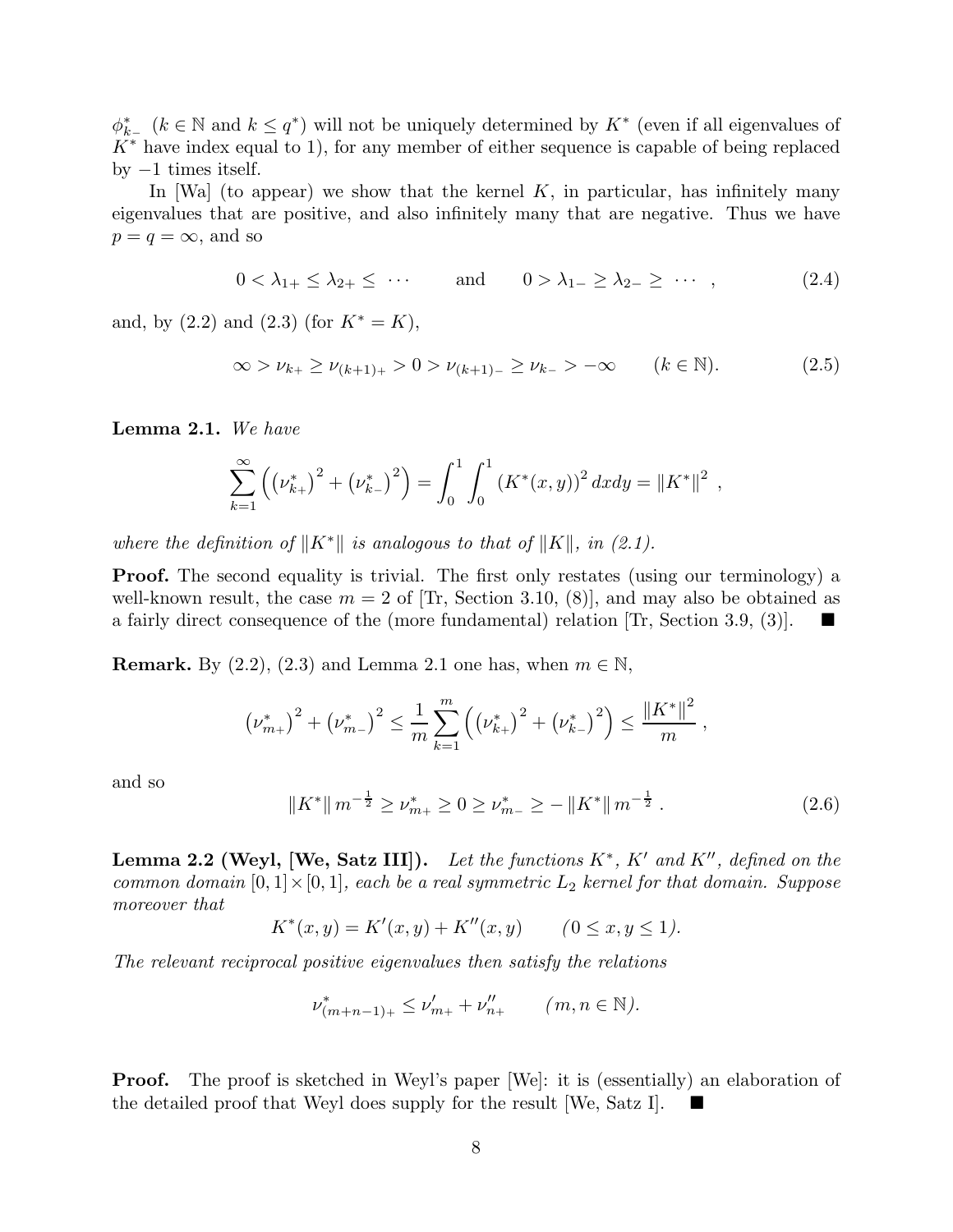$\phi^*_{k-}$ ($k \in \mathbb{N}$ and $k \le q^*$) will not be uniquely determined by $K^*$ (even if all eigenvalues of $K^*$ have index equal to 1), for any member of either sequence is capable of being replaced by $-1$ times itself.

In [Wa] (to appear) we show that the kernel $K$, in particular, has infinitely many eigenvalues that are positive, and also infinitely many that are negative. Thus we have $p = q = \infty$, and so

$$0 < \lambda_{1+} \le \lambda_{2+} \le \cdots \qquad \text{and} \qquad 0 > \lambda_{1-} \ge \lambda_{2-} \ge \cdots , \tag{2.4}$$

and, by (2.2) and (2.3) (for $K^* = K$),

$$\infty > \nu_{k+} \ge \nu_{(k+1)+} > 0 > \nu_{(k+1)-} \ge \nu_{k-} > -\infty \qquad (k \in \mathbb{N}). \tag{2.5}$$

**Lemma 2.1.** *We have*

$$\sum_{k=1}^{\infty} \left( \left(\nu^*_{k+}\right)^2 + \left(\nu^*_{k-}\right)^2 \right) = \int_0^1 \int_0^1 \left(K^*(x,y)\right)^2 dxdy = \|K^*\|^2 ,$$

*where the definition of $\|K^*\|$ is analogous to that of $\|K\|$, in (2.1).*

**Proof.** The second equality is trivial. The first only restates (using our terminology) a well-known result, the case $m = 2$ of [Tr, Section 3.10, (8)], and may also be obtained as a fairly direct consequence of the (more fundamental) relation [Tr, Section 3.9, (3)]. ∎

**Remark.** By (2.2), (2.3) and Lemma 2.1 one has, when $m \in \mathbb{N}$,

$$\left(\nu^*_{m+}\right)^2 + \left(\nu^*_{m-}\right)^2 \le \frac{1}{m} \sum_{k=1}^{m} \left( \left(\nu^*_{k+}\right)^2 + \left(\nu^*_{k-}\right)^2 \right) \le \frac{\|K^*\|^2}{m} ,$$

and so

$$\|K^*\| \, m^{-\frac{1}{2}} \ge \nu^*_{m+} \ge 0 \ge \nu^*_{m-} \ge -\|K^*\| \, m^{-\frac{1}{2}} . \tag{2.6}$$

**Lemma 2.2 (Weyl, [We, Satz III]).** *Let the functions $K^*$, $K'$ and $K''$, defined on the common domain $[0,1] \times [0,1]$, each be a real symmetric $L_2$ kernel for that domain. Suppose moreover that*

$$K^*(x,y) = K'(x,y) + K''(x,y) \qquad (0 \le x, y \le 1).$$

*The relevant reciprocal positive eigenvalues then satisfy the relations*

$$\nu^*_{(m+n-1)+} \le \nu'_{m+} + \nu''_{n+} \qquad (m, n \in \mathbb{N}).$$

**Proof.** The proof is sketched in Weyl's paper [We]: it is (essentially) an elaboration of the detailed proof that Weyl does supply for the result [We, Satz I]. ∎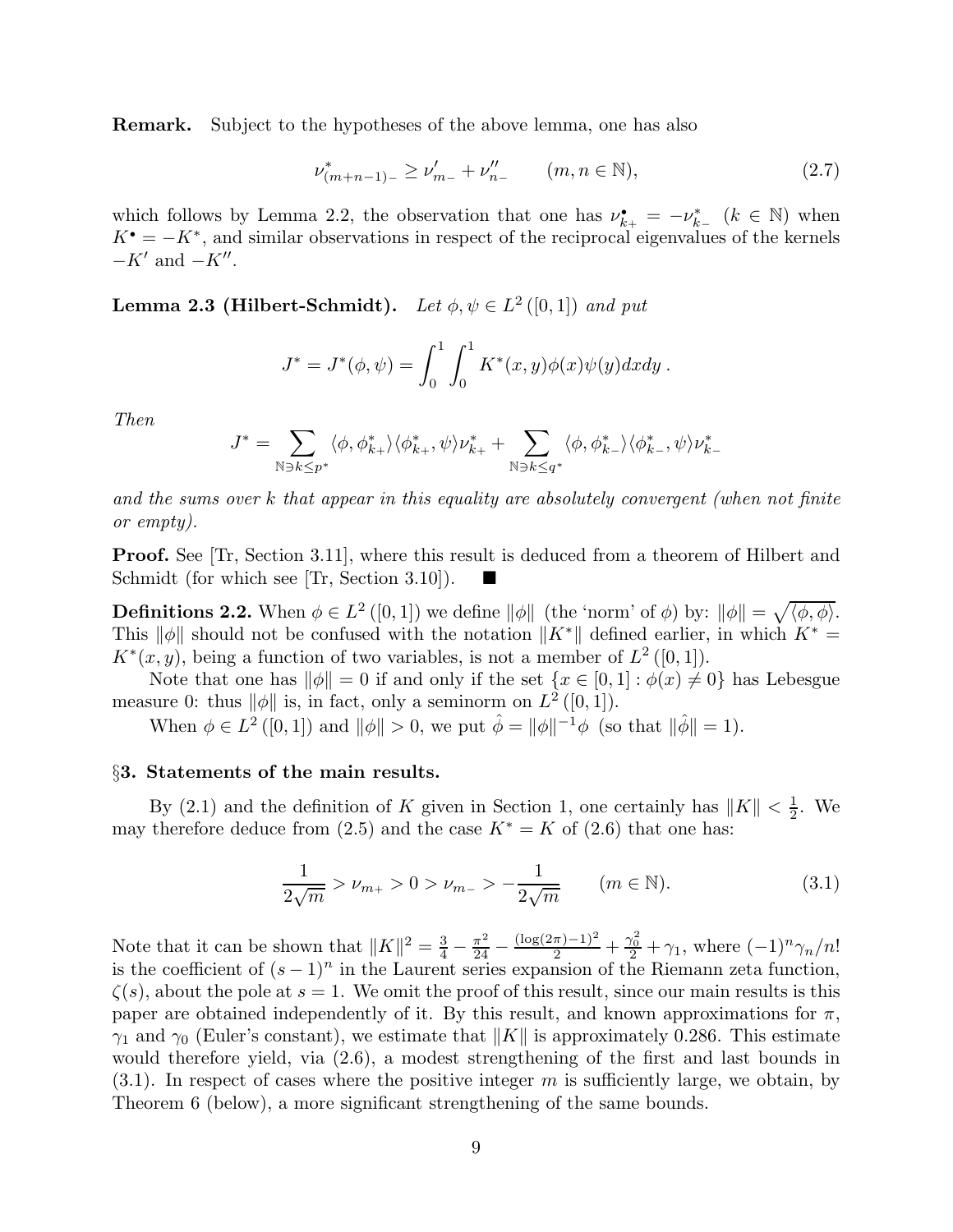**Remark.** Subject to the hypotheses of the above lemma, one has also

$$\nu^*_{(m+n-1)_-} \geq \nu'_{m_-} + \nu''_{n_-} \qquad (m, n \in \mathbb{N}), \tag{2.7}$$

which follows by Lemma 2.2, the observation that one has $\nu^\bullet_{k_+} = -\nu^*_{k_-}$ $(k \in \mathbb{N})$ when $K^\bullet = -K^*$, and similar observations in respect of the reciprocal eigenvalues of the kernels $-K'$ and $-K''$.

**Lemma 2.3 (Hilbert-Schmidt).** *Let $\phi, \psi \in L^2([0,1])$ and put*

$$J^* = J^*(\phi, \psi) = \int_0^1 \int_0^1 K^*(x,y)\phi(x)\psi(y)dxdy\,.$$

*Then*

$$J^* = \sum_{\mathbb{N} \ni k \leq p^*} \langle \phi, \phi^*_{k+}\rangle \langle \phi^*_{k+}, \psi\rangle \nu^*_{k+} + \sum_{\mathbb{N} \ni k \leq q^*} \langle \phi, \phi^*_{k-}\rangle \langle \phi^*_{k-}, \psi\rangle \nu^*_{k-}$$

*and the sums over k that appear in this equality are absolutely convergent (when not finite or empty).*

**Proof.** See [Tr, Section 3.11], where this result is deduced from a theorem of Hilbert and Schmidt (for which see [Tr, Section 3.10]). ■

**Definitions 2.2.** When $\phi \in L^2([0,1])$ we define $\|\phi\|$ (the 'norm' of $\phi$) by: $\|\phi\| = \sqrt{\langle \phi, \phi\rangle}$. This $\|\phi\|$ should not be confused with the notation $\|K^*\|$ defined earlier, in which $K^* = K^*(x,y)$, being a function of two variables, is not a member of $L^2([0,1])$.

Note that one has $\|\phi\| = 0$ if and only if the set $\{x \in [0,1] : \phi(x) \neq 0\}$ has Lebesgue measure 0: thus $\|\phi\|$ is, in fact, only a seminorm on $L^2([0,1])$.

When $\phi \in L^2([0,1])$ and $\|\phi\| > 0$, we put $\hat{\phi} = \|\phi\|^{-1}\phi$ (so that $\|\hat{\phi}\| = 1$).

## §3. Statements of the main results.

By (2.1) and the definition of $K$ given in Section 1, one certainly has $\|K\| < \frac{1}{2}$. We may therefore deduce from (2.5) and the case $K^* = K$ of (2.6) that one has:

$$\frac{1}{2\sqrt{m}} > \nu_{m+} > 0 > \nu_{m-} > -\frac{1}{2\sqrt{m}} \qquad (m \in \mathbb{N}). \tag{3.1}$$

Note that it can be shown that $\|K\|^2 = \frac{3}{4} - \frac{\pi^2}{24} - \frac{(\log(2\pi)-1)^2}{2} + \frac{\gamma_0^2}{2} + \gamma_1$, where $(-1)^n\gamma_n/n!$ is the coefficient of $(s-1)^n$ in the Laurent series expansion of the Riemann zeta function, $\zeta(s)$, about the pole at $s = 1$. We omit the proof of this result, since our main results is this paper are obtained independently of it. By this result, and known approximations for $\pi$, $\gamma_1$ and $\gamma_0$ (Euler's constant), we estimate that $\|K\|$ is approximately 0.286. This estimate would therefore yield, via (2.6), a modest strengthening of the first and last bounds in (3.1). In respect of cases where the positive integer $m$ is sufficiently large, we obtain, by Theorem 6 (below), a more significant strengthening of the same bounds.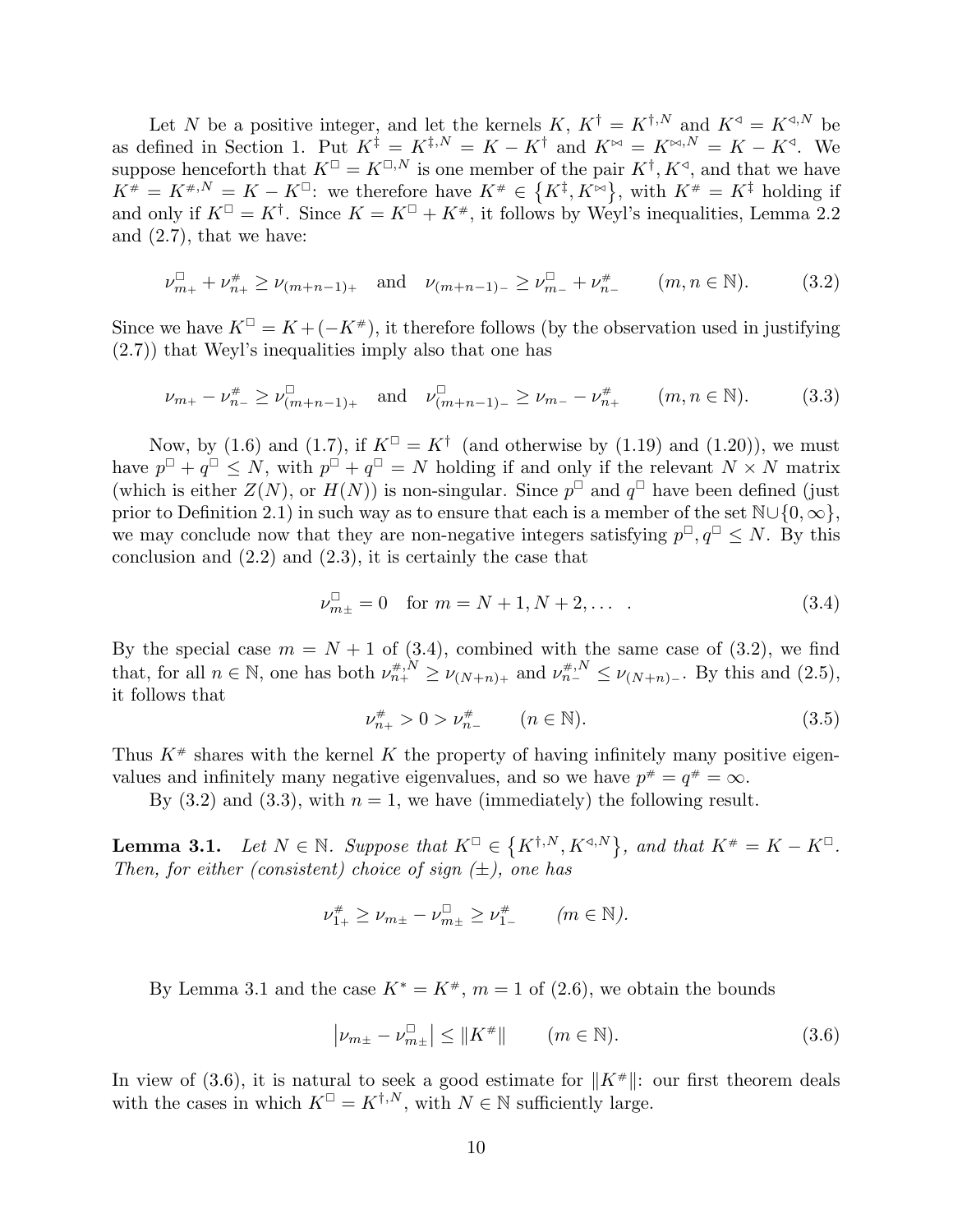Let $N$ be a positive integer, and let the kernels $K$, $K^{\dagger} = K^{\dagger,N}$ and $K^{\triangleleft} = K^{\triangleleft,N}$ be as defined in Section 1. Put $K^{\ddagger} = K^{\ddagger,N} = K - K^{\dagger}$ and $K^{\bowtie} = K^{\bowtie,N} = K - K^{\triangleleft}$. We suppose henceforth that $K^{\square} = K^{\square,N}$ is one member of the pair $K^{\dagger}, K^{\triangleleft}$, and that we have $K^{\#} = K^{\#,N} = K - K^{\square}$: we therefore have $K^{\#} \in \{K^{\ddagger}, K^{\bowtie}\}$, with $K^{\#} = K^{\ddagger}$ holding if and only if $K^{\square} = K^{\dagger}$. Since $K = K^{\square} + K^{\#}$, it follows by Weyl's inequalities, Lemma 2.2 and (2.7), that we have:

$$\nu^{\square}_{m+} + \nu^{\#}_{n+} \geq \nu_{(m+n-1)+} \quad \text{and} \quad \nu_{(m+n-1)-} \geq \nu^{\square}_{m-} + \nu^{\#}_{n-} \qquad (m,n \in \mathbb{N}). \tag{3.2}$$

Since we have $K^{\square} = K + (-K^{\#})$, it therefore follows (by the observation used in justifying (2.7)) that Weyl's inequalities imply also that one has

$$\nu_{m+} - \nu^{\#}_{n-} \geq \nu^{\square}_{(m+n-1)+} \quad \text{and} \quad \nu^{\square}_{(m+n-1)-} \geq \nu_{m-} - \nu^{\#}_{n+} \qquad (m,n \in \mathbb{N}). \tag{3.3}$$

Now, by (1.6) and (1.7), if $K^{\square} = K^{\dagger}$ (and otherwise by (1.19) and (1.20)), we must have $p^{\square} + q^{\square} \leq N$, with $p^{\square} + q^{\square} = N$ holding if and only if the relevant $N \times N$ matrix (which is either $Z(N)$, or $H(N)$) is non-singular. Since $p^{\square}$ and $q^{\square}$ have been defined (just prior to Definition 2.1) in such way as to ensure that each is a member of the set $\mathbb{N} \cup \{0, \infty\}$, we may conclude now that they are non-negative integers satisfying $p^{\square}, q^{\square} \leq N$. By this conclusion and (2.2) and (2.3), it is certainly the case that

$$\nu^{\square}_{m\pm} = 0 \quad \text{for } m = N+1, N+2, \ldots \ . \tag{3.4}$$

By the special case $m = N+1$ of (3.4), combined with the same case of (3.2), we find that, for all $n \in \mathbb{N}$, one has both $\nu^{\#,N}_{n+} \geq \nu_{(N+n)+}$ and $\nu^{\#,N}_{n-} \leq \nu_{(N+n)-}$. By this and (2.5), it follows that

$$\nu^{\#}_{n+} > 0 > \nu^{\#}_{n-} \qquad (n \in \mathbb{N}). \tag{3.5}$$

Thus $K^{\#}$ shares with the kernel $K$ the property of having infinitely many positive eigenvalues and infinitely many negative eigenvalues, and so we have $p^{\#} = q^{\#} = \infty$.

By (3.2) and (3.3), with $n = 1$, we have (immediately) the following result.

**Lemma 3.1.** *Let $N \in \mathbb{N}$. Suppose that $K^{\square} \in \{K^{\dagger,N}, K^{\triangleleft,N}\}$, and that $K^{\#} = K - K^{\square}$. Then, for either (consistent) choice of sign ($\pm$), one has*

$$\nu^{\#}_{1+} \geq \nu_{m\pm} - \nu^{\square}_{m\pm} \geq \nu^{\#}_{1-} \qquad (m \in \mathbb{N}).$$

By Lemma 3.1 and the case $K^{*} = K^{\#}$, $m = 1$ of (2.6), we obtain the bounds

$$\left|\nu_{m\pm} - \nu^{\square}_{m\pm}\right| \leq \|K^{\#}\| \qquad (m \in \mathbb{N}). \tag{3.6}$$

In view of (3.6), it is natural to seek a good estimate for $\|K^{\#}\|$: our first theorem deals with the cases in which $K^{\square} = K^{\dagger,N}$, with $N \in \mathbb{N}$ sufficiently large.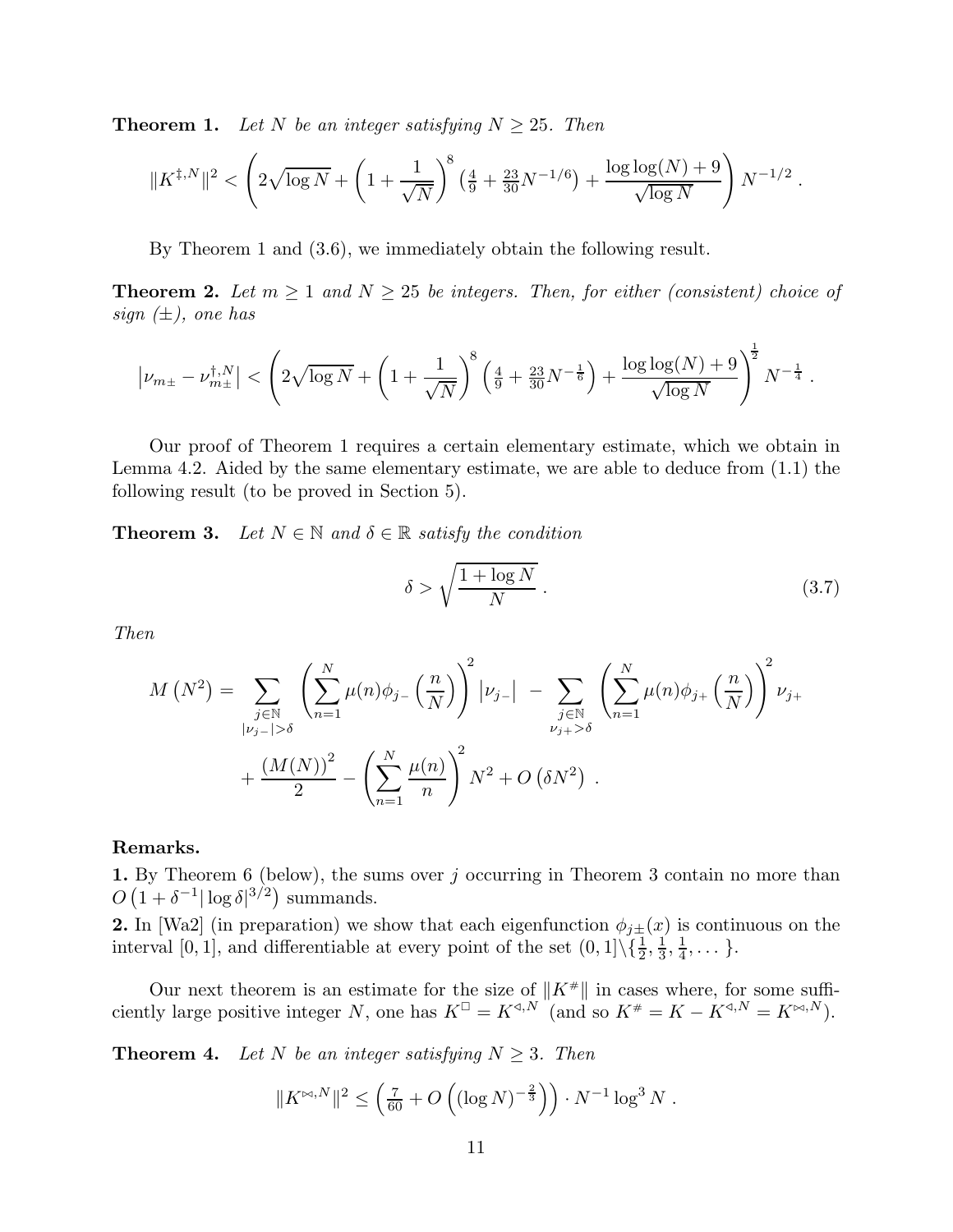**Theorem 1.** *Let $N$ be an integer satisfying $N \geq 25$. Then*

$$\|K^{\ddagger,N}\|^2 < \left( 2\sqrt{\log N} + \left(1 + \frac{1}{\sqrt{N}}\right)^8 \left(\tfrac{4}{9} + \tfrac{23}{30} N^{-1/6}\right) + \frac{\log\log(N) + 9}{\sqrt{\log N}} \right) N^{-1/2} \ .$$

By Theorem 1 and (3.6), we immediately obtain the following result.

**Theorem 2.** *Let $m \geq 1$ and $N \geq 25$ be integers. Then, for either (consistent) choice of sign ($\pm$), one has*

$$\left|\nu_{m\pm} - \nu_{m\pm}^{\dagger,N}\right| < \left( 2\sqrt{\log N} + \left(1 + \frac{1}{\sqrt{N}}\right)^8 \left(\tfrac{4}{9} + \tfrac{23}{30} N^{-\frac{1}{6}}\right) + \frac{\log\log(N) + 9}{\sqrt{\log N}} \right)^{\frac{1}{2}} N^{-\frac{1}{4}} \ .$$

Our proof of Theorem 1 requires a certain elementary estimate, which we obtain in Lemma 4.2. Aided by the same elementary estimate, we are able to deduce from (1.1) the following result (to be proved in Section 5).

**Theorem 3.** *Let $N \in \mathbb{N}$ and $\delta \in \mathbb{R}$ satisfy the condition*

$$\delta > \sqrt{\frac{1 + \log N}{N}} \ . \tag{3.7}$$

*Then*

$$M\left(N^2\right) = \sum_{\substack{j \in \mathbb{N} \\ |\nu_{j-}| > \delta}} \left( \sum_{n=1}^{N} \mu(n) \phi_{j-}\left(\frac{n}{N}\right) \right)^2 \left|\nu_{j-}\right| \ - \sum_{\substack{j \in \mathbb{N} \\ \nu_{j+} > \delta}} \left( \sum_{n=1}^{N} \mu(n) \phi_{j+}\left(\frac{n}{N}\right) \right)^2 \nu_{j+}$$

$$+ \frac{(M(N))^2}{2} - \left( \sum_{n=1}^{N} \frac{\mu(n)}{n} \right)^2 N^2 + O\left(\delta N^2\right) \ .$$

**Remarks.**

**1.** By Theorem 6 (below), the sums over $j$ occurring in Theorem 3 contain no more than $O\left(1 + \delta^{-1} |\log \delta|^{3/2}\right)$ summands.

**2.** In [Wa2] (in preparation) we show that each eigenfunction $\phi_{j\pm}(x)$ is continuous on the interval $[0,1]$, and differentiable at every point of the set $(0,1] \backslash \{\frac{1}{2}, \frac{1}{3}, \frac{1}{4}, \dots\}$.

Our next theorem is an estimate for the size of $\|K^{\#}\|$ in cases where, for some sufficiently large positive integer $N$, one has $K^{\square} = K^{\triangleleft,N}$ (and so $K^{\#} = K - K^{\triangleleft,N} = K^{\bowtie,N}$).

**Theorem 4.** *Let $N$ be an integer satisfying $N \geq 3$. Then*

$$\|K^{\bowtie,N}\|^2 \leq \left( \tfrac{7}{60} + O\left( (\log N)^{-\frac{2}{3}} \right) \right) \cdot N^{-1} \log^3 N \ .$$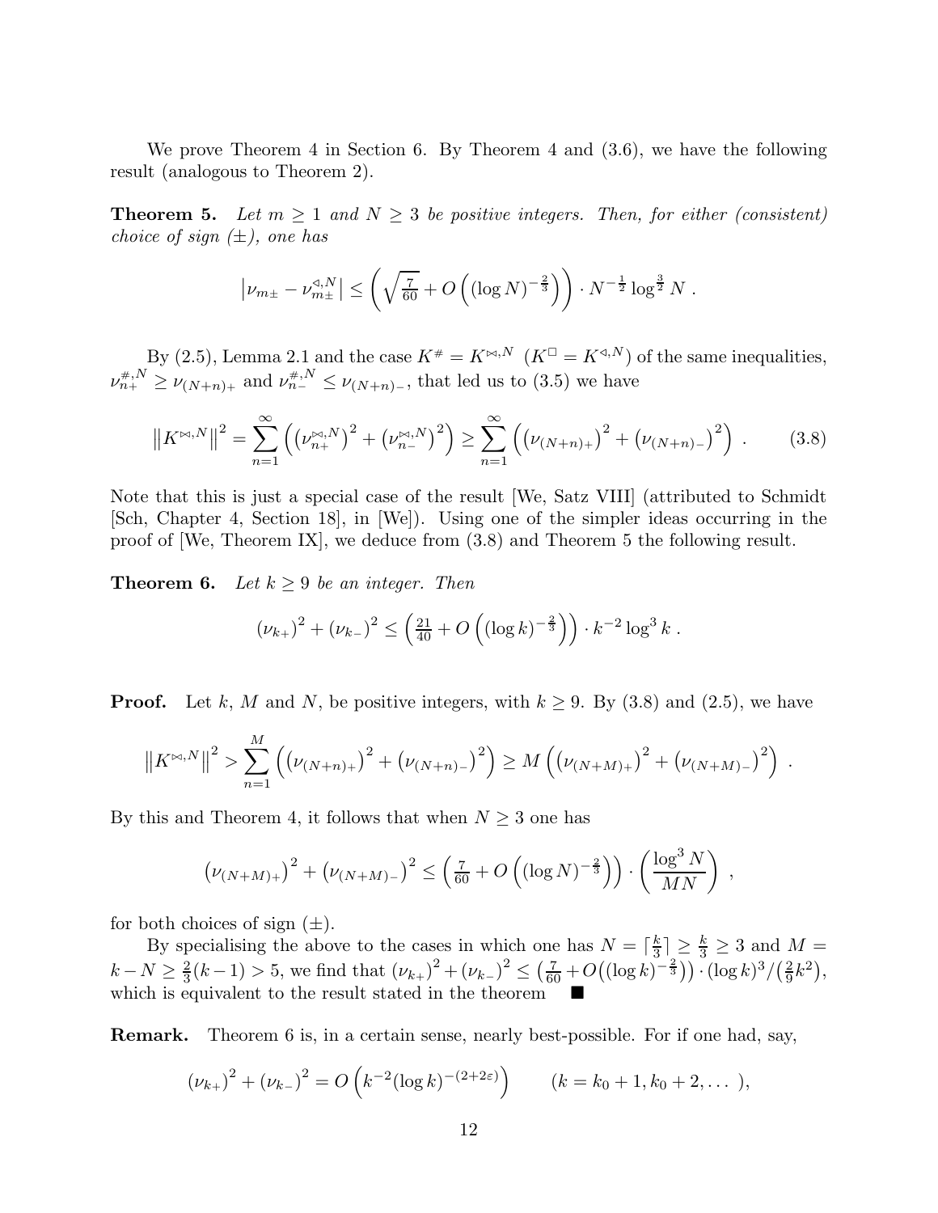We prove Theorem 4 in Section 6. By Theorem 4 and (3.6), we have the following result (analogous to Theorem 2).

**Theorem 5.** *Let $m \geq 1$ and $N \geq 3$ be positive integers. Then, for either (consistent) choice of sign ($\pm$), one has*

$$\left|\nu_{m\pm} - \nu_{m\pm}^{\triangleleft,N}\right| \leq \left(\sqrt{\tfrac{7}{60}} + O\left((\log N)^{-\frac{2}{3}}\right)\right) \cdot N^{-\frac{1}{2}} \log^{\frac{3}{2}} N \ .$$

By (2.5), Lemma 2.1 and the case $K^{\#} = K^{\bowtie,N}$ ($K^{\square} = K^{\triangleleft,N}$) of the same inequalities, $\nu_{n+}^{\#,N} \geq \nu_{(N+n)+}$ and $\nu_{n-}^{\#,N} \leq \nu_{(N+n)-}$, that led us to (3.5) we have

$$\left\|K^{\bowtie,N}\right\|^2 = \sum_{n=1}^{\infty} \left(\left(\nu_{n+}^{\bowtie,N}\right)^2 + \left(\nu_{n-}^{\bowtie,N}\right)^2\right) \geq \sum_{n=1}^{\infty} \left(\left(\nu_{(N+n)+}\right)^2 + \left(\nu_{(N+n)-}\right)^2\right) \ . \tag{3.8}$$

Note that this is just a special case of the result [We, Satz VIII] (attributed to Schmidt [Sch, Chapter 4, Section 18], in [We]). Using one of the simpler ideas occurring in the proof of [We, Theorem IX], we deduce from (3.8) and Theorem 5 the following result.

**Theorem 6.** *Let $k \geq 9$ be an integer. Then*

$$\left(\nu_{k+}\right)^2 + \left(\nu_{k-}\right)^2 \leq \left(\tfrac{21}{40} + O\left((\log k)^{-\frac{2}{3}}\right)\right) \cdot k^{-2} \log^3 k \ .$$

**Proof.** Let $k$, $M$ and $N$, be positive integers, with $k \geq 9$. By (3.8) and (2.5), we have

$$\left\|K^{\bowtie,N}\right\|^2 > \sum_{n=1}^{M} \left(\left(\nu_{(N+n)+}\right)^2 + \left(\nu_{(N+n)-}\right)^2\right) \geq M\left(\left(\nu_{(N+M)+}\right)^2 + \left(\nu_{(N+M)-}\right)^2\right) \ .$$

By this and Theorem 4, it follows that when $N \geq 3$ one has

$$\left(\nu_{(N+M)+}\right)^2 + \left(\nu_{(N+M)-}\right)^2 \leq \left(\tfrac{7}{60} + O\left((\log N)^{-\frac{2}{3}}\right)\right) \cdot \left(\frac{\log^3 N}{MN}\right) \ ,$$

for both choices of sign ($\pm$).

By specialising the above to the cases in which one has $N = \lceil \frac{k}{3} \rceil \geq \frac{k}{3} \geq 3$ and $M = k - N \geq \frac{2}{3}(k-1) > 5$, we find that $\left(\nu_{k+}\right)^2 + \left(\nu_{k-}\right)^2 \leq \left(\frac{7}{60} + O\left((\log k)^{-\frac{2}{3}}\right)\right) \cdot (\log k)^3 / \left(\frac{2}{9}k^2\right)$, which is equivalent to the result stated in the theorem ■

**Remark.** Theorem 6 is, in a certain sense, nearly best-possible. For if one had, say,

$$\left(\nu_{k+}\right)^2 + \left(\nu_{k-}\right)^2 = O\left(k^{-2} (\log k)^{-(2+2\varepsilon)}\right) \qquad (k = k_0 + 1, k_0 + 2, \ldots\ ),$$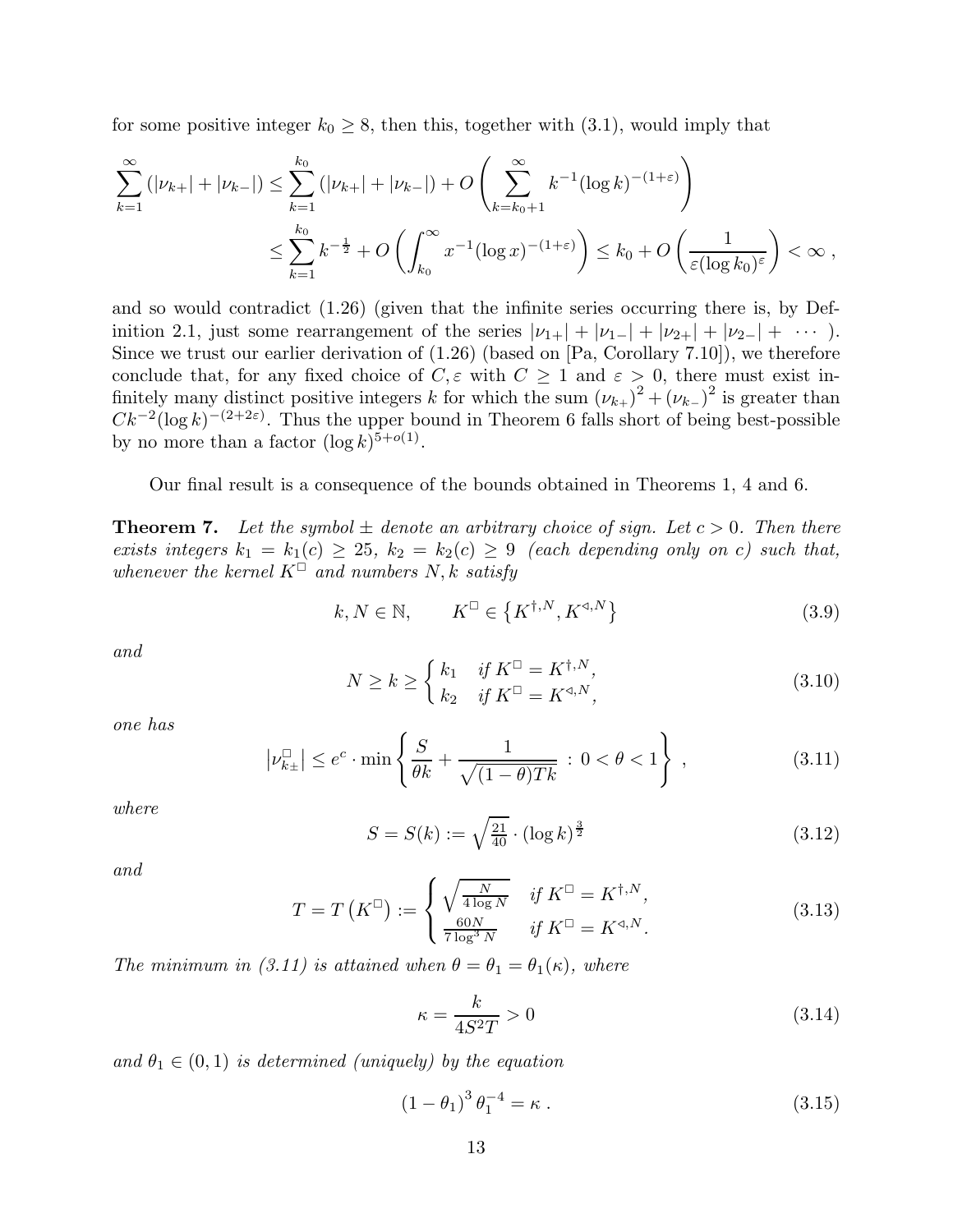for some positive integer $k_0 \geq 8$, then this, together with (3.1), would imply that

$$\sum_{k=1}^{\infty} \left( |\nu_{k+}| + |\nu_{k-}| \right) \leq \sum_{k=1}^{k_0} \left( |\nu_{k+}| + |\nu_{k-}| \right) + O\left( \sum_{k=k_0+1}^{\infty} k^{-1} (\log k)^{-(1+\varepsilon)} \right)$$

$$\leq \sum_{k=1}^{k_0} k^{-\frac{1}{2}} + O\left( \int_{k_0}^{\infty} x^{-1} (\log x)^{-(1+\varepsilon)} \right) \leq k_0 + O\left( \frac{1}{\varepsilon (\log k_0)^{\varepsilon}} \right) < \infty \,,$$

and so would contradict (1.26) (given that the infinite series occurring there is, by Definition 2.1, just some rearrangement of the series $|\nu_{1+}| + |\nu_{1-}| + |\nu_{2+}| + |\nu_{2-}| + \cdots$ ). Since we trust our earlier derivation of (1.26) (based on [Pa, Corollary 7.10]), we therefore conclude that, for any fixed choice of $C, \varepsilon$ with $C \geq 1$ and $\varepsilon > 0$, there must exist infinitely many distinct positive integers $k$ for which the sum $\left(\nu_{k+}\right)^2 + \left(\nu_{k-}\right)^2$ is greater than $Ck^{-2} (\log k)^{-(2+2\varepsilon)}$. Thus the upper bound in Theorem 6 falls short of being best-possible by no more than a factor $(\log k)^{5+o(1)}$.

Our final result is a consequence of the bounds obtained in Theorems 1, 4 and 6.

**Theorem 7.** *Let the symbol $\pm$ denote an arbitrary choice of sign. Let $c > 0$. Then there exists integers $k_1 = k_1(c) \geq 25$, $k_2 = k_2(c) \geq 9$ (each depending only on $c$) such that, whenever the kernel $K^{\square}$ and numbers $N, k$ satisfy*

$$k, N \in \mathbb{N}, \qquad K^{\square} \in \left\{ K^{\dagger,N}, K^{\triangleleft,N} \right\} \tag{3.9}$$

*and*

$$N \geq k \geq \begin{cases} k_1 & \text{if } K^{\square} = K^{\dagger,N}, \\ k_2 & \text{if } K^{\square} = K^{\triangleleft,N}, \end{cases} \tag{3.10}$$

*one has*

$$\left| \nu_{k\pm}^{\square} \right| \leq e^{c} \cdot \min \left\{ \frac{S}{\theta k} + \frac{1}{\sqrt{(1-\theta) T k}} \ : \ 0 < \theta < 1 \right\} \,, \tag{3.11}$$

*where*

$$S = S(k) := \sqrt{\tfrac{21}{40}} \cdot (\log k)^{\frac{3}{2}} \tag{3.12}$$

*and*

$$T = T\left(K^{\square}\right) := \begin{cases} \sqrt{\frac{N}{4 \log N}} & \text{if } K^{\square} = K^{\dagger,N}, \\ \frac{60N}{7 \log^3 N} & \text{if } K^{\square} = K^{\triangleleft,N}. \end{cases} \tag{3.13}$$

*The minimum in (3.11) is attained when $\theta = \theta_1 = \theta_1(\kappa)$, where*

$$\kappa = \frac{k}{4 S^2 T} > 0 \tag{3.14}$$

*and $\theta_1 \in (0,1)$ is determined (uniquely) by the equation*

$$\left(1 - \theta_1\right)^3 \theta_1^{-4} = \kappa \,. \tag{3.15}$$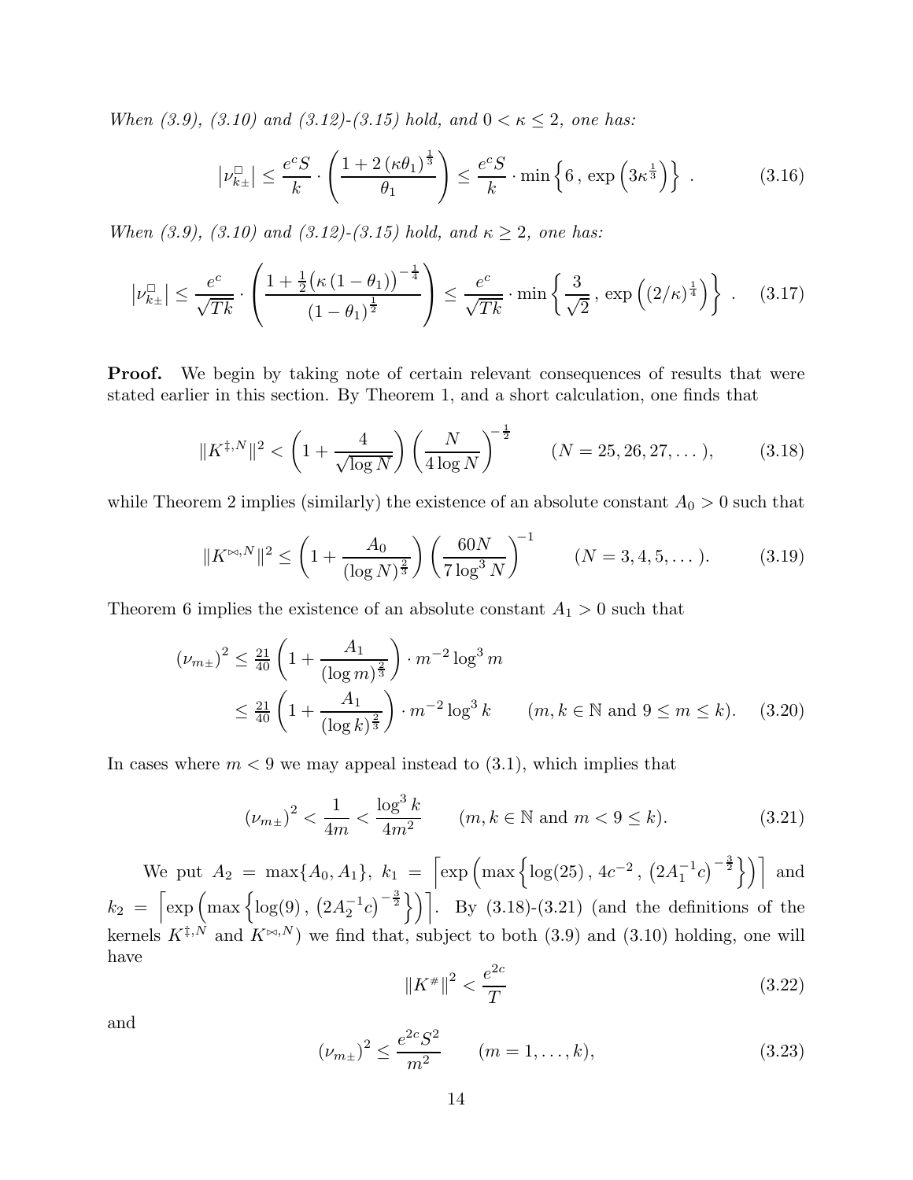*When (3.9), (3.10) and (3.12)-(3.15) hold, and $0 < \kappa \leq 2$, one has:*

$$\left|\nu_{k\pm}^{\square}\right| \leq \frac{e^c S}{k} \cdot \left( \frac{1 + 2\left(\kappa\theta_1\right)^{\frac{1}{3}}}{\theta_1} \right) \leq \frac{e^c S}{k} \cdot \min\left\{ 6 \, , \, \exp\left(3\kappa^{\frac{1}{3}}\right) \right\} \ . \tag{3.16}$$

*When (3.9), (3.10) and (3.12)-(3.15) hold, and $\kappa \geq 2$, one has:*

$$\left|\nu_{k\pm}^{\square}\right| \leq \frac{e^c}{\sqrt{Tk}} \cdot \left( \frac{1 + \frac{1}{2}\big(\kappa\left(1-\theta_1\right)\big)^{-\frac{1}{4}}}{\left(1-\theta_1\right)^{\frac{1}{2}}} \right) \leq \frac{e^c}{\sqrt{Tk}} \cdot \min\left\{ \frac{3}{\sqrt{2}} \, , \, \exp\left((2/\kappa)^{\frac{1}{4}}\right) \right\} \ . \tag{3.17}$$

**Proof.** We begin by taking note of certain relevant consequences of results that were stated earlier in this section. By Theorem 1, and a short calculation, one finds that

$$\|K^{\ddagger,N}\|^2 < \left(1 + \frac{4}{\sqrt{\log N}}\right)\left(\frac{N}{4\log N}\right)^{-\frac{1}{2}} \qquad (N = 25, 26, 27, \dots), \tag{3.18}$$

while Theorem 2 implies (similarly) the existence of an absolute constant $A_0 > 0$ such that

$$\|K^{\bowtie,N}\|^2 \leq \left(1 + \frac{A_0}{(\log N)^{\frac{2}{3}}}\right)\left(\frac{60N}{7\log^3 N}\right)^{-1} \qquad (N = 3, 4, 5, \dots). \tag{3.19}$$

Theorem 6 implies the existence of an absolute constant $A_1 > 0$ such that

$$\begin{aligned}
\left(\nu_{m\pm}\right)^2 &\leq \tfrac{21}{40}\left(1 + \frac{A_1}{(\log m)^{\frac{2}{3}}}\right) \cdot m^{-2}\log^3 m \\
&\leq \tfrac{21}{40}\left(1 + \frac{A_1}{(\log k)^{\frac{2}{3}}}\right) \cdot m^{-2}\log^3 k \qquad (m, k \in \mathbb{N} \text{ and } 9 \leq m \leq k).
\end{aligned} \tag{3.20}$$

In cases where $m < 9$ we may appeal instead to (3.1), which implies that

$$\left(\nu_{m\pm}\right)^2 < \frac{1}{4m} < \frac{\log^3 k}{4m^2} \qquad (m, k \in \mathbb{N} \text{ and } m < 9 \leq k). \tag{3.21}$$

We put $A_2 = \max\{A_0, A_1\}$, $k_1 = \left\lceil \exp\left(\max\left\{\log(25)\, , \, 4c^{-2}\, , \, \left(2A_1^{-1}c\right)^{-\frac{3}{2}}\right\}\right)\right\rceil$ and $k_2 = \left\lceil \exp\left(\max\left\{\log(9)\, , \, \left(2A_2^{-1}c\right)^{-\frac{3}{2}}\right\}\right)\right\rceil$. By (3.18)-(3.21) (and the definitions of the kernels $K^{\ddagger,N}$ and $K^{\bowtie,N}$) we find that, subject to both (3.9) and (3.10) holding, one will have

$$\left\|K^{\#}\right\|^2 < \frac{e^{2c}}{T} \tag{3.22}$$

and

$$\left(\nu_{m\pm}\right)^2 \leq \frac{e^{2c}S^2}{m^2} \qquad (m = 1, \dots, k), \tag{3.23}$$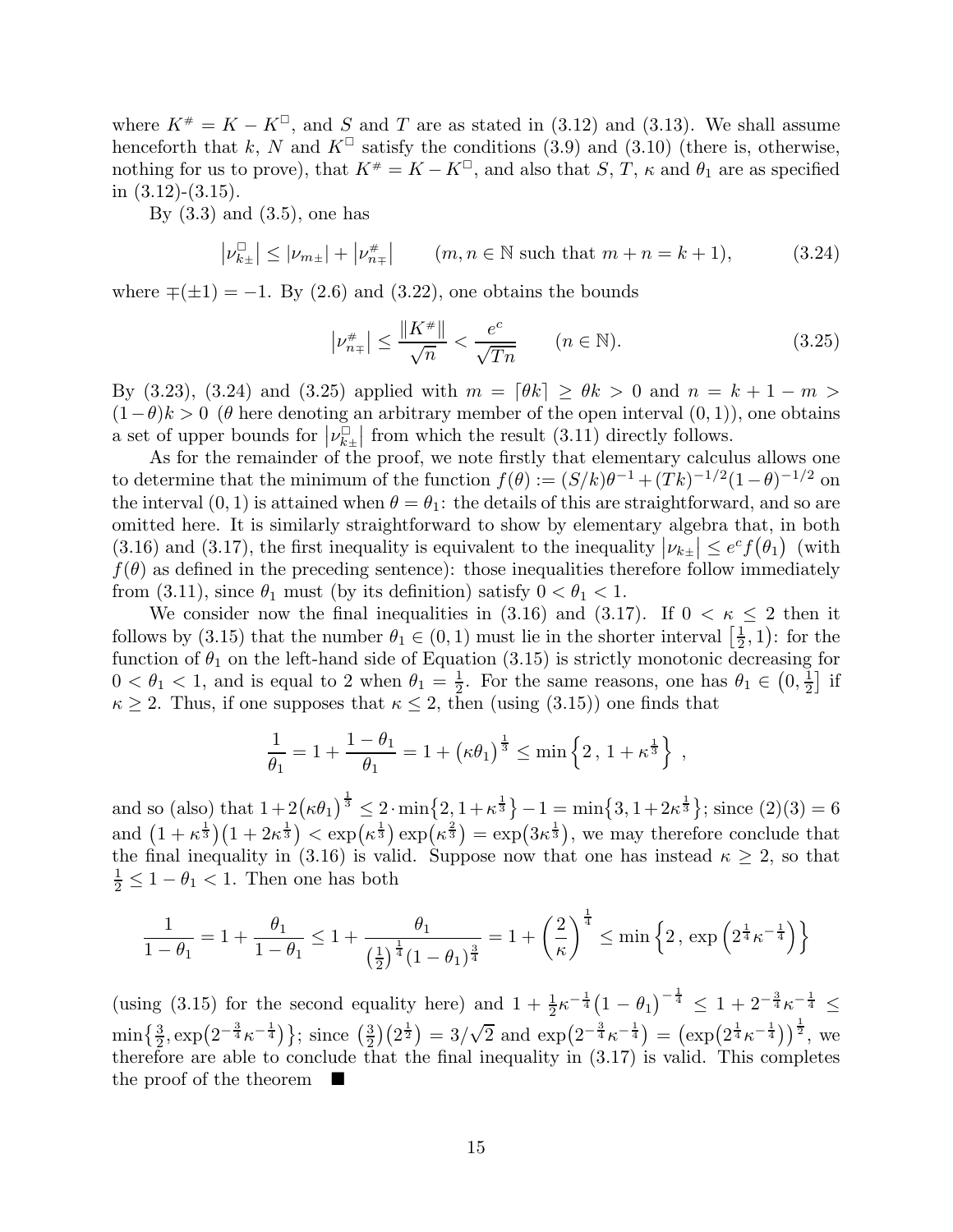where $K^{\#} = K - K^{\square}$, and $S$ and $T$ are as stated in (3.12) and (3.13). We shall assume henceforth that $k$, $N$ and $K^{\square}$ satisfy the conditions (3.9) and (3.10) (there is, otherwise, nothing for us to prove), that $K^{\#} = K - K^{\square}$, and also that $S$, $T$, $\kappa$ and $\theta_1$ are as specified in (3.12)-(3.15).

By (3.3) and (3.5), one has

$$\left|\nu^{\square}_{k\pm}\right| \leq |\nu_{m\pm}| + \left|\nu^{\#}_{n\mp}\right| \qquad (m, n \in \mathbb{N} \text{ such that } m + n = k + 1), \tag{3.24}$$

where $\mp(\pm 1) = -1$. By (2.6) and (3.22), one obtains the bounds

$$\left|\nu^{\#}_{n\mp}\right| \leq \frac{\|K^{\#}\|}{\sqrt{n}} < \frac{e^c}{\sqrt{Tn}} \qquad (n \in \mathbb{N}). \tag{3.25}$$

By (3.23), (3.24) and (3.25) applied with $m = \lceil \theta k \rceil \geq \theta k > 0$ and $n = k + 1 - m > (1-\theta)k > 0$ ($\theta$ here denoting an arbitrary member of the open interval $(0,1)$), one obtains a set of upper bounds for $\left|\nu^{\square}_{k\pm}\right|$ from which the result (3.11) directly follows.

As for the remainder of the proof, we note firstly that elementary calculus allows one to determine that the minimum of the function $f(\theta) := (S/k)\theta^{-1} + (Tk)^{-1/2}(1-\theta)^{-1/2}$ on the interval $(0,1)$ is attained when $\theta = \theta_1$: the details of this are straightforward, and so are omitted here. It is similarly straightforward to show by elementary algebra that, in both (3.16) and (3.17), the first inequality is equivalent to the inequality $\left|\nu_{k\pm}\right| \leq e^c f(\theta_1)$ (with $f(\theta)$ as defined in the preceding sentence): those inequalities therefore follow immediately from (3.11), since $\theta_1$ must (by its definition) satisfy $0 < \theta_1 < 1$.

We consider now the final inequalities in (3.16) and (3.17). If $0 < \kappa \leq 2$ then it follows by (3.15) that the number $\theta_1 \in (0,1)$ must lie in the shorter interval $\left[\frac{1}{2}, 1\right)$: for the function of $\theta_1$ on the left-hand side of Equation (3.15) is strictly monotonic decreasing for $0 < \theta_1 < 1$, and is equal to 2 when $\theta_1 = \frac{1}{2}$. For the same reasons, one has $\theta_1 \in \left(0, \frac{1}{2}\right]$ if $\kappa \geq 2$. Thus, if one supposes that $\kappa \leq 2$, then (using (3.15)) one finds that

$$\frac{1}{\theta_1} = 1 + \frac{1-\theta_1}{\theta_1} = 1 + \left(\kappa\theta_1\right)^{\frac{1}{3}} \leq \min\left\{2\,,\, 1 + \kappa^{\frac{1}{3}}\right\}\,,$$

and so (also) that $1 + 2\left(\kappa\theta_1\right)^{\frac{1}{3}} \leq 2 \cdot \min\left\{2, 1 + \kappa^{\frac{1}{3}}\right\} - 1 = \min\left\{3, 1 + 2\kappa^{\frac{1}{3}}\right\}$; since $(2)(3) = 6$ and $\left(1 + \kappa^{\frac{1}{3}}\right)\left(1 + 2\kappa^{\frac{1}{3}}\right) < \exp\left(\kappa^{\frac{1}{3}}\right)\exp\left(\kappa^{\frac{2}{3}}\right) = \exp\left(3\kappa^{\frac{1}{3}}\right)$, we may therefore conclude that the final inequality in (3.16) is valid. Suppose now that one has instead $\kappa \geq 2$, so that $\frac{1}{2} \leq 1 - \theta_1 < 1$. Then one has both

$$\frac{1}{1-\theta_1} = 1 + \frac{\theta_1}{1-\theta_1} \leq 1 + \frac{\theta_1}{\left(\frac{1}{2}\right)^{\frac{1}{4}}(1-\theta_1)^{\frac{3}{4}}} = 1 + \left(\frac{2}{\kappa}\right)^{\frac{1}{4}} \leq \min\left\{2\,,\, \exp\left(2^{\frac{1}{4}}\kappa^{-\frac{1}{4}}\right)\right\}$$

(using (3.15) for the second equality here) and $1 + \frac{1}{2}\kappa^{-\frac{1}{4}}\left(1-\theta_1\right)^{-\frac{1}{4}} \leq 1 + 2^{-\frac{3}{4}}\kappa^{-\frac{1}{4}} \leq \min\left\{\frac{3}{2}, \exp\left(2^{-\frac{3}{4}}\kappa^{-\frac{1}{4}}\right)\right\}$; since $\left(\frac{3}{2}\right)\left(2^{\frac{1}{2}}\right) = 3/\sqrt{2}$ and $\exp\left(2^{-\frac{3}{4}}\kappa^{-\frac{1}{4}}\right) = \left(\exp\left(2^{\frac{1}{4}}\kappa^{-\frac{1}{4}}\right)\right)^{\frac{1}{2}}$, we therefore are able to conclude that the final inequality in (3.17) is valid. This completes the proof of the theorem $\blacksquare$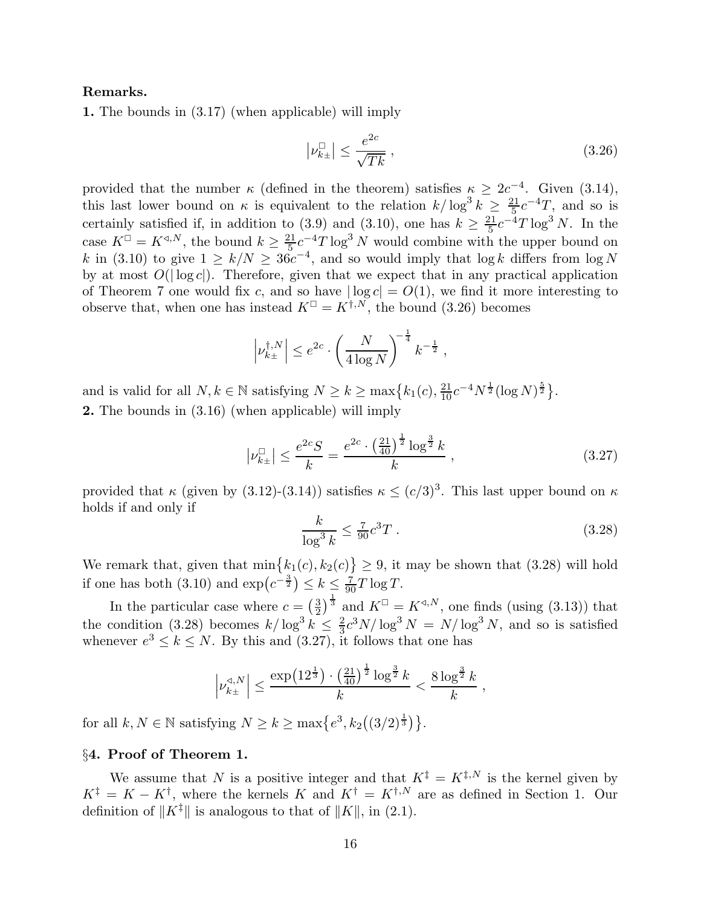**Remarks.**

**1.** The bounds in (3.17) (when applicable) will imply

$$\left|\nu^{\square}_{k\pm}\right| \leq \frac{e^{2c}}{\sqrt{Tk}}\ , \tag{3.26}$$

provided that the number $\kappa$ (defined in the theorem) satisfies $\kappa \geq 2c^{-4}$. Given (3.14), this last lower bound on $\kappa$ is equivalent to the relation $k/\log^3 k \geq \frac{21}{5}c^{-4}T$, and so is certainly satisfied if, in addition to (3.9) and (3.10), one has $k \geq \frac{21}{5}c^{-4}T\log^3 N$. In the case $K^{\square} = K^{\triangleleft,N}$, the bound $k \geq \frac{21}{5}c^{-4}T\log^3 N$ would combine with the upper bound on $k$ in (3.10) to give $1 \geq k/N \geq 36c^{-4}$, and so would imply that $\log k$ differs from $\log N$ by at most $O(|\log c|)$. Therefore, given that we expect that in any practical application of Theorem 7 one would fix $c$, and so have $|\log c| = O(1)$, we find it more interesting to observe that, when one has instead $K^{\square} = K^{\dagger,N}$, the bound (3.26) becomes

$$\left|\nu^{\dagger,N}_{k\pm}\right| \leq e^{2c}\cdot\left(\frac{N}{4\log N}\right)^{-\frac{1}{4}} k^{-\frac{1}{2}}\ ,$$

and is valid for all $N, k \in \mathbb{N}$ satisfying $N \geq k \geq \max\left\{k_1(c), \frac{21}{10}c^{-4}N^{\frac{1}{2}}(\log N)^{\frac{5}{2}}\right\}$.

**2.** The bounds in (3.16) (when applicable) will imply

$$\left|\nu^{\square}_{k\pm}\right| \leq \frac{e^{2c}S}{k} = \frac{e^{2c}\cdot\left(\frac{21}{40}\right)^{\frac{1}{2}}\log^{\frac{3}{2}} k}{k}\ , \tag{3.27}$$

provided that $\kappa$ (given by (3.12)-(3.14)) satisfies $\kappa \leq (c/3)^3$. This last upper bound on $\kappa$ holds if and only if

$$\frac{k}{\log^3 k} \leq \tfrac{7}{90}c^3 T\ . \tag{3.28}$$

We remark that, given that $\min\left\{k_1(c), k_2(c)\right\} \geq 9$, it may be shown that (3.28) will hold if one has both (3.10) and $\exp\left(c^{-\frac{3}{2}}\right) \leq k \leq \frac{7}{90}T\log T$.

In the particular case where $c = \left(\frac{3}{2}\right)^{\frac{1}{3}}$ and $K^{\square} = K^{\triangleleft,N}$, one finds (using (3.13)) that the condition (3.28) becomes $k/\log^3 k \leq \frac{2}{3}c^3 N/\log^3 N = N/\log^3 N$, and so is satisfied whenever $e^3 \leq k \leq N$. By this and (3.27), it follows that one has

$$\left|\nu^{\triangleleft,N}_{k\pm}\right| \leq \frac{\exp\left(12^{\frac{1}{3}}\right)\cdot\left(\frac{21}{40}\right)^{\frac{1}{2}}\log^{\frac{3}{2}} k}{k} < \frac{8\log^{\frac{3}{2}} k}{k}\ ,$$

for all $k, N \in \mathbb{N}$ satisfying $N \geq k \geq \max\left\{e^3, k_2\left((3/2)^{\frac{1}{3}}\right)\right\}$.

## §4. Proof of Theorem 1.

We assume that $N$ is a positive integer and that $K^{\ddagger} = K^{\ddagger,N}$ is the kernel given by $K^{\ddagger} = K - K^{\dagger}$, where the kernels $K$ and $K^{\dagger} = K^{\dagger,N}$ are as defined in Section 1. Our definition of $\|K^{\ddagger}\|$ is analogous to that of $\|K\|$, in (2.1).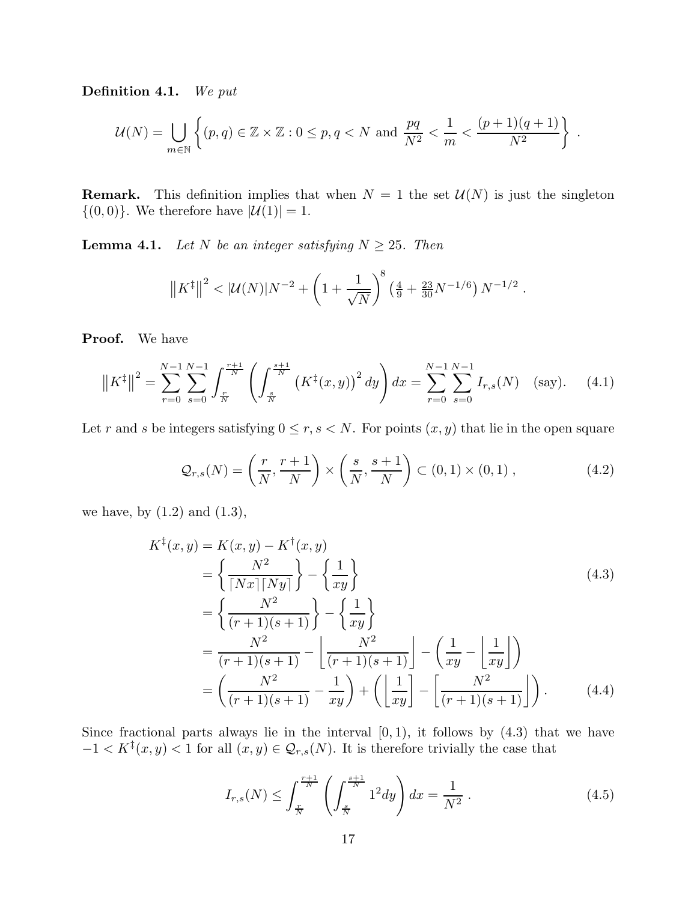**Definition 4.1.** *We put*

$$\mathcal{U}(N) = \bigcup_{m\in\mathbb{N}} \left\{ (p,q) \in \mathbb{Z}\times\mathbb{Z} : 0 \le p,q < N \text{ and } \frac{pq}{N^2} < \frac{1}{m} < \frac{(p+1)(q+1)}{N^2} \right\} .$$

**Remark.** This definition implies that when $N = 1$ the set $\mathcal{U}(N)$ is just the singleton $\{(0,0)\}$. We therefore have $|\mathcal{U}(1)| = 1$.

**Lemma 4.1.** *Let $N$ be an integer satisfying $N \ge 25$. Then*

$$\left\| K^{\ddagger} \right\|^2 < |\mathcal{U}(N)| N^{-2} + \left( 1 + \frac{1}{\sqrt{N}} \right)^8 \left( \tfrac{4}{9} + \tfrac{23}{30} N^{-1/6} \right) N^{-1/2} .$$

**Proof.** We have

$$\left\| K^{\ddagger} \right\|^2 = \sum_{r=0}^{N-1} \sum_{s=0}^{N-1} \int_{\frac{r}{N}}^{\frac{r+1}{N}} \left( \int_{\frac{s}{N}}^{\frac{s+1}{N}} \left( K^{\ddagger}(x,y) \right)^2 dy \right) dx = \sum_{r=0}^{N-1} \sum_{s=0}^{N-1} I_{r,s}(N) \quad \text{(say)}. \tag{4.1}$$

Let $r$ and $s$ be integers satisfying $0 \le r,s < N$. For points $(x,y)$ that lie in the open square

$$\mathcal{Q}_{r,s}(N) = \left( \frac{r}{N}, \frac{r+1}{N} \right) \times \left( \frac{s}{N}, \frac{s+1}{N} \right) \subset (0,1)\times(0,1) , \tag{4.2}$$

we have, by (1.2) and (1.3),

$$\begin{aligned}
K^{\ddagger}(x,y) &= K(x,y) - K^{\dagger}(x,y) \\
&= \left\{ \frac{N^2}{\lceil Nx \rceil \lceil Ny \rceil} \right\} - \left\{ \frac{1}{xy} \right\} \qquad (4.3) \\
&= \left\{ \frac{N^2}{(r+1)(s+1)} \right\} - \left\{ \frac{1}{xy} \right\} \\
&= \frac{N^2}{(r+1)(s+1)} - \left\lfloor \frac{N^2}{(r+1)(s+1)} \right\rfloor - \left( \frac{1}{xy} - \left\lfloor \frac{1}{xy} \right\rfloor \right) \\
&= \left( \frac{N^2}{(r+1)(s+1)} - \frac{1}{xy} \right) + \left( \left\lfloor \frac{1}{xy} \right\rfloor - \left\lfloor \frac{N^2}{(r+1)(s+1)} \right\rfloor \right) . \qquad (4.4)
\end{aligned}$$

Since fractional parts always lie in the interval $[0,1)$, it follows by (4.3) that we have $-1 < K^{\ddagger}(x,y) < 1$ for all $(x,y) \in \mathcal{Q}_{r,s}(N)$. It is therefore trivially the case that

$$I_{r,s}(N) \le \int_{\frac{r}{N}}^{\frac{r+1}{N}} \left( \int_{\frac{s}{N}}^{\frac{s+1}{N}} 1^2 dy \right) dx = \frac{1}{N^2} . \tag{4.5}$$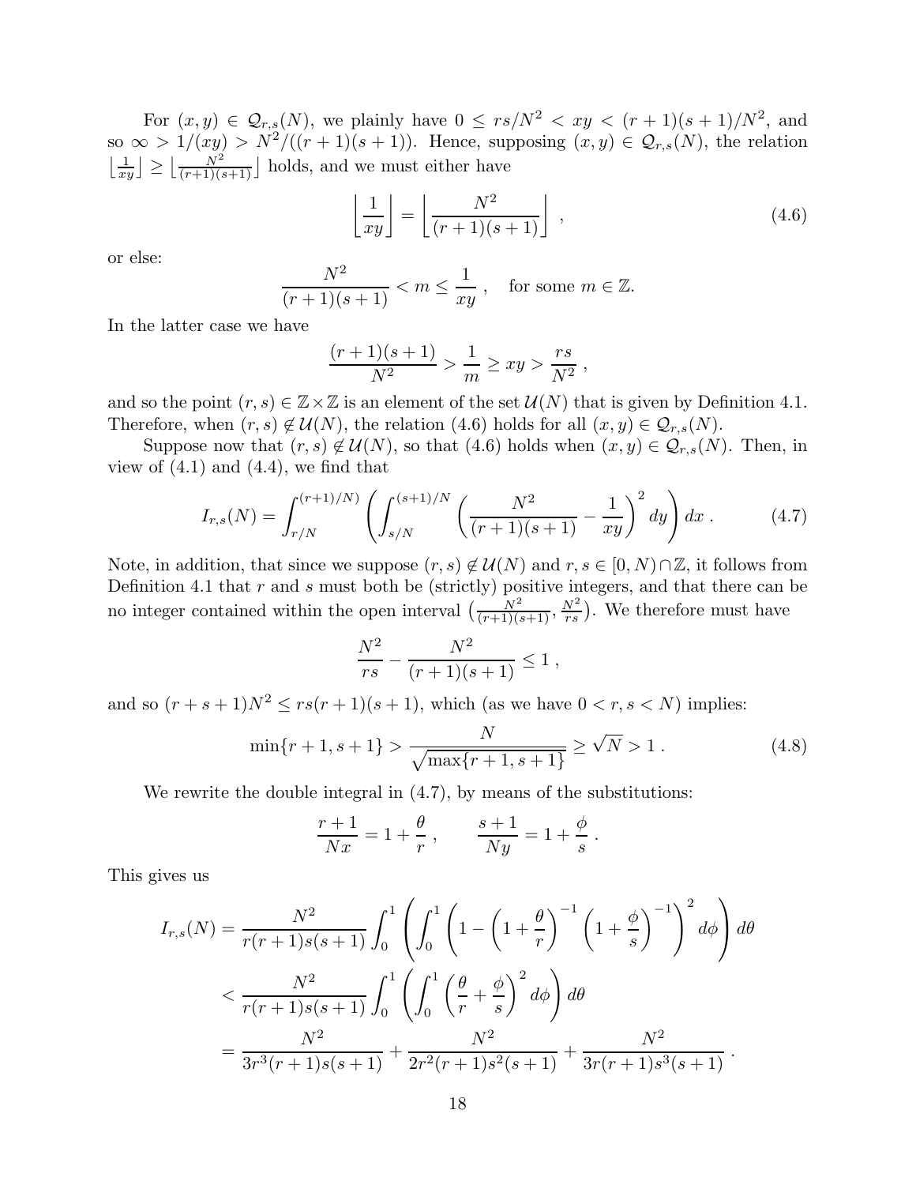For $(x,y) \in \mathcal{Q}_{r,s}(N)$, we plainly have $0 \leq rs/N^2 < xy < (r+1)(s+1)/N^2$, and so $\infty > 1/(xy) > N^2/((r+1)(s+1))$. Hence, supposing $(x,y) \in \mathcal{Q}_{r,s}(N)$, the relation $\lfloor \frac{1}{xy} \rfloor \geq \lfloor \frac{N^2}{(r+1)(s+1)} \rfloor$ holds, and we must either have

$$\left\lfloor \frac{1}{xy} \right\rfloor = \left\lfloor \frac{N^2}{(r+1)(s+1)} \right\rfloor \ , \tag{4.6}$$

or else:

$$\frac{N^2}{(r+1)(s+1)} < m \leq \frac{1}{xy} \ , \quad \text{for some } m \in \mathbb{Z}.$$

In the latter case we have

$$\frac{(r+1)(s+1)}{N^2} > \frac{1}{m} \geq xy > \frac{rs}{N^2} \ ,$$

and so the point $(r,s) \in \mathbb{Z} \times \mathbb{Z}$ is an element of the set $\mathcal{U}(N)$ that is given by Definition 4.1. Therefore, when $(r,s) \notin \mathcal{U}(N)$, the relation (4.6) holds for all $(x,y) \in \mathcal{Q}_{r,s}(N)$.

Suppose now that $(r,s) \notin \mathcal{U}(N)$, so that (4.6) holds when $(x,y) \in \mathcal{Q}_{r,s}(N)$. Then, in view of (4.1) and (4.4), we find that

$$I_{r,s}(N) = \int_{r/N}^{(r+1)/N)} \left( \int_{s/N}^{(s+1)/N} \left( \frac{N^2}{(r+1)(s+1)} - \frac{1}{xy} \right)^2 dy \right) dx \ . \tag{4.7}$$

Note, in addition, that since we suppose $(r,s) \notin \mathcal{U}(N)$ and $r,s \in [0,N) \cap \mathbb{Z}$, it follows from Definition 4.1 that $r$ and $s$ must both be (strictly) positive integers, and that there can be no integer contained within the open interval $\left(\frac{N^2}{(r+1)(s+1)}, \frac{N^2}{rs}\right)$. We therefore must have

$$\frac{N^2}{rs} - \frac{N^2}{(r+1)(s+1)} \leq 1 \ ,$$

and so $(r+s+1)N^2 \leq rs(r+1)(s+1)$, which (as we have $0 < r,s < N$) implies:

$$\min\{r+1, s+1\} > \frac{N}{\sqrt{\max\{r+1, s+1\}}} \geq \sqrt{N} > 1 \ . \tag{4.8}$$

We rewrite the double integral in (4.7), by means of the substitutions:

$$\frac{r+1}{Nx} = 1 + \frac{\theta}{r} \ , \qquad \frac{s+1}{Ny} = 1 + \frac{\phi}{s} \ .$$

This gives us

$$\begin{aligned}
I_{r,s}(N) &= \frac{N^2}{r(r+1)s(s+1)} \int_0^1 \left( \int_0^1 \left( 1 - \left(1 + \frac{\theta}{r}\right)^{-1} \left(1 + \frac{\phi}{s}\right)^{-1} \right)^2 d\phi \right) d\theta \\
&< \frac{N^2}{r(r+1)s(s+1)} \int_0^1 \left( \int_0^1 \left( \frac{\theta}{r} + \frac{\phi}{s} \right)^2 d\phi \right) d\theta \\
&= \frac{N^2}{3r^3(r+1)s(s+1)} + \frac{N^2}{2r^2(r+1)s^2(s+1)} + \frac{N^2}{3r(r+1)s^3(s+1)} \ .
\end{aligned}$$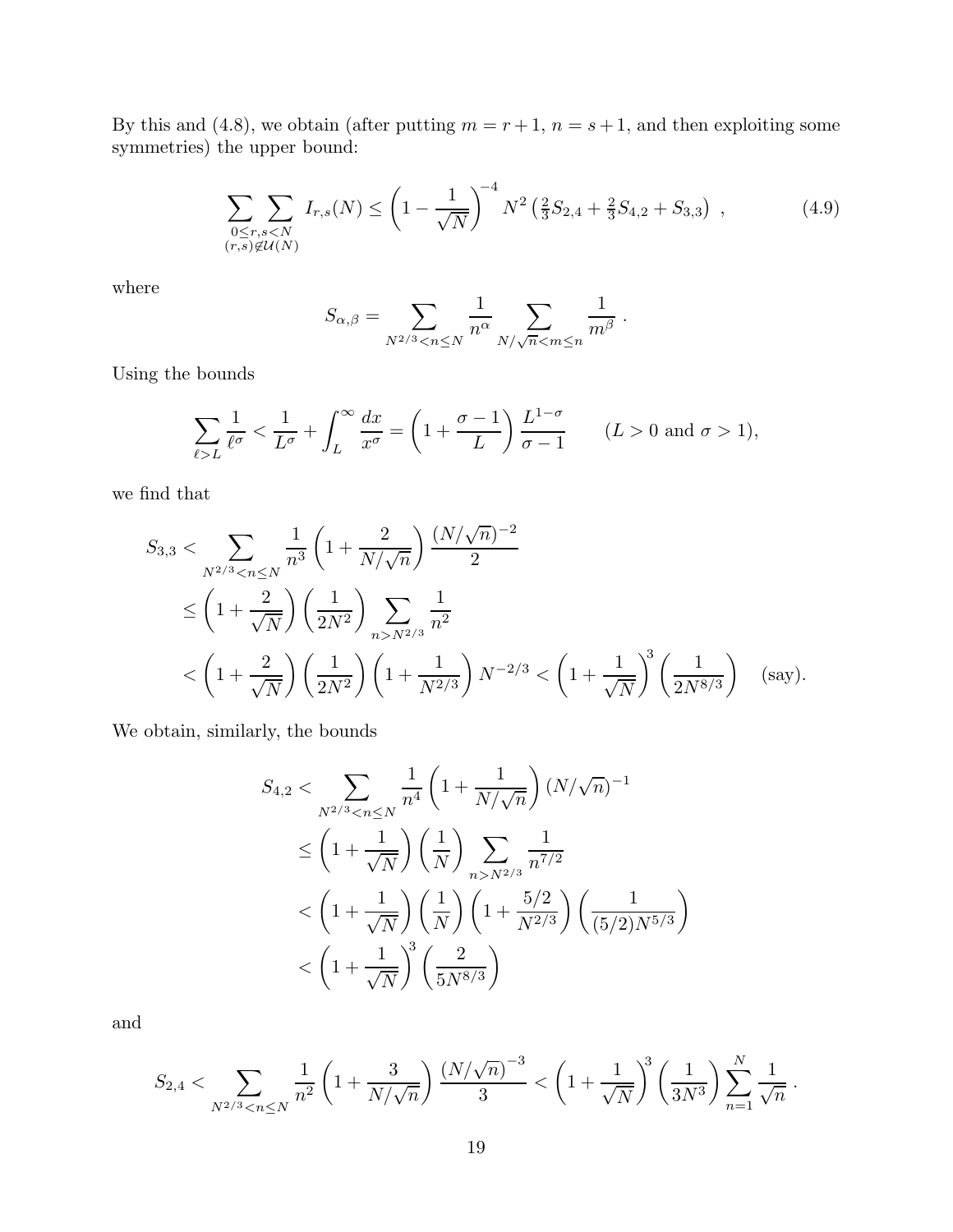By this and (4.8), we obtain (after putting $m = r+1$, $n = s+1$, and then exploiting some symmetries) the upper bound:

$$\sum_{\substack{0 \le r,s < N \\ (r,s) \notin \mathcal{U}(N)}} I_{r,s}(N) \le \left(1 - \frac{1}{\sqrt{N}}\right)^{-4} N^2 \left(\tfrac{2}{3} S_{2,4} + \tfrac{2}{3} S_{4,2} + S_{3,3}\right) \ , \tag{4.9}$$

where

$$S_{\alpha,\beta} = \sum_{N^{2/3} < n \le N} \frac{1}{n^\alpha} \sum_{N/\sqrt{n} < m \le n} \frac{1}{m^\beta} \ .$$

Using the bounds

$$\sum_{\ell > L} \frac{1}{\ell^\sigma} < \frac{1}{L^\sigma} + \int_L^\infty \frac{dx}{x^\sigma} = \left(1 + \frac{\sigma - 1}{L}\right) \frac{L^{1-\sigma}}{\sigma - 1} \qquad (L > 0 \text{ and } \sigma > 1),$$

we find that

$$\begin{aligned}
S_{3,3} &< \sum_{N^{2/3} < n \le N} \frac{1}{n^3} \left(1 + \frac{2}{N/\sqrt{n}}\right) \frac{(N/\sqrt{n})^{-2}}{2} \\
&\le \left(1 + \frac{2}{\sqrt{N}}\right) \left(\frac{1}{2N^2}\right) \sum_{n > N^{2/3}} \frac{1}{n^2} \\
&< \left(1 + \frac{2}{\sqrt{N}}\right) \left(\frac{1}{2N^2}\right) \left(1 + \frac{1}{N^{2/3}}\right) N^{-2/3} < \left(1 + \frac{1}{\sqrt{N}}\right)^3 \left(\frac{1}{2N^{8/3}}\right) \quad \text{(say)}.
\end{aligned}$$

We obtain, similarly, the bounds

$$\begin{aligned}
S_{4,2} &< \sum_{N^{2/3} < n \le N} \frac{1}{n^4} \left(1 + \frac{1}{N/\sqrt{n}}\right) (N/\sqrt{n})^{-1} \\
&\le \left(1 + \frac{1}{\sqrt{N}}\right) \left(\frac{1}{N}\right) \sum_{n > N^{2/3}} \frac{1}{n^{7/2}} \\
&< \left(1 + \frac{1}{\sqrt{N}}\right) \left(\frac{1}{N}\right) \left(1 + \frac{5/2}{N^{2/3}}\right) \left(\frac{1}{(5/2) N^{5/3}}\right) \\
&< \left(1 + \frac{1}{\sqrt{N}}\right)^3 \left(\frac{2}{5N^{8/3}}\right)
\end{aligned}$$

and

$$S_{2,4} < \sum_{N^{2/3} < n \le N} \frac{1}{n^2} \left(1 + \frac{3}{N/\sqrt{n}}\right) \frac{(N/\sqrt{n})^{-3}}{3} < \left(1 + \frac{1}{\sqrt{N}}\right)^3 \left(\frac{1}{3N^3}\right) \sum_{n=1}^{N} \frac{1}{\sqrt{n}} \ .$$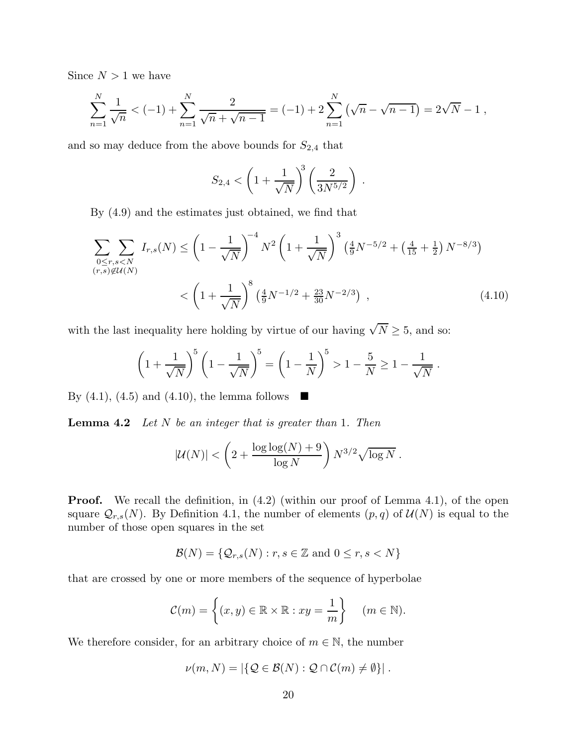Since $N > 1$ we have

$$\sum_{n=1}^{N} \frac{1}{\sqrt{n}} < (-1) + \sum_{n=1}^{N} \frac{2}{\sqrt{n} + \sqrt{n-1}} = (-1) + 2\sum_{n=1}^{N} \left(\sqrt{n} - \sqrt{n-1}\right) = 2\sqrt{N} - 1 \;,$$

and so may deduce from the above bounds for $S_{2,4}$ that

$$S_{2,4} < \left(1 + \frac{1}{\sqrt{N}}\right)^3 \left(\frac{2}{3N^{5/2}}\right) \;.$$

By (4.9) and the estimates just obtained, we find that

$$\begin{aligned}
\sum_{\substack{0 \leq r,s < N \\ (r,s) \notin \mathcal{U}(N)}} I_{r,s}(N) &\leq \left(1 - \frac{1}{\sqrt{N}}\right)^{-4} N^2 \left(1 + \frac{1}{\sqrt{N}}\right)^3 \left(\tfrac{4}{9} N^{-5/2} + \left(\tfrac{4}{15} + \tfrac{1}{2}\right) N^{-8/3}\right) \\
&< \left(1 + \frac{1}{\sqrt{N}}\right)^8 \left(\tfrac{4}{9} N^{-1/2} + \tfrac{23}{30} N^{-2/3}\right) \;, \qquad (4.10)
\end{aligned}$$

with the last inequality here holding by virtue of our having $\sqrt{N} \geq 5$, and so:

$$\left(1 + \frac{1}{\sqrt{N}}\right)^5 \left(1 - \frac{1}{\sqrt{N}}\right)^5 = \left(1 - \frac{1}{N}\right)^5 > 1 - \frac{5}{N} \geq 1 - \frac{1}{\sqrt{N}} \;.$$

By (4.1), (4.5) and (4.10), the lemma follows ■

**Lemma 4.2** *Let $N$ be an integer that is greater than* 1. *Then*

$$|\mathcal{U}(N)| < \left(2 + \frac{\log\log(N) + 9}{\log N}\right) N^{3/2} \sqrt{\log N} \;.$$

**Proof.** We recall the definition, in (4.2) (within our proof of Lemma 4.1), of the open square $\mathcal{Q}_{r,s}(N)$. By Definition 4.1, the number of elements $(p,q)$ of $\mathcal{U}(N)$ is equal to the number of those open squares in the set

$$\mathcal{B}(N) = \{\mathcal{Q}_{r,s}(N) : r, s \in \mathbb{Z} \text{ and } 0 \leq r, s < N\}$$

that are crossed by one or more members of the sequence of hyperbolae

$$\mathcal{C}(m) = \left\{(x,y) \in \mathbb{R} \times \mathbb{R} : xy = \frac{1}{m}\right\} \quad (m \in \mathbb{N}).$$

We therefore consider, for an arbitrary choice of $m \in \mathbb{N}$, the number

$$\nu(m,N) = |\{\mathcal{Q} \in \mathcal{B}(N) : \mathcal{Q} \cap \mathcal{C}(m) \neq \emptyset\}| \;.$$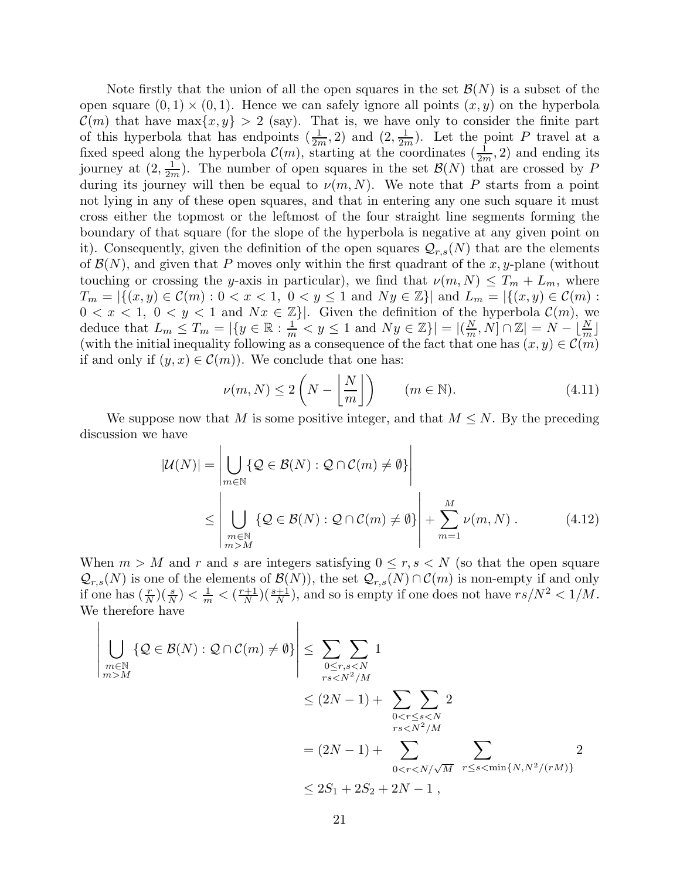Note firstly that the union of all the open squares in the set $\mathcal{B}(N)$ is a subset of the open square $(0,1)\times(0,1)$. Hence we can safely ignore all points $(x,y)$ on the hyperbola $\mathcal{C}(m)$ that have $\max\{x,y\}>2$ (say). That is, we have only to consider the finite part of this hyperbola that has endpoints $(\frac{1}{2m},2)$ and $(2,\frac{1}{2m})$. Let the point $P$ travel at a fixed speed along the hyperbola $\mathcal{C}(m)$, starting at the coordinates $(\frac{1}{2m},2)$ and ending its journey at $(2,\frac{1}{2m})$. The number of open squares in the set $\mathcal{B}(N)$ that are crossed by $P$ during its journey will then be equal to $\nu(m,N)$. We note that $P$ starts from a point not lying in any of these open squares, and that in entering any one such square it must cross either the topmost or the leftmost of the four straight line segments forming the boundary of that square (for the slope of the hyperbola is negative at any given point on it). Consequently, given the definition of the open squares $\mathcal{Q}_{r,s}(N)$ that are the elements of $\mathcal{B}(N)$, and given that $P$ moves only within the first quadrant of the $x,y$-plane (without touching or crossing the $y$-axis in particular), we find that $\nu(m,N)\leq T_m+L_m$, where $T_m=|\{(x,y)\in\mathcal{C}(m):0<x<1,\ 0<y\leq 1 \text{ and } Ny\in\mathbb{Z}\}|$ and $L_m=|\{(x,y)\in\mathcal{C}(m):0<x<1,\ 0<y<1 \text{ and } Nx\in\mathbb{Z}\}|$. Given the definition of the hyperbola $\mathcal{C}(m)$, we deduce that $L_m\leq T_m=|\{y\in\mathbb{R}:\frac{1}{m}<y\leq 1 \text{ and } Ny\in\mathbb{Z}\}|=|(\frac{N}{m},N]\cap\mathbb{Z}|=N-\lfloor\frac{N}{m}\rfloor$ (with the initial inequality following as a consequence of the fact that one has $(x,y)\in\mathcal{C}(m)$ if and only if $(y,x)\in\mathcal{C}(m)$). We conclude that one has:

$$\nu(m,N)\leq 2\left(N-\left\lfloor\frac{N}{m}\right\rfloor\right)\qquad (m\in\mathbb{N}). \tag{4.11}$$

We suppose now that $M$ is some positive integer, and that $M\leq N$. By the preceding discussion we have

$$\begin{aligned}
|\mathcal{U}(N)| &= \left|\bigcup_{m\in\mathbb{N}}\{\mathcal{Q}\in\mathcal{B}(N):\mathcal{Q}\cap\mathcal{C}(m)\neq\emptyset\}\right| \\
&\leq \left|\bigcup_{\substack{m\in\mathbb{N}\\ m>M}}\{\mathcal{Q}\in\mathcal{B}(N):\mathcal{Q}\cap\mathcal{C}(m)\neq\emptyset\}\right| + \sum_{m=1}^{M}\nu(m,N)\,. 
\end{aligned} \tag{4.12}$$

When $m>M$ and $r$ and $s$ are integers satisfying $0\leq r,s<N$ (so that the open square $\mathcal{Q}_{r,s}(N)$ is one of the elements of $\mathcal{B}(N)$), the set $\mathcal{Q}_{r,s}(N)\cap\mathcal{C}(m)$ is non-empty if and only if one has $(\frac{r}{N})(\frac{s}{N})<\frac{1}{m}<(\frac{r+1}{N})(\frac{s+1}{N})$, and so is empty if one does not have $rs/N^2<1/M$. We therefore have

$$\begin{aligned}
\left|\bigcup_{\substack{m\in\mathbb{N}\\ m>M}}\{\mathcal{Q}\in\mathcal{B}(N):\mathcal{Q}\cap\mathcal{C}(m)\neq\emptyset\}\right| &\leq \sum\sum_{\substack{0\leq r,s<N\\ rs<N^2/M}} 1 \\
&\leq (2N-1)+\sum\sum_{\substack{0<r\leq s<N\\ rs<N^2/M}} 2 \\
&= (2N-1)+\sum_{0<r<N/\sqrt{M}}\ \sum_{r\leq s<\min\{N,N^2/(rM)\}} 2 \\
&\leq 2S_1+2S_2+2N-1\,,
\end{aligned}$$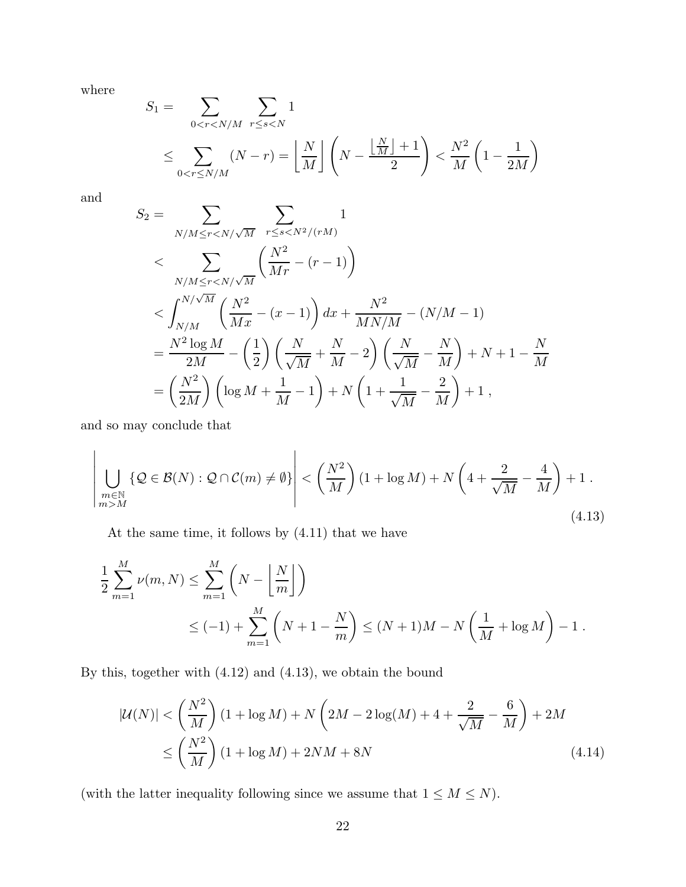where

$$
\begin{aligned}
S_1 = & \sum_{0<r<N/M} \ \sum_{r \leq s < N} 1 \\
& \leq \sum_{0<r\leq N/M} (N-r) = \left\lfloor \frac{N}{M} \right\rfloor \left( N - \frac{\left\lfloor \frac{N}{M} \right\rfloor + 1}{2} \right) < \frac{N^2}{M}\left(1 - \frac{1}{2M}\right)
\end{aligned}
$$

and

$$
\begin{aligned}
S_2 = & \sum_{N/M \leq r < N/\sqrt{M}} \ \sum_{r \leq s < N^2/(rM)} 1 \\
< & \sum_{N/M \leq r < N/\sqrt{M}} \left( \frac{N^2}{Mr} - (r-1) \right) \\
< & \int_{N/M}^{N/\sqrt{M}} \left( \frac{N^2}{Mx} - (x-1) \right) dx + \frac{N^2}{MN/M} - (N/M - 1) \\
= & \frac{N^2 \log M}{2M} - \left(\frac{1}{2}\right)\left( \frac{N}{\sqrt{M}} + \frac{N}{M} - 2 \right)\left( \frac{N}{\sqrt{M}} - \frac{N}{M} \right) + N + 1 - \frac{N}{M} \\
= & \left( \frac{N^2}{2M} \right)\left( \log M + \frac{1}{M} - 1 \right) + N\left( 1 + \frac{1}{\sqrt{M}} - \frac{2}{M} \right) + 1 \, ,
\end{aligned}
$$

and so may conclude that

$$
\left| \bigcup_{\substack{m \in \mathbb{N} \\ m > M}} \{ \mathcal{Q} \in \mathcal{B}(N) : \mathcal{Q} \cap \mathcal{C}(m) \neq \emptyset \} \right| < \left( \frac{N^2}{M} \right)(1 + \log M) + N\left( 4 + \frac{2}{\sqrt{M}} - \frac{4}{M} \right) + 1 \, . \tag{4.13}
$$

At the same time, it follows by (4.11) that we have

$$
\begin{aligned}
\frac{1}{2} \sum_{m=1}^{M} \nu(m, N) \leq & \sum_{m=1}^{M} \left( N - \left\lfloor \frac{N}{m} \right\rfloor \right) \\
& \leq (-1) + \sum_{m=1}^{M} \left( N + 1 - \frac{N}{m} \right) \leq (N+1)M - N\left( \frac{1}{M} + \log M \right) - 1 \, .
\end{aligned}
$$

By this, together with (4.12) and (4.13), we obtain the bound

$$
\begin{aligned}
|\mathcal{U}(N)| & < \left( \frac{N^2}{M} \right)(1 + \log M) + N\left( 2M - 2\log(M) + 4 + \frac{2}{\sqrt{M}} - \frac{6}{M} \right) + 2M \\
& \leq \left( \frac{N^2}{M} \right)(1 + \log M) + 2NM + 8N
\end{aligned} \tag{4.14}
$$

(with the latter inequality following since we assume that $1 \leq M \leq N$).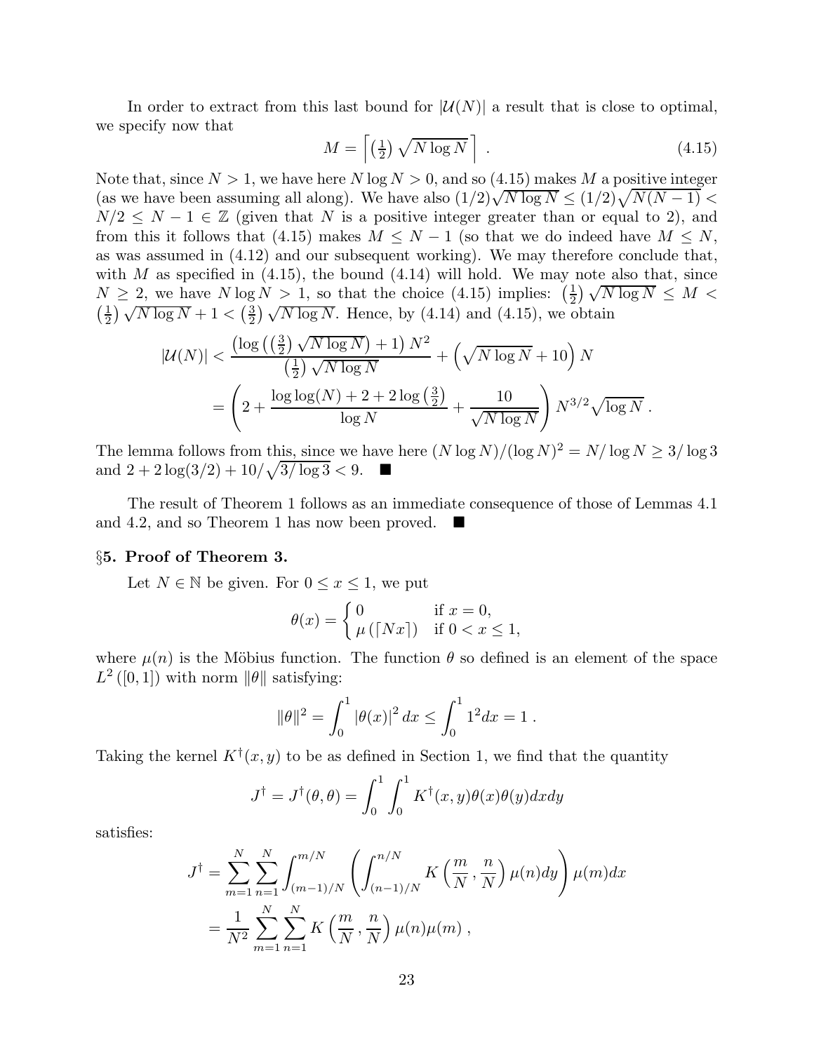In order to extract from this last bound for $|\mathcal{U}(N)|$ a result that is close to optimal, we specify now that

$$M = \left\lceil \left(\tfrac{1}{2}\right) \sqrt{N \log N} \right\rceil \ . \tag{4.15}$$

Note that, since $N > 1$, we have here $N \log N > 0$, and so (4.15) makes $M$ a positive integer (as we have been assuming all along). We have also $(1/2)\sqrt{N \log N} \leq (1/2)\sqrt{N(N-1)} < N/2 \leq N - 1 \in \mathbb{Z}$ (given that $N$ is a positive integer greater than or equal to 2), and from this it follows that (4.15) makes $M \leq N - 1$ (so that we do indeed have $M \leq N$, as was assumed in (4.12) and our subsequent working). We may therefore conclude that, with $M$ as specified in (4.15), the bound (4.14) will hold. We may note also that, since $N \geq 2$, we have $N \log N > 1$, so that the choice (4.15) implies: $\left(\frac{1}{2}\right)\sqrt{N \log N} \leq M < \left(\frac{1}{2}\right)\sqrt{N \log N} + 1 < \left(\frac{3}{2}\right)\sqrt{N \log N}$. Hence, by (4.14) and (4.15), we obtain

$$\begin{aligned}
|\mathcal{U}(N)| &< \frac{\left(\log\left(\left(\frac{3}{2}\right)\sqrt{N \log N}\right) + 1\right) N^2}{\left(\frac{1}{2}\right)\sqrt{N \log N}} + \left(\sqrt{N \log N} + 10\right) N \\
&= \left(2 + \frac{\log\log(N) + 2 + 2\log\left(\frac{3}{2}\right)}{\log N} + \frac{10}{\sqrt{N \log N}}\right) N^{3/2}\sqrt{\log N} \ .
\end{aligned}$$

The lemma follows from this, since we have here $(N \log N)/(\log N)^2 = N/\log N \geq 3/\log 3$ and $2 + 2\log(3/2) + 10/\sqrt{3/\log 3} < 9$. ∎

The result of Theorem 1 follows as an immediate consequence of those of Lemmas 4.1 and 4.2, and so Theorem 1 has now been proved. ∎

## §5. Proof of Theorem 3.

Let $N \in \mathbb{N}$ be given. For $0 \leq x \leq 1$, we put

$$\theta(x) = \begin{cases} 0 & \text{if } x = 0, \\ \mu\left(\lceil Nx \rceil\right) & \text{if } 0 < x \leq 1, \end{cases}$$

where $\mu(n)$ is the Möbius function. The function $\theta$ so defined is an element of the space $L^2([0,1])$ with norm $\|\theta\|$ satisfying:

$$\|\theta\|^2 = \int_0^1 |\theta(x)|^2 \, dx \leq \int_0^1 1^2 dx = 1 \ .$$

Taking the kernel $K^\dagger(x, y)$ to be as defined in Section 1, we find that the quantity

$$J^\dagger = J^\dagger(\theta, \theta) = \int_0^1 \int_0^1 K^\dagger(x, y)\theta(x)\theta(y) dx dy$$

satisfies:

$$\begin{aligned}
J^\dagger &= \sum_{m=1}^{N} \sum_{n=1}^{N} \int_{(m-1)/N}^{m/N} \left( \int_{(n-1)/N}^{n/N} K\left(\frac{m}{N}, \frac{n}{N}\right) \mu(n) dy \right) \mu(m) dx \\
&= \frac{1}{N^2} \sum_{m=1}^{N} \sum_{n=1}^{N} K\left(\frac{m}{N}, \frac{n}{N}\right) \mu(n)\mu(m) \ ,
\end{aligned}$$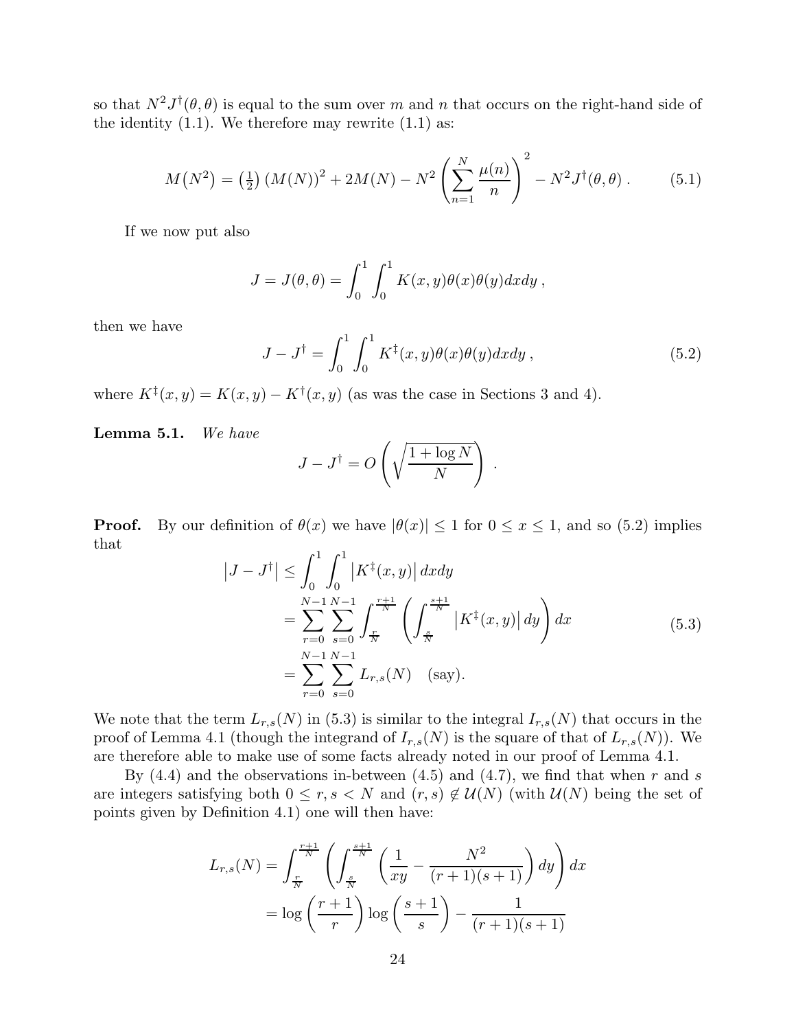so that $N^2 J^\dagger(\theta,\theta)$ is equal to the sum over $m$ and $n$ that occurs on the right-hand side of the identity (1.1). We therefore may rewrite (1.1) as:

$$M(N^2) = \left(\tfrac{1}{2}\right)(M(N))^2 + 2M(N) - N^2\left(\sum_{n=1}^{N}\frac{\mu(n)}{n}\right)^2 - N^2 J^\dagger(\theta,\theta)\,. \tag{5.1}$$

If we now put also

$$J = J(\theta,\theta) = \int_0^1\int_0^1 K(x,y)\theta(x)\theta(y)dxdy\,,$$

then we have

$$J - J^\dagger = \int_0^1\int_0^1 K^\ddagger(x,y)\theta(x)\theta(y)dxdy\,, \tag{5.2}$$

where $K^\ddagger(x,y) = K(x,y) - K^\dagger(x,y)$ (as was the case in Sections 3 and 4).

**Lemma 5.1.** *We have*

$$J - J^\dagger = O\left(\sqrt{\frac{1+\log N}{N}}\right)\,.$$

**Proof.** By our definition of $\theta(x)$ we have $|\theta(x)| \leq 1$ for $0 \leq x \leq 1$, and so (5.2) implies that

$$\begin{aligned}
\left|J - J^\dagger\right| &\leq \int_0^1\int_0^1 \left|K^\ddagger(x,y)\right| dxdy \\
&= \sum_{r=0}^{N-1}\sum_{s=0}^{N-1}\int_{\frac{r}{N}}^{\frac{r+1}{N}}\left(\int_{\frac{s}{N}}^{\frac{s+1}{N}}\left|K^\ddagger(x,y)\right|dy\right)dx \\
&= \sum_{r=0}^{N-1}\sum_{s=0}^{N-1} L_{r,s}(N) \quad \text{(say).}
\end{aligned} \tag{5.3}$$

We note that the term $L_{r,s}(N)$ in (5.3) is similar to the integral $I_{r,s}(N)$ that occurs in the proof of Lemma 4.1 (though the integrand of $I_{r,s}(N)$ is the square of that of $L_{r,s}(N)$). We are therefore able to make use of some facts already noted in our proof of Lemma 4.1.

By (4.4) and the observations in-between (4.5) and (4.7), we find that when $r$ and $s$ are integers satisfying both $0 \leq r, s < N$ and $(r,s) \notin \mathcal{U}(N)$ (with $\mathcal{U}(N)$ being the set of points given by Definition 4.1) one will then have:

$$\begin{aligned}
L_{r,s}(N) &= \int_{\frac{r}{N}}^{\frac{r+1}{N}}\left(\int_{\frac{s}{N}}^{\frac{s+1}{N}}\left(\frac{1}{xy} - \frac{N^2}{(r+1)(s+1)}\right)dy\right)dx \\
&= \log\left(\frac{r+1}{r}\right)\log\left(\frac{s+1}{s}\right) - \frac{1}{(r+1)(s+1)}
\end{aligned}$$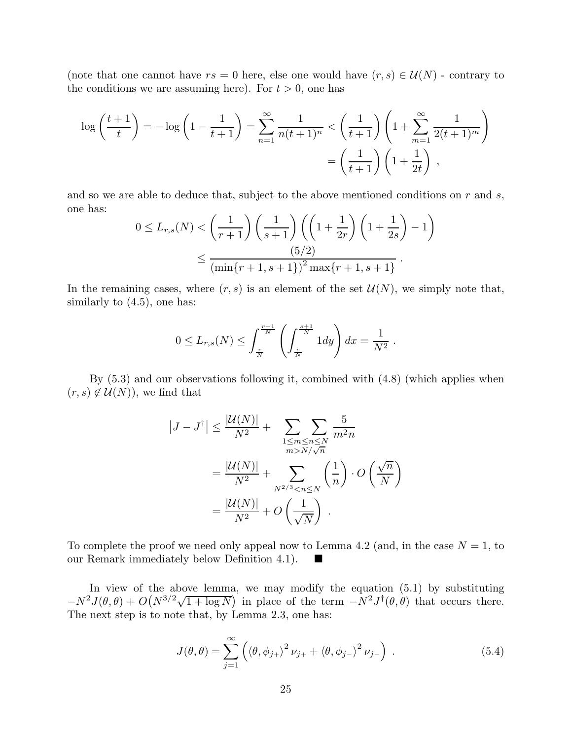(note that one cannot have $rs = 0$ here, else one would have $(r,s) \in \mathcal{U}(N)$ - contrary to the conditions we are assuming here). For $t > 0$, one has

$$\log\left(\frac{t+1}{t}\right) = -\log\left(1 - \frac{1}{t+1}\right) = \sum_{n=1}^{\infty} \frac{1}{n(t+1)^n} < \left(\frac{1}{t+1}\right)\left(1 + \sum_{m=1}^{\infty} \frac{1}{2(t+1)^m}\right)$$
$$= \left(\frac{1}{t+1}\right)\left(1 + \frac{1}{2t}\right) \ ,$$

and so we are able to deduce that, subject to the above mentioned conditions on $r$ and $s$, one has:

$$0 \leq L_{r,s}(N) < \left(\frac{1}{r+1}\right)\left(\frac{1}{s+1}\right)\left(\left(1 + \frac{1}{2r}\right)\left(1 + \frac{1}{2s}\right) - 1\right)$$
$$\leq \frac{(5/2)}{\left(\min\{r+1, s+1\}\right)^2 \max\{r+1, s+1\}} \ .$$

In the remaining cases, where $(r,s)$ is an element of the set $\mathcal{U}(N)$, we simply note that, similarly to (4.5), one has:

$$0 \leq L_{r,s}(N) \leq \int_{\frac{r}{N}}^{\frac{r+1}{N}} \left(\int_{\frac{s}{N}}^{\frac{s+1}{N}} 1 dy\right) dx = \frac{1}{N^2} \ .$$

By (5.3) and our observations following it, combined with (4.8) (which applies when $(r,s) \notin \mathcal{U}(N)$), we find that

$$\left|J - J^{\dagger}\right| \leq \frac{|\mathcal{U}(N)|}{N^2} + \sum_{\substack{1 \leq m \leq n \leq N \\ m > N/\sqrt{n}}} \frac{5}{m^2 n}$$
$$= \frac{|\mathcal{U}(N)|}{N^2} + \sum_{N^{2/3} < n \leq N} \left(\frac{1}{n}\right) \cdot O\left(\frac{\sqrt{n}}{N}\right)$$
$$= \frac{|\mathcal{U}(N)|}{N^2} + O\left(\frac{1}{\sqrt{N}}\right) \ .$$

To complete the proof we need only appeal now to Lemma 4.2 (and, in the case $N = 1$, to our Remark immediately below Definition 4.1). ■

In view of the above lemma, we may modify the equation (5.1) by substituting $-N^2 J(\theta,\theta) + O\big(N^{3/2}\sqrt{1 + \log N}\big)$ in place of the term $-N^2 J^{\dagger}(\theta,\theta)$ that occurs there. The next step is to note that, by Lemma 2.3, one has:

$$J(\theta,\theta) = \sum_{j=1}^{\infty} \left(\langle \theta, \phi_{j+}\rangle^2 \nu_{j+} + \langle \theta, \phi_{j-}\rangle^2 \nu_{j-}\right) \ . \tag{5.4}$$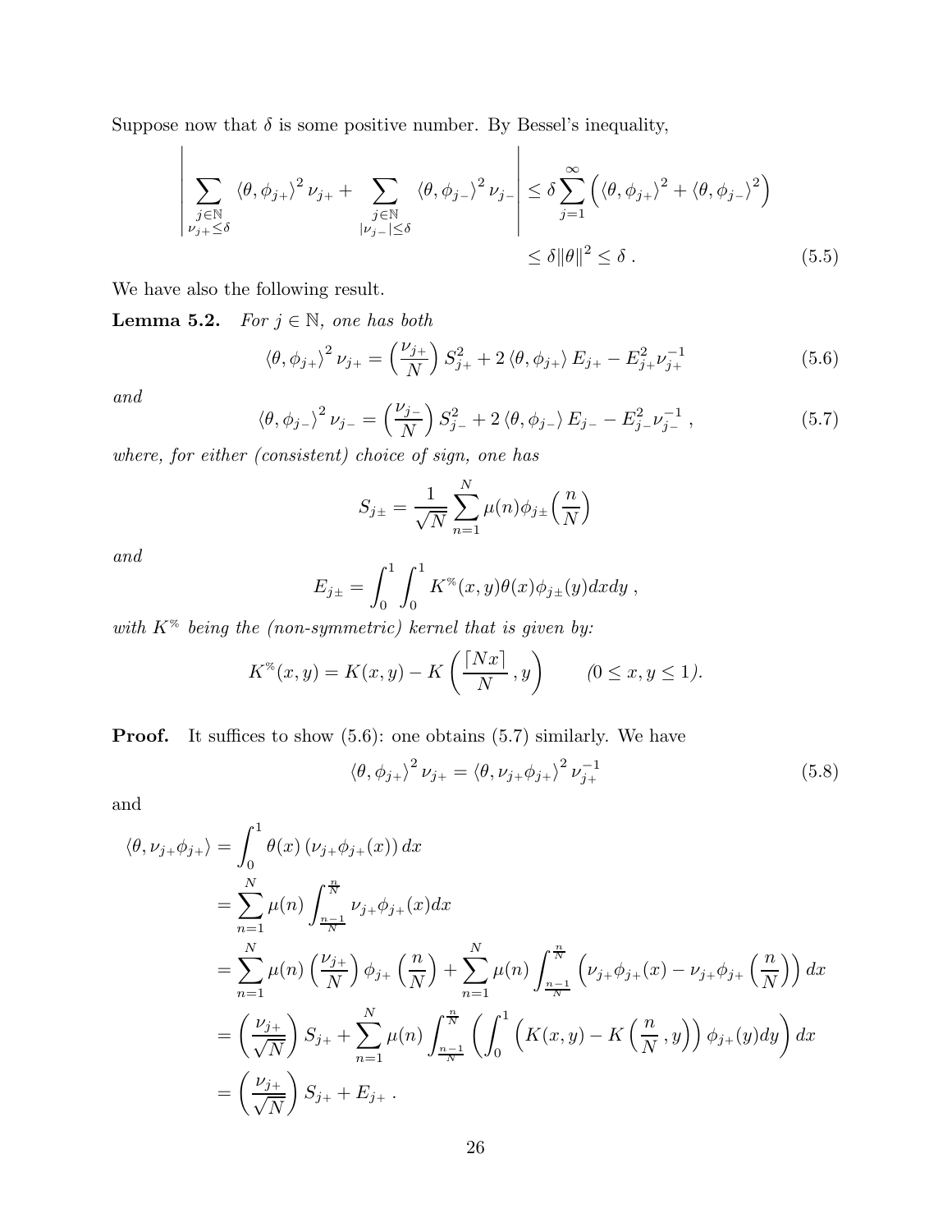Suppose now that $\delta$ is some positive number. By Bessel's inequality,

$$
\left| \sum_{\substack{j\in\mathbb{N} \\ \nu_{j+}\leq\delta}} \langle\theta,\phi_{j+}\rangle^2 \nu_{j+} + \sum_{\substack{j\in\mathbb{N} \\ |\nu_{j-}|\leq\delta}} \langle\theta,\phi_{j-}\rangle^2 \nu_{j-} \right| \leq \delta \sum_{j=1}^{\infty} \left( \langle\theta,\phi_{j+}\rangle^2 + \langle\theta,\phi_{j-}\rangle^2 \right)
$$

$$
\leq \delta \|\theta\|^2 \leq \delta \ . \tag{5.5}
$$

We have also the following result.

**Lemma 5.2.** *For $j \in \mathbb{N}$, one has both*

$$
\langle\theta,\phi_{j+}\rangle^2 \nu_{j+} = \left(\frac{\nu_{j+}}{N}\right) S_{j+}^2 + 2\langle\theta,\phi_{j+}\rangle E_{j+} - E_{j+}^2 \nu_{j+}^{-1} \tag{5.6}
$$

*and*

$$
\langle\theta,\phi_{j-}\rangle^2 \nu_{j-} = \left(\frac{\nu_{j-}}{N}\right) S_{j-}^2 + 2\langle\theta,\phi_{j-}\rangle E_{j-} - E_{j-}^2 \nu_{j-}^{-1} \ , \tag{5.7}
$$

*where, for either (consistent) choice of sign, one has*

$$
S_{j\pm} = \frac{1}{\sqrt{N}} \sum_{n=1}^{N} \mu(n) \phi_{j\pm}\Big(\frac{n}{N}\Big)
$$

*and*

$$
E_{j\pm} = \int_0^1 \int_0^1 K^{\%}(x,y)\theta(x)\phi_{j\pm}(y)dxdy \ ,
$$

*with $K^{\%}$ being the (non-symmetric) kernel that is given by:*

$$
K^{\%}(x,y) = K(x,y) - K\left(\frac{\lceil Nx \rceil}{N}\,, y\right) \qquad (0 \leq x, y \leq 1).
$$

**Proof.** It suffices to show (5.6): one obtains (5.7) similarly. We have

$$
\langle\theta,\phi_{j+}\rangle^2 \nu_{j+} = \langle\theta,\nu_{j+}\phi_{j+}\rangle^2 \nu_{j+}^{-1} \tag{5.8}
$$

and

$$
\begin{aligned}
\langle\theta,\nu_{j+}\phi_{j+}\rangle &= \int_0^1 \theta(x)\left(\nu_{j+}\phi_{j+}(x)\right)dx \\
&= \sum_{n=1}^{N} \mu(n) \int_{\frac{n-1}{N}}^{\frac{n}{N}} \nu_{j+}\phi_{j+}(x)dx \\
&= \sum_{n=1}^{N} \mu(n)\left(\frac{\nu_{j+}}{N}\right)\phi_{j+}\left(\frac{n}{N}\right) + \sum_{n=1}^{N} \mu(n) \int_{\frac{n-1}{N}}^{\frac{n}{N}} \left(\nu_{j+}\phi_{j+}(x) - \nu_{j+}\phi_{j+}\left(\frac{n}{N}\right)\right)dx \\
&= \left(\frac{\nu_{j+}}{\sqrt{N}}\right) S_{j+} + \sum_{n=1}^{N} \mu(n) \int_{\frac{n-1}{N}}^{\frac{n}{N}} \left(\int_0^1 \left(K(x,y) - K\left(\frac{n}{N}\,,y\right)\right)\phi_{j+}(y)dy\right)dx \\
&= \left(\frac{\nu_{j+}}{\sqrt{N}}\right) S_{j+} + E_{j+} \ .
\end{aligned}
$$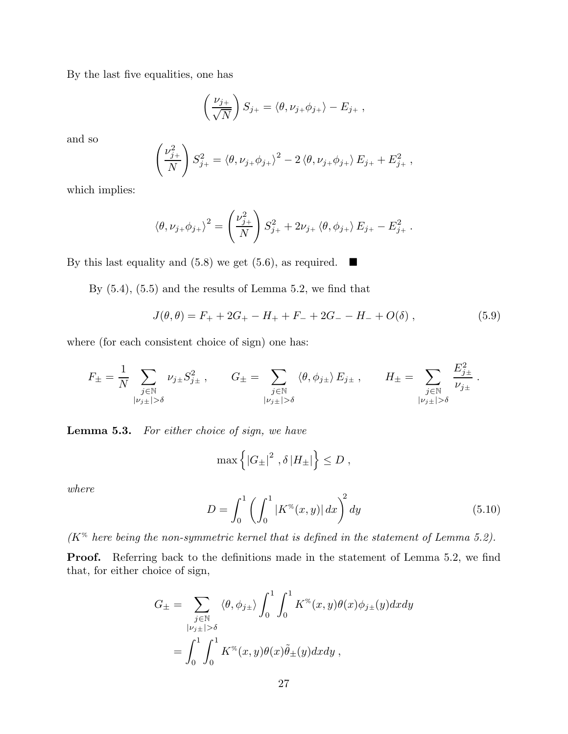By the last five equalities, one has

$$\left(\frac{\nu_{j+}}{\sqrt{N}}\right) S_{j+} = \langle \theta, \nu_{j+}\phi_{j+}\rangle - E_{j+} \ ,$$

and so

$$\left(\frac{\nu_{j+}^2}{N}\right) S_{j+}^2 = \langle \theta, \nu_{j+}\phi_{j+}\rangle^2 - 2\langle \theta, \nu_{j+}\phi_{j+}\rangle E_{j+} + E_{j+}^2 \ ,$$

which implies:

$$\langle \theta, \nu_{j+}\phi_{j+}\rangle^2 = \left(\frac{\nu_{j+}^2}{N}\right) S_{j+}^2 + 2\nu_{j+}\langle \theta, \phi_{j+}\rangle E_{j+} - E_{j+}^2 \ .$$

By this last equality and (5.8) we get (5.6), as required. ■

By (5.4), (5.5) and the results of Lemma 5.2, we find that

$$J(\theta,\theta) = F_+ + 2G_+ - H_+ + F_- + 2G_- - H_- + O(\delta) \ , \tag{5.9}$$

where (for each consistent choice of sign) one has:

$$F_\pm = \frac{1}{N}\sum_{\substack{j\in\mathbb{N}\\ |\nu_{j\pm}|>\delta}} \nu_{j\pm} S_{j\pm}^2 \ , \qquad G_\pm = \sum_{\substack{j\in\mathbb{N}\\ |\nu_{j\pm}|>\delta}} \langle \theta, \phi_{j\pm}\rangle E_{j\pm} \ , \qquad H_\pm = \sum_{\substack{j\in\mathbb{N}\\ |\nu_{j\pm}|>\delta}} \frac{E_{j\pm}^2}{\nu_{j\pm}} \ .$$

**Lemma 5.3.** *For either choice of sign, we have*

$$\max\left\{ |G_\pm|^2 \ , \delta\, |H_\pm| \right\} \leq D \ ,$$

*where*

$$D = \int_0^1 \left( \int_0^1 |K^{\%}(x,y)|\, dx \right)^2 dy \tag{5.10}$$

*($K^{\%}$ here being the non-symmetric kernel that is defined in the statement of Lemma 5.2).*

**Proof.** Referring back to the definitions made in the statement of Lemma 5.2, we find that, for either choice of sign,

$$\begin{aligned} G_\pm &= \sum_{\substack{j\in\mathbb{N}\\ |\nu_{j\pm}|>\delta}} \langle \theta, \phi_{j\pm}\rangle \int_0^1\int_0^1 K^{\%}(x,y)\theta(x)\phi_{j\pm}(y)dxdy \\ &= \int_0^1\int_0^1 K^{\%}(x,y)\theta(x)\tilde{\theta}_\pm(y)dxdy \ , \end{aligned}$$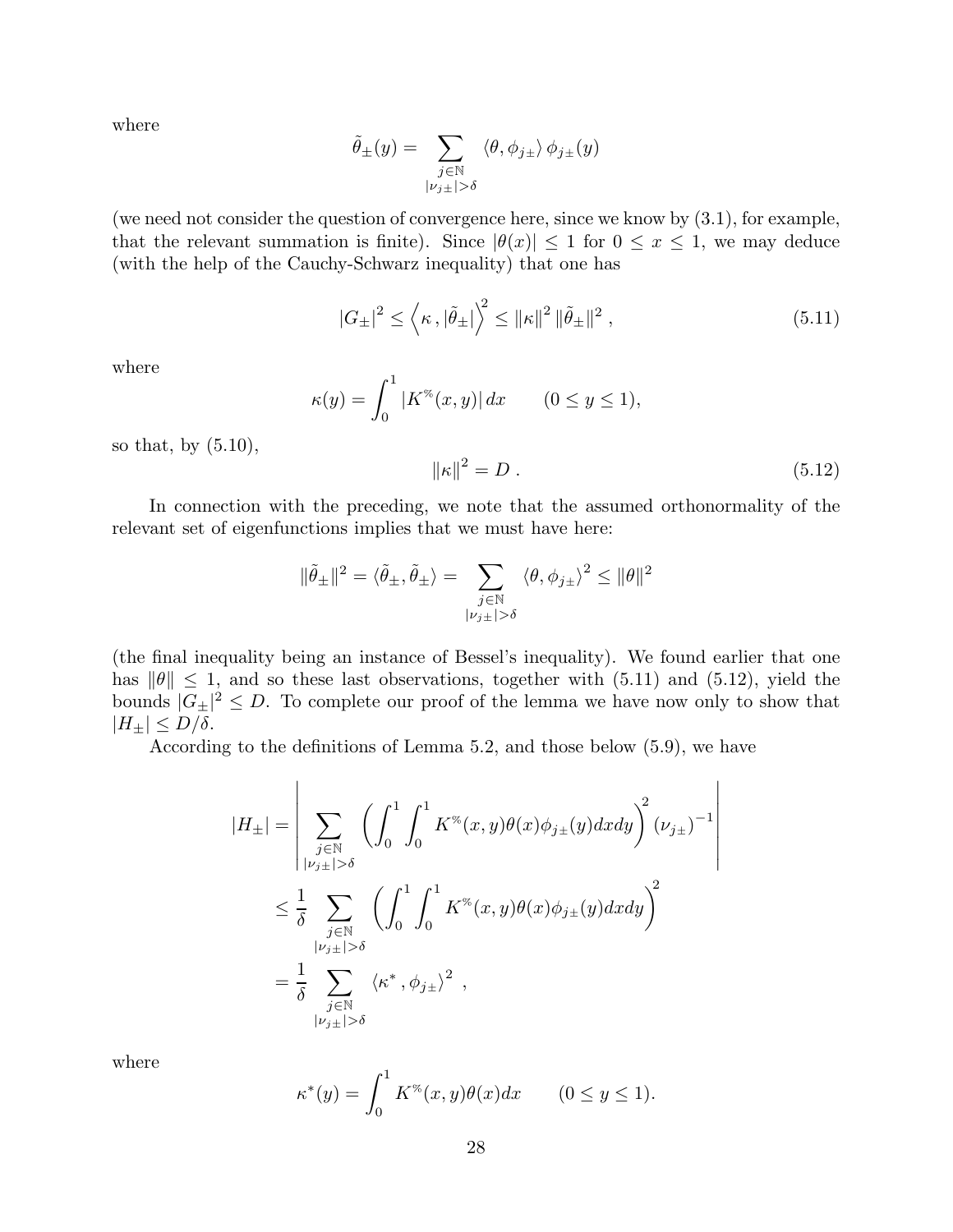where

$$\tilde{\theta}_{\pm}(y) = \sum_{\substack{j\in\mathbb{N} \\ |\nu_{j\pm}|>\delta}} \langle \theta, \phi_{j\pm} \rangle \, \phi_{j\pm}(y)$$

(we need not consider the question of convergence here, since we know by (3.1), for example, that the relevant summation is finite). Since $|\theta(x)| \leq 1$ for $0 \leq x \leq 1$, we may deduce (with the help of the Cauchy-Schwarz inequality) that one has

$$|G_{\pm}|^2 \leq \left\langle \kappa \, , |\tilde{\theta}_{\pm}| \right\rangle^2 \leq \|\kappa\|^2 \, \|\tilde{\theta}_{\pm}\|^2 \, , \tag{5.11}$$

where

$$\kappa(y) = \int_0^1 |K^{\%}(x,y)| \, dx \qquad (0 \leq y \leq 1),$$

so that, by (5.10),

$$\|\kappa\|^2 = D \, . \tag{5.12}$$

In connection with the preceding, we note that the assumed orthonormality of the relevant set of eigenfunctions implies that we must have here:

$$\|\tilde{\theta}_{\pm}\|^2 = \langle \tilde{\theta}_{\pm}, \tilde{\theta}_{\pm} \rangle = \sum_{\substack{j\in\mathbb{N} \\ |\nu_{j\pm}|>\delta}} \langle \theta, \phi_{j\pm} \rangle^2 \leq \|\theta\|^2$$

(the final inequality being an instance of Bessel's inequality). We found earlier that one has $\|\theta\| \leq 1$, and so these last observations, together with (5.11) and (5.12), yield the bounds $|G_{\pm}|^2 \leq D$. To complete our proof of the lemma we have now only to show that $|H_{\pm}| \leq D/\delta$.

According to the definitions of Lemma 5.2, and those below (5.9), we have

$$\begin{aligned}
|H_{\pm}| &= \left| \sum_{\substack{j\in\mathbb{N} \\ |\nu_{j\pm}|>\delta}} \left( \int_0^1 \int_0^1 K^{\%}(x,y)\theta(x)\phi_{j\pm}(y) dx dy \right)^2 (\nu_{j\pm})^{-1} \right| \\
&\leq \frac{1}{\delta} \sum_{\substack{j\in\mathbb{N} \\ |\nu_{j\pm}|>\delta}} \left( \int_0^1 \int_0^1 K^{\%}(x,y)\theta(x)\phi_{j\pm}(y) dx dy \right)^2 \\
&= \frac{1}{\delta} \sum_{\substack{j\in\mathbb{N} \\ |\nu_{j\pm}|>\delta}} \langle \kappa^* \, , \phi_{j\pm} \rangle^2 \, ,
\end{aligned}$$

where

$$\kappa^*(y) = \int_0^1 K^{\%}(x,y)\theta(x) dx \qquad (0 \leq y \leq 1).$$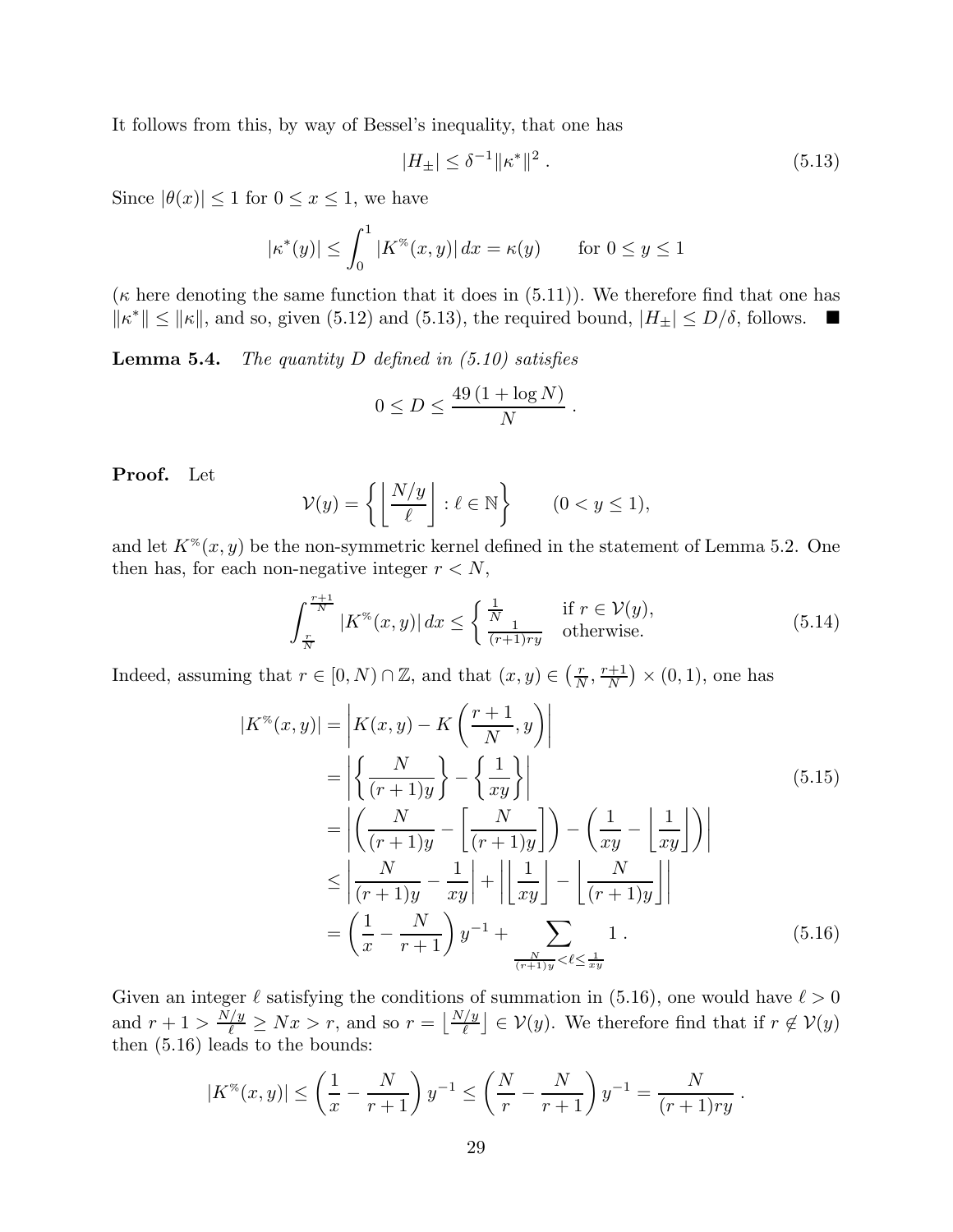It follows from this, by way of Bessel's inequality, that one has

$$|H_{\pm}| \leq \delta^{-1} \|\kappa^*\|^2 \, . \tag{5.13}$$

Since $|\theta(x)| \leq 1$ for $0 \leq x \leq 1$, we have

$$|\kappa^*(y)| \leq \int_0^1 |K^{\%}(x,y)| \, dx = \kappa(y) \qquad \text{for } 0 \leq y \leq 1$$

($\kappa$ here denoting the same function that it does in (5.11)). We therefore find that one has $\|\kappa^*\| \leq \|\kappa\|$, and so, given (5.12) and (5.13), the required bound, $|H_{\pm}| \leq D/\delta$, follows. ∎

**Lemma 5.4.** *The quantity $D$ defined in (5.10) satisfies*

$$0 \leq D \leq \frac{49\,(1 + \log N)}{N} \, .$$

**Proof.** Let

$$\mathcal{V}(y) = \left\{ \left\lfloor \frac{N/y}{\ell} \right\rfloor : \ell \in \mathbb{N} \right\} \qquad (0 < y \leq 1),$$

and let $K^{\%}(x,y)$ be the non-symmetric kernel defined in the statement of Lemma 5.2. One then has, for each non-negative integer $r < N$,

$$\int_{\frac{r}{N}}^{\frac{r+1}{N}} |K^{\%}(x,y)| \, dx \leq \begin{cases} \frac{1}{N} & \text{if } r \in \mathcal{V}(y), \\ \frac{1}{(r+1)ry} & \text{otherwise.} \end{cases} \tag{5.14}$$

Indeed, assuming that $r \in [0, N) \cap \mathbb{Z}$, and that $(x,y) \in \left(\frac{r}{N}, \frac{r+1}{N}\right) \times (0,1)$, one has

$$\begin{aligned}
|K^{\%}(x,y)| &= \left| K(x,y) - K\left(\frac{r+1}{N}, y\right) \right| \\
&= \left| \left\{ \frac{N}{(r+1)y} \right\} - \left\{ \frac{1}{xy} \right\} \right| \qquad (5.15) \\
&= \left| \left( \frac{N}{(r+1)y} - \left\lfloor \frac{N}{(r+1)y} \right\rfloor \right) - \left( \frac{1}{xy} - \left\lfloor \frac{1}{xy} \right\rfloor \right) \right| \\
&\leq \left| \frac{N}{(r+1)y} - \frac{1}{xy} \right| + \left| \left\lfloor \frac{1}{xy} \right\rfloor - \left\lfloor \frac{N}{(r+1)y} \right\rfloor \right| \\
&= \left( \frac{1}{x} - \frac{N}{r+1} \right) y^{-1} + \sum_{\frac{N}{(r+1)y} < \ell \leq \frac{1}{xy}} 1 \, . \qquad (5.16)
\end{aligned}$$

Given an integer $\ell$ satisfying the conditions of summation in (5.16), one would have $\ell > 0$ and $r + 1 > \frac{N/y}{\ell} \geq Nx > r$, and so $r = \left\lfloor \frac{N/y}{\ell} \right\rfloor \in \mathcal{V}(y)$. We therefore find that if $r \notin \mathcal{V}(y)$ then (5.16) leads to the bounds:

$$|K^{\%}(x,y)| \leq \left( \frac{1}{x} - \frac{N}{r+1} \right) y^{-1} \leq \left( \frac{N}{r} - \frac{N}{r+1} \right) y^{-1} = \frac{N}{(r+1)ry} \, .$$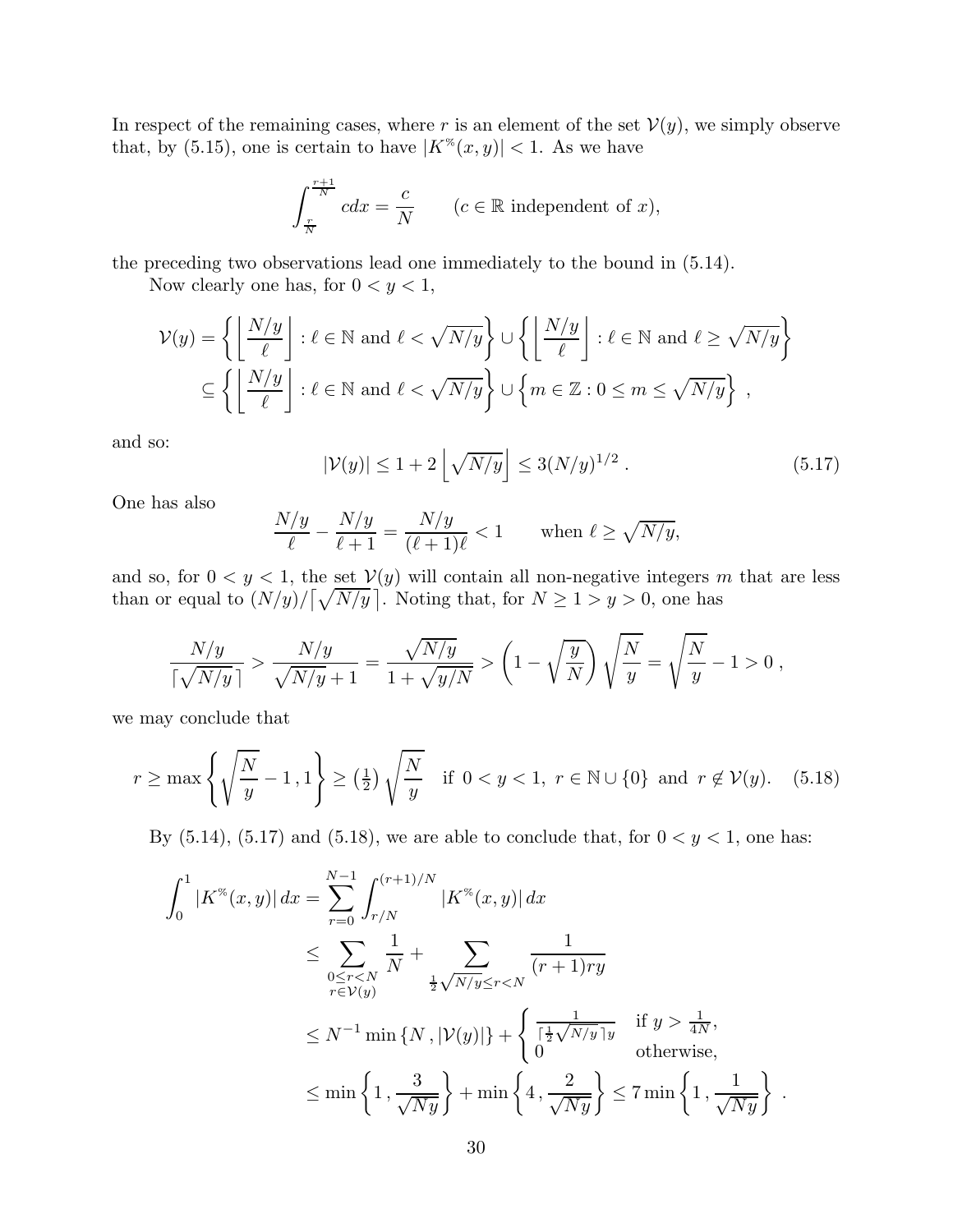In respect of the remaining cases, where $r$ is an element of the set $\mathcal{V}(y)$, we simply observe that, by (5.15), one is certain to have $|K^{\%}(x,y)| < 1$. As we have

$$\int_{\frac{r}{N}}^{\frac{r+1}{N}} c\,dx = \frac{c}{N} \qquad (c \in \mathbb{R} \text{ independent of } x),$$

the preceding two observations lead one immediately to the bound in (5.14).

Now clearly one has, for $0 < y < 1$,

$$\begin{aligned}
\mathcal{V}(y) &= \left\{ \left\lfloor \frac{N/y}{\ell} \right\rfloor : \ell \in \mathbb{N} \text{ and } \ell < \sqrt{N/y} \right\} \cup \left\{ \left\lfloor \frac{N/y}{\ell} \right\rfloor : \ell \in \mathbb{N} \text{ and } \ell \geq \sqrt{N/y} \right\} \\
&\subseteq \left\{ \left\lfloor \frac{N/y}{\ell} \right\rfloor : \ell \in \mathbb{N} \text{ and } \ell < \sqrt{N/y} \right\} \cup \left\{ m \in \mathbb{Z} : 0 \leq m \leq \sqrt{N/y} \right\} ,
\end{aligned}$$

and so:

$$|\mathcal{V}(y)| \leq 1 + 2 \left\lfloor \sqrt{N/y} \right\rfloor \leq 3 (N/y)^{1/2} . \tag{5.17}$$

One has also

$$\frac{N/y}{\ell} - \frac{N/y}{\ell+1} = \frac{N/y}{(\ell+1)\ell} < 1 \qquad \text{when } \ell \geq \sqrt{N/y},$$

and so, for $0 < y < 1$, the set $\mathcal{V}(y)$ will contain all non-negative integers $m$ that are less than or equal to $(N/y)/\lceil \sqrt{N/y}\,\rceil$. Noting that, for $N \geq 1 > y > 0$, one has

$$\frac{N/y}{\lceil \sqrt{N/y}\,\rceil} > \frac{N/y}{\sqrt{N/y}+1} = \frac{\sqrt{N/y}}{1+\sqrt{y/N}} > \left(1 - \sqrt{\frac{y}{N}}\right)\sqrt{\frac{N}{y}} = \sqrt{\frac{N}{y}} - 1 > 0 ,$$

we may conclude that

$$r \geq \max\left\{ \sqrt{\frac{N}{y}} - 1 \,, 1 \right\} \geq \left(\tfrac{1}{2}\right)\sqrt{\frac{N}{y}} \quad \text{if } 0 < y < 1,\ r \in \mathbb{N} \cup \{0\} \text{ and } r \notin \mathcal{V}(y). \tag{5.18}$$

By (5.14), (5.17) and (5.18), we are able to conclude that, for $0 < y < 1$, one has:

$$\begin{aligned}
\int_0^1 |K^{\%}(x,y)|\,dx &= \sum_{r=0}^{N-1} \int_{r/N}^{(r+1)/N} |K^{\%}(x,y)|\,dx \\
&\leq \sum_{\substack{0 \leq r < N \\ r \in \mathcal{V}(y)}} \frac{1}{N} + \sum_{\frac{1}{2}\sqrt{N/y} \leq r < N} \frac{1}{(r+1)ry} \\
&\leq N^{-1} \min\{N \,, |\mathcal{V}(y)|\} + \begin{cases} \frac{1}{\lceil \frac{1}{2}\sqrt{N/y}\,\rceil y} & \text{if } y > \frac{1}{4N}, \\ 0 & \text{otherwise,} \end{cases} \\
&\leq \min\left\{1 \,, \frac{3}{\sqrt{Ny}}\right\} + \min\left\{4 \,, \frac{2}{\sqrt{Ny}}\right\} \leq 7 \min\left\{1 \,, \frac{1}{\sqrt{Ny}}\right\} .
\end{aligned}$$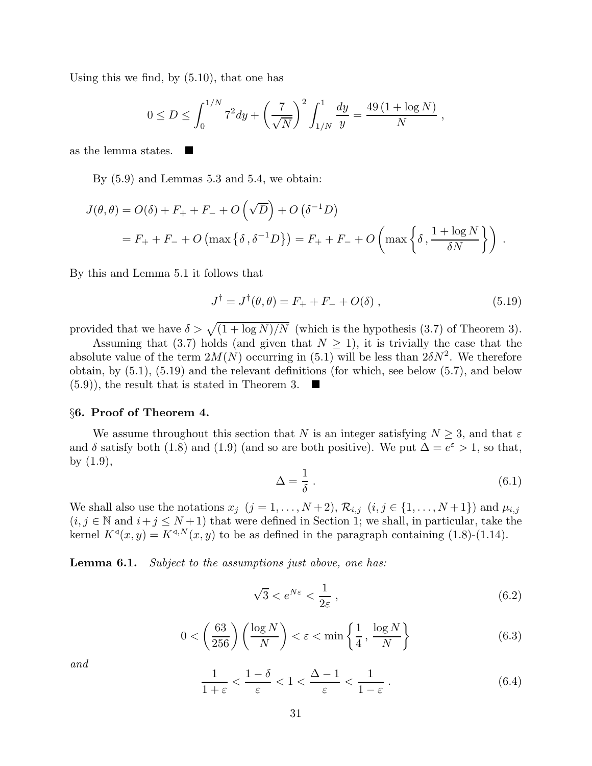Using this we find, by (5.10), that one has

$$0 \leq D \leq \int_0^{1/N} 7^2 dy + \left(\frac{7}{\sqrt{N}}\right)^2 \int_{1/N}^1 \frac{dy}{y} = \frac{49\,(1+\log N)}{N}\ ,$$

as the lemma states. ∎

By (5.9) and Lemmas 5.3 and 5.4, we obtain:

$$\begin{aligned}
J(\theta,\theta) &= O(\delta) + F_+ + F_- + O\left(\sqrt{D}\right) + O\left(\delta^{-1}D\right) \\
&= F_+ + F_- + O\left(\max\left\{\delta\,,\delta^{-1}D\right\}\right) = F_+ + F_- + O\left(\max\left\{\delta\,,\frac{1+\log N}{\delta N}\right\}\right)\ .
\end{aligned}$$

By this and Lemma 5.1 it follows that

$$J^\dagger = J^\dagger(\theta,\theta) = F_+ + F_- + O(\delta)\ , \tag{5.19}$$

provided that we have $\delta > \sqrt{(1+\log N)/N}$ (which is the hypothesis (3.7) of Theorem 3).

Assuming that (3.7) holds (and given that $N \geq 1$), it is trivially the case that the absolute value of the term $2M(N)$ occurring in (5.1) will be less than $2\delta N^2$. We therefore obtain, by (5.1), (5.19) and the relevant definitions (for which, see below (5.7), and below (5.9)), the result that is stated in Theorem 3. ∎

## §6. Proof of Theorem 4.

We assume throughout this section that $N$ is an integer satisfying $N \geq 3$, and that $\varepsilon$ and $\delta$ satisfy both (1.8) and (1.9) (and so are both positive). We put $\Delta = e^\varepsilon > 1$, so that, by (1.9),

$$\Delta = \frac{1}{\delta}\ . \tag{6.1}$$

We shall also use the notations $x_j$ $(j = 1,\ldots,N+2)$, $\mathcal{R}_{i,j}$ $(i,j \in \{1,\ldots,N+1\})$ and $\mu_{i,j}$ $(i,j \in \mathbb{N}$ and $i+j \leq N+1)$ that were defined in Section 1; we shall, in particular, take the kernel $K^{\triangleleft}(x,y) = K^{\triangleleft,N}(x,y)$ to be as defined in the paragraph containing (1.8)-(1.14).

**Lemma 6.1.** *Subject to the assumptions just above, one has:*

$$\sqrt{3} < e^{N\varepsilon} < \frac{1}{2\varepsilon}\ , \tag{6.2}$$

$$0 < \left(\frac{63}{256}\right)\left(\frac{\log N}{N}\right) < \varepsilon < \min\left\{\frac{1}{4}\,,\frac{\log N}{N}\right\} \tag{6.3}$$

*and*

$$\frac{1}{1+\varepsilon} < \frac{1-\delta}{\varepsilon} < 1 < \frac{\Delta - 1}{\varepsilon} < \frac{1}{1-\varepsilon}\ . \tag{6.4}$$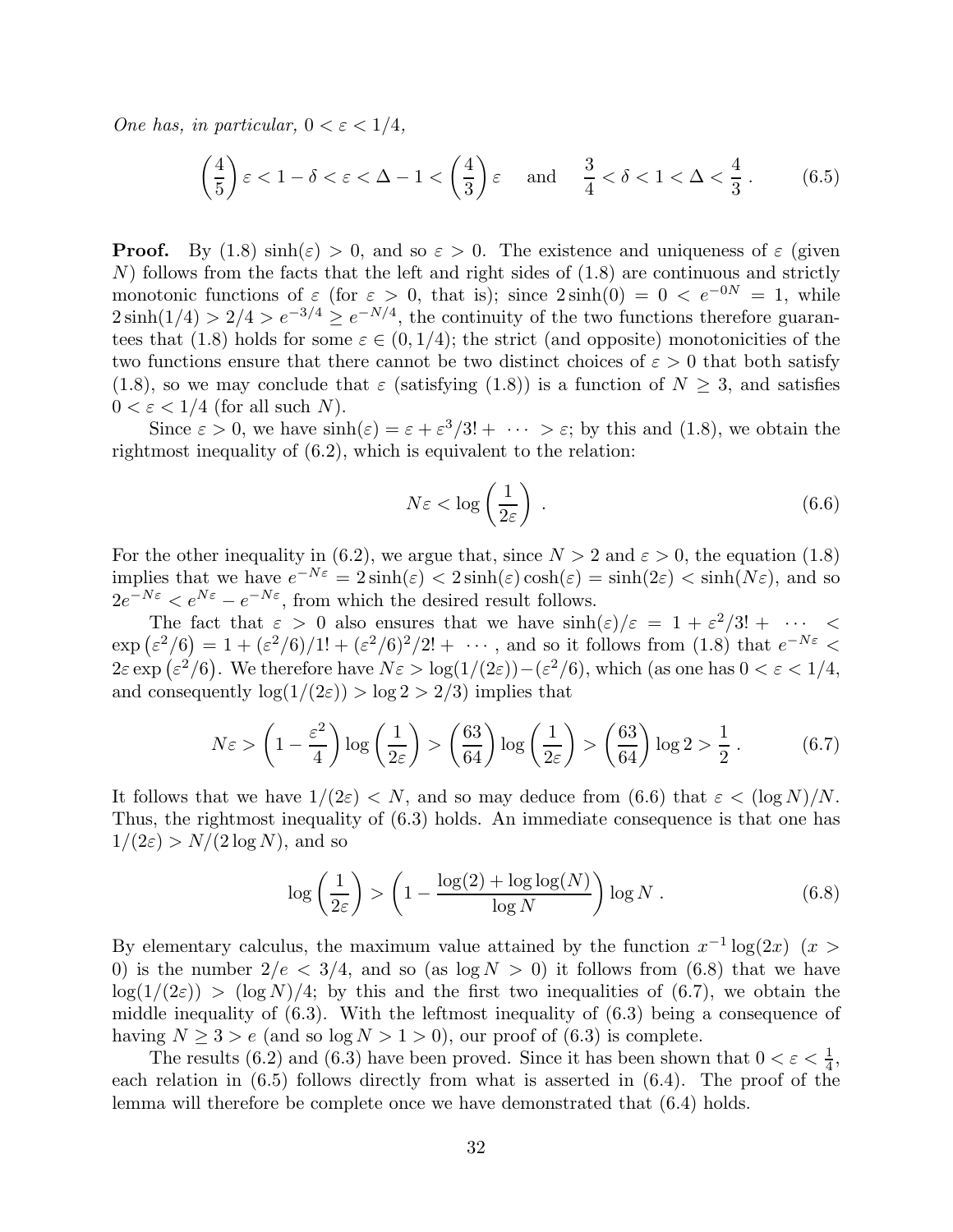*One has, in particular,* $0 < \varepsilon < 1/4$,

$$\left(\frac{4}{5}\right)\varepsilon < 1 - \delta < \varepsilon < \Delta - 1 < \left(\frac{4}{3}\right)\varepsilon \quad \text{and} \quad \frac{3}{4} < \delta < 1 < \Delta < \frac{4}{3}\,. \tag{6.5}$$

**Proof.** By (1.8) $\sinh(\varepsilon) > 0$, and so $\varepsilon > 0$. The existence and uniqueness of $\varepsilon$ (given $N$) follows from the facts that the left and right sides of (1.8) are continuous and strictly monotonic functions of $\varepsilon$ (for $\varepsilon > 0$, that is); since $2\sinh(0) = 0 < e^{-0N} = 1$, while $2\sinh(1/4) > 2/4 > e^{-3/4} \geq e^{-N/4}$, the continuity of the two functions therefore guarantees that (1.8) holds for some $\varepsilon \in (0, 1/4)$; the strict (and opposite) monotonicities of the two functions ensure that there cannot be two distinct choices of $\varepsilon > 0$ that both satisfy (1.8), so we may conclude that $\varepsilon$ (satisfying (1.8)) is a function of $N \geq 3$, and satisfies $0 < \varepsilon < 1/4$ (for all such $N$).

Since $\varepsilon > 0$, we have $\sinh(\varepsilon) = \varepsilon + \varepsilon^3/3! + \cdots > \varepsilon$; by this and (1.8), we obtain the rightmost inequality of (6.2), which is equivalent to the relation:

$$N\varepsilon < \log\left(\frac{1}{2\varepsilon}\right)\,. \tag{6.6}$$

For the other inequality in (6.2), we argue that, since $N > 2$ and $\varepsilon > 0$, the equation (1.8) implies that we have $e^{-N\varepsilon} = 2\sinh(\varepsilon) < 2\sinh(\varepsilon)\cosh(\varepsilon) = \sinh(2\varepsilon) < \sinh(N\varepsilon)$, and so $2e^{-N\varepsilon} < e^{N\varepsilon} - e^{-N\varepsilon}$, from which the desired result follows.

The fact that $\varepsilon > 0$ also ensures that we have $\sinh(\varepsilon)/\varepsilon = 1 + \varepsilon^2/3! + \cdots < \exp\left(\varepsilon^2/6\right) = 1 + (\varepsilon^2/6)/1! + (\varepsilon^2/6)^2/2! + \cdots$, and so it follows from (1.8) that $e^{-N\varepsilon} < 2\varepsilon\exp\left(\varepsilon^2/6\right)$. We therefore have $N\varepsilon > \log(1/(2\varepsilon)) - (\varepsilon^2/6)$, which (as one has $0 < \varepsilon < 1/4$, and consequently $\log(1/(2\varepsilon)) > \log 2 > 2/3$) implies that

$$N\varepsilon > \left(1 - \frac{\varepsilon^2}{4}\right)\log\left(\frac{1}{2\varepsilon}\right) > \left(\frac{63}{64}\right)\log\left(\frac{1}{2\varepsilon}\right) > \left(\frac{63}{64}\right)\log 2 > \frac{1}{2}\,. \tag{6.7}$$

It follows that we have $1/(2\varepsilon) < N$, and so may deduce from (6.6) that $\varepsilon < (\log N)/N$. Thus, the rightmost inequality of (6.3) holds. An immediate consequence is that one has $1/(2\varepsilon) > N/(2\log N)$, and so

$$\log\left(\frac{1}{2\varepsilon}\right) > \left(1 - \frac{\log(2) + \log\log(N)}{\log N}\right)\log N\,. \tag{6.8}$$

By elementary calculus, the maximum value attained by the function $x^{-1}\log(2x)$ ($x > 0$) is the number $2/e < 3/4$, and so (as $\log N > 0$) it follows from (6.8) that we have $\log(1/(2\varepsilon)) > (\log N)/4$; by this and the first two inequalities of (6.7), we obtain the middle inequality of (6.3). With the leftmost inequality of (6.3) being a consequence of having $N \geq 3 > e$ (and so $\log N > 1 > 0$), our proof of (6.3) is complete.

The results (6.2) and (6.3) have been proved. Since it has been shown that $0 < \varepsilon < \frac{1}{4}$, each relation in (6.5) follows directly from what is asserted in (6.4). The proof of the lemma will therefore be complete once we have demonstrated that (6.4) holds.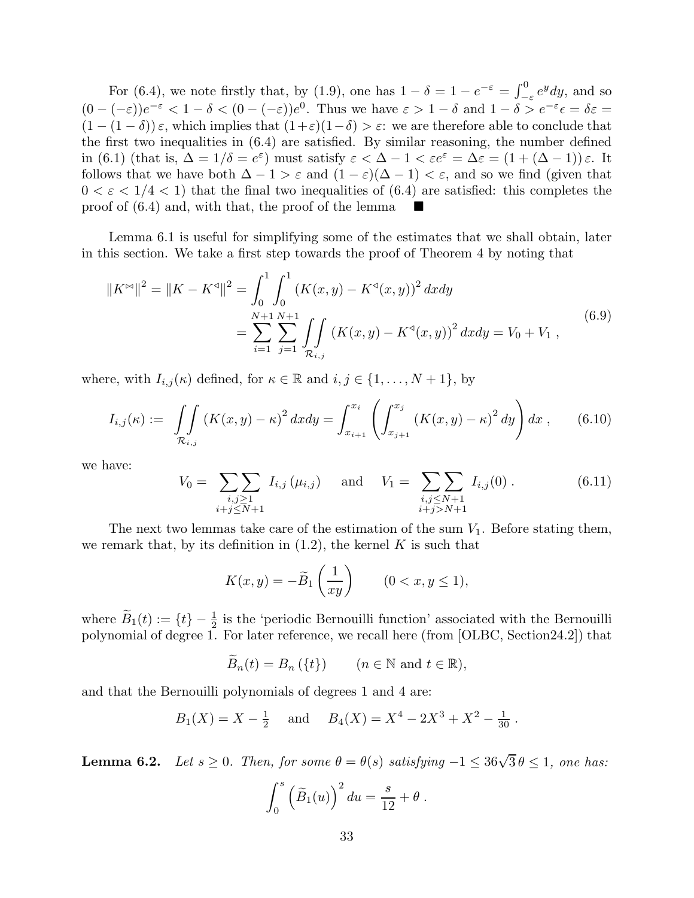For (6.4), we note firstly that, by (1.9), one has $1 - \delta = 1 - e^{-\varepsilon} = \int_{-\varepsilon}^{0} e^y dy$, and so $(0 - (-\varepsilon))e^{-\varepsilon} < 1 - \delta < (0 - (-\varepsilon))e^0$. Thus we have $\varepsilon > 1 - \delta$ and $1 - \delta > e^{-\varepsilon}\epsilon = \delta\varepsilon = (1 - (1 - \delta))\,\varepsilon$, which implies that $(1+\varepsilon)(1-\delta) > \varepsilon$: we are therefore able to conclude that the first two inequalities in (6.4) are satisfied. By similar reasoning, the number defined in (6.1) (that is, $\Delta = 1/\delta = e^{\varepsilon}$) must satisfy $\varepsilon < \Delta - 1 < \varepsilon e^{\varepsilon} = \Delta\varepsilon = (1 + (\Delta - 1))\,\varepsilon$. It follows that we have both $\Delta - 1 > \varepsilon$ and $(1 - \varepsilon)(\Delta - 1) < \varepsilon$, and so we find (given that $0 < \varepsilon < 1/4 < 1$) that the final two inequalities of (6.4) are satisfied: this completes the proof of (6.4) and, with that, the proof of the lemma ■

Lemma 6.1 is useful for simplifying some of the estimates that we shall obtain, later in this section. We take a first step towards the proof of Theorem 4 by noting that

$$\begin{aligned}\|K^{\bowtie}\|^2 = \|K - K^{\triangleleft}\|^2 &= \int_0^1 \int_0^1 \left(K(x,y) - K^{\triangleleft}(x,y)\right)^2 dxdy \\ &= \sum_{i=1}^{N+1} \sum_{j=1}^{N+1} \iint\limits_{\mathcal{R}_{i,j}} \left(K(x,y) - K^{\triangleleft}(x,y)\right)^2 dxdy = V_0 + V_1\ ,\end{aligned} \tag{6.9}$$

where, with $I_{i,j}(\kappa)$ defined, for $\kappa \in \mathbb{R}$ and $i,j \in \{1,\ldots,N+1\}$, by

$$I_{i,j}(\kappa) := \iint\limits_{\mathcal{R}_{i,j}} \left(K(x,y) - \kappa\right)^2 dxdy = \int_{x_{i+1}}^{x_i} \left( \int_{x_{j+1}}^{x_j} \left(K(x,y) - \kappa\right)^2 dy \right) dx\ , \tag{6.10}$$

we have:

$$V_0 = \sum_{\substack{i,j \geq 1 \\ i+j \leq N+1}}\sum I_{i,j}\left(\mu_{i,j}\right) \quad \text{ and } \quad V_1 = \sum_{\substack{i,j \leq N+1 \\ i+j > N+1}}\sum I_{i,j}(0)\ . \tag{6.11}$$

The next two lemmas take care of the estimation of the sum $V_1$. Before stating them, we remark that, by its definition in (1.2), the kernel $K$ is such that

$$K(x,y) = -\widetilde{B}_1\left(\frac{1}{xy}\right) \qquad (0 < x, y \leq 1),$$

where $\widetilde{B}_1(t) := \{t\} - \frac{1}{2}$ is the 'periodic Bernouilli function' associated with the Bernouilli polynomial of degree 1. For later reference, we recall here (from [OLBC, Section24.2]) that

$$\widetilde{B}_n(t) = B_n\left(\{t\}\right) \qquad (n \in \mathbb{N} \text{ and } t \in \mathbb{R}),$$

and that the Bernouilli polynomials of degrees 1 and 4 are:

$$B_1(X) = X - \tfrac{1}{2} \quad \text{ and } \quad B_4(X) = X^4 - 2X^3 + X^2 - \tfrac{1}{30}\ .$$

**Lemma 6.2.** *Let $s \geq 0$. Then, for some $\theta = \theta(s)$ satisfying $-1 \leq 36\sqrt{3}\,\theta \leq 1$, one has:*

$$\int_0^s \left(\widetilde{B}_1(u)\right)^2 du = \frac{s}{12} + \theta\ .$$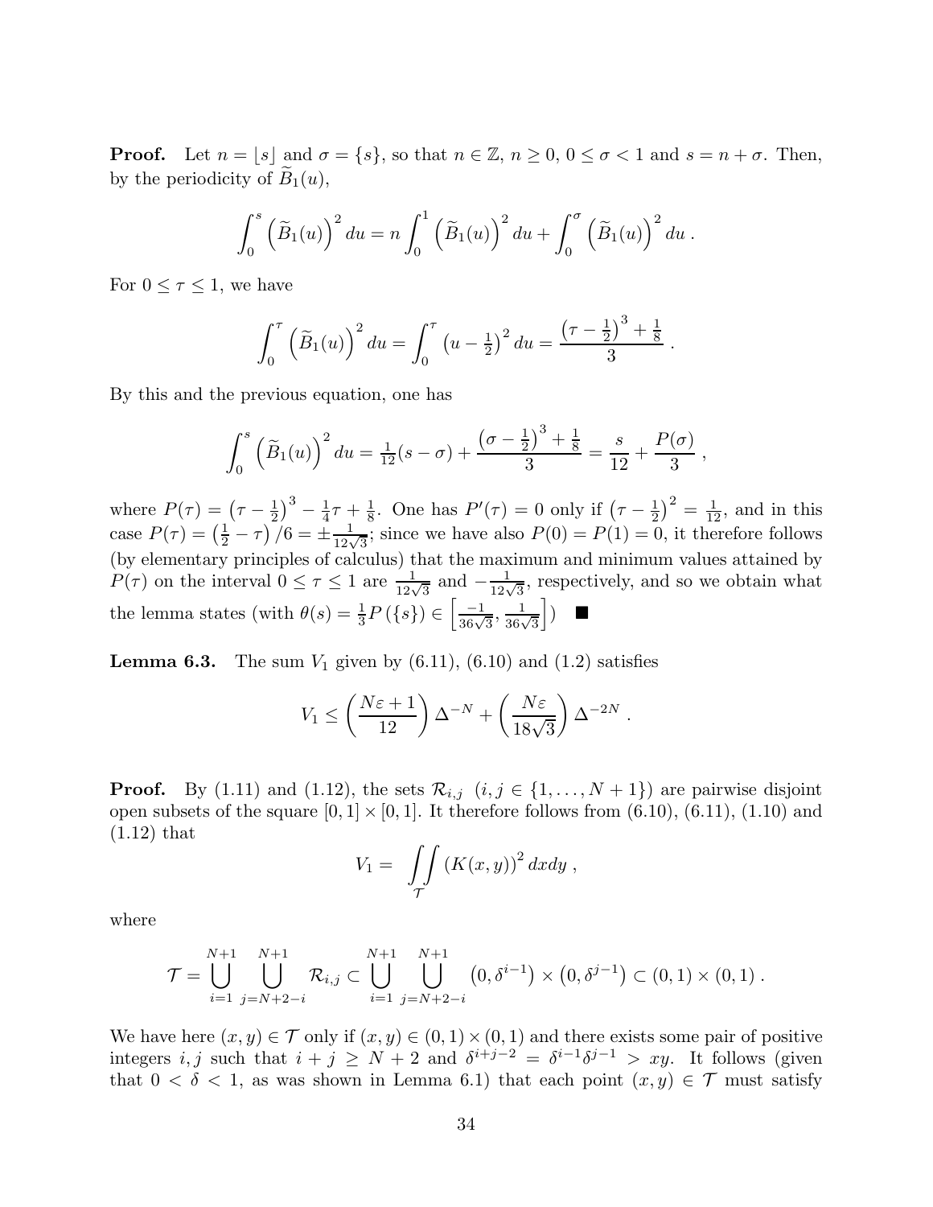**Proof.** Let $n = \lfloor s \rfloor$ and $\sigma = \{s\}$, so that $n \in \mathbb{Z}$, $n \geq 0$, $0 \leq \sigma < 1$ and $s = n + \sigma$. Then, by the periodicity of $\widetilde{B}_1(u)$,

$$\int_0^s \left(\widetilde{B}_1(u)\right)^2 du = n \int_0^1 \left(\widetilde{B}_1(u)\right)^2 du + \int_0^\sigma \left(\widetilde{B}_1(u)\right)^2 du \,.$$

For $0 \leq \tau \leq 1$, we have

$$\int_0^\tau \left(\widetilde{B}_1(u)\right)^2 du = \int_0^\tau \left(u - \tfrac{1}{2}\right)^2 du = \frac{\left(\tau - \frac{1}{2}\right)^3 + \frac{1}{8}}{3} \,.$$

By this and the previous equation, one has

$$\int_0^s \left(\widetilde{B}_1(u)\right)^2 du = \tfrac{1}{12}(s - \sigma) + \frac{\left(\sigma - \frac{1}{2}\right)^3 + \frac{1}{8}}{3} = \frac{s}{12} + \frac{P(\sigma)}{3} \,,$$

where $P(\tau) = \left(\tau - \frac{1}{2}\right)^3 - \frac{1}{4}\tau + \frac{1}{8}$. One has $P'(\tau) = 0$ only if $\left(\tau - \frac{1}{2}\right)^2 = \frac{1}{12}$, and in this case $P(\tau) = \left(\frac{1}{2} - \tau\right)/6 = \pm\frac{1}{12\sqrt{3}}$; since we have also $P(0) = P(1) = 0$, it therefore follows (by elementary principles of calculus) that the maximum and minimum values attained by $P(\tau)$ on the interval $0 \leq \tau \leq 1$ are $\frac{1}{12\sqrt{3}}$ and $-\frac{1}{12\sqrt{3}}$, respectively, and so we obtain what the lemma states (with $\theta(s) = \frac{1}{3}P(\{s\}) \in \left[\frac{-1}{36\sqrt{3}}, \frac{1}{36\sqrt{3}}\right]$) ■

**Lemma 6.3.** The sum $V_1$ given by (6.11), (6.10) and (1.2) satisfies

$$V_1 \leq \left(\frac{N\varepsilon + 1}{12}\right)\Delta^{-N} + \left(\frac{N\varepsilon}{18\sqrt{3}}\right)\Delta^{-2N} \,.$$

**Proof.** By (1.11) and (1.12), the sets $\mathcal{R}_{i,j}$ $(i, j \in \{1, \ldots, N+1\})$ are pairwise disjoint open subsets of the square $[0,1] \times [0,1]$. It therefore follows from (6.10), (6.11), (1.10) and (1.12) that

$$V_1 = \iint\limits_{\mathcal{T}} \left(K(x,y)\right)^2 dxdy \,,$$

where

$$\mathcal{T} = \bigcup_{i=1}^{N+1} \bigcup_{j=N+2-i}^{N+1} \mathcal{R}_{i,j} \subset \bigcup_{i=1}^{N+1} \bigcup_{j=N+2-i}^{N+1} \left(0, \delta^{i-1}\right) \times \left(0, \delta^{j-1}\right) \subset (0,1) \times (0,1) \,.$$

We have here $(x, y) \in \mathcal{T}$ only if $(x, y) \in (0,1) \times (0,1)$ and there exists some pair of positive integers $i, j$ such that $i + j \geq N + 2$ and $\delta^{i+j-2} = \delta^{i-1}\delta^{j-1} > xy$. It follows (given that $0 < \delta < 1$, as was shown in Lemma 6.1) that each point $(x, y) \in \mathcal{T}$ must satisfy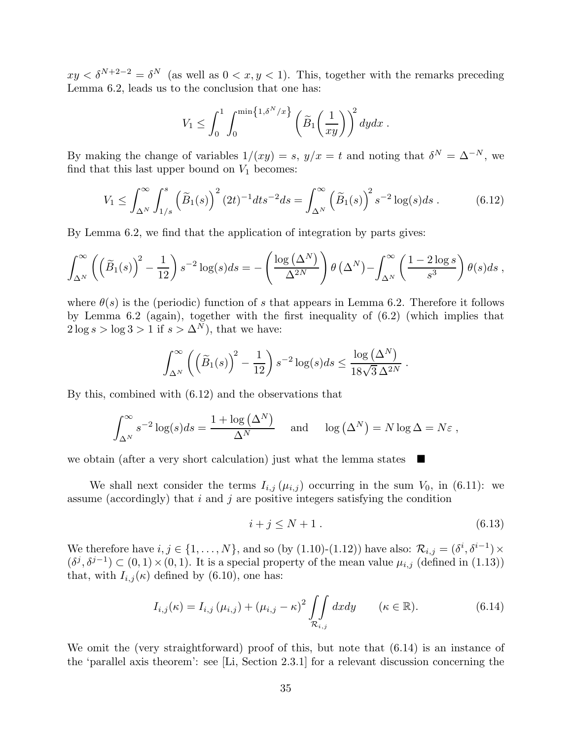$xy < \delta^{N+2-2} = \delta^N$ (as well as $0 < x, y < 1$). This, together with the remarks preceding Lemma 6.2, leads us to the conclusion that one has:

$$V_1 \leq \int_0^1 \int_0^{\min\{1,\delta^N/x\}} \left( \widetilde{B}_1\!\left(\frac{1}{xy}\right) \right)^2 dydx \; .$$

By making the change of variables $1/(xy) = s$, $y/x = t$ and noting that $\delta^N = \Delta^{-N}$, we find that this last upper bound on $V_1$ becomes:

$$V_1 \leq \int_{\Delta^N}^\infty \int_{1/s}^s \left( \widetilde{B}_1(s) \right)^2 (2t)^{-1} dt s^{-2} ds = \int_{\Delta^N}^\infty \left( \widetilde{B}_1(s) \right)^2 s^{-2} \log(s) ds \; . \tag{6.12}$$

By Lemma 6.2, we find that the application of integration by parts gives:

$$\int_{\Delta^N}^\infty \left( \left( \widetilde{B}_1(s) \right)^2 - \frac{1}{12} \right) s^{-2} \log(s) ds = - \left( \frac{\log\left(\Delta^N\right)}{\Delta^{2N}} \right) \theta\left(\Delta^N\right) - \int_{\Delta^N}^\infty \left( \frac{1 - 2\log s}{s^3} \right) \theta(s) ds \; ,$$

where $\theta(s)$ is the (periodic) function of $s$ that appears in Lemma 6.2. Therefore it follows by Lemma 6.2 (again), together with the first inequality of (6.2) (which implies that $2\log s > \log 3 > 1$ if $s > \Delta^N$), that we have:

$$\int_{\Delta^N}^\infty \left( \left( \widetilde{B}_1(s) \right)^2 - \frac{1}{12} \right) s^{-2} \log(s) ds \leq \frac{\log\left(\Delta^N\right)}{18\sqrt{3}\,\Delta^{2N}} \; .$$

By this, combined with (6.12) and the observations that

$$\int_{\Delta^N}^\infty s^{-2} \log(s) ds = \frac{1 + \log\left(\Delta^N\right)}{\Delta^N} \quad \text{ and } \quad \log\left(\Delta^N\right) = N \log \Delta = N\varepsilon \; ,$$

we obtain (after a very short calculation) just what the lemma states ■

We shall next consider the terms $I_{i,j}\left(\mu_{i,j}\right)$ occurring in the sum $V_0$, in (6.11): we assume (accordingly) that $i$ and $j$ are positive integers satisfying the condition

$$i + j \leq N + 1 \; . \tag{6.13}$$

We therefore have $i, j \in \{1, \ldots, N\}$, and so (by (1.10)-(1.12)) have also: $\mathcal{R}_{i,j} = (\delta^i, \delta^{i-1}) \times (\delta^j, \delta^{j-1}) \subset (0,1) \times (0,1)$. It is a special property of the mean value $\mu_{i,j}$ (defined in (1.13)) that, with $I_{i,j}(\kappa)$ defined by (6.10), one has:

$$I_{i,j}(\kappa) = I_{i,j}\left(\mu_{i,j}\right) + \left(\mu_{i,j} - \kappa\right)^2 \iint\limits_{\mathcal{R}_{i,j}} dxdy \qquad (\kappa \in \mathbb{R}). \tag{6.14}$$

We omit the (very straightforward) proof of this, but note that (6.14) is an instance of the 'parallel axis theorem': see [Li, Section 2.3.1] for a relevant discussion concerning the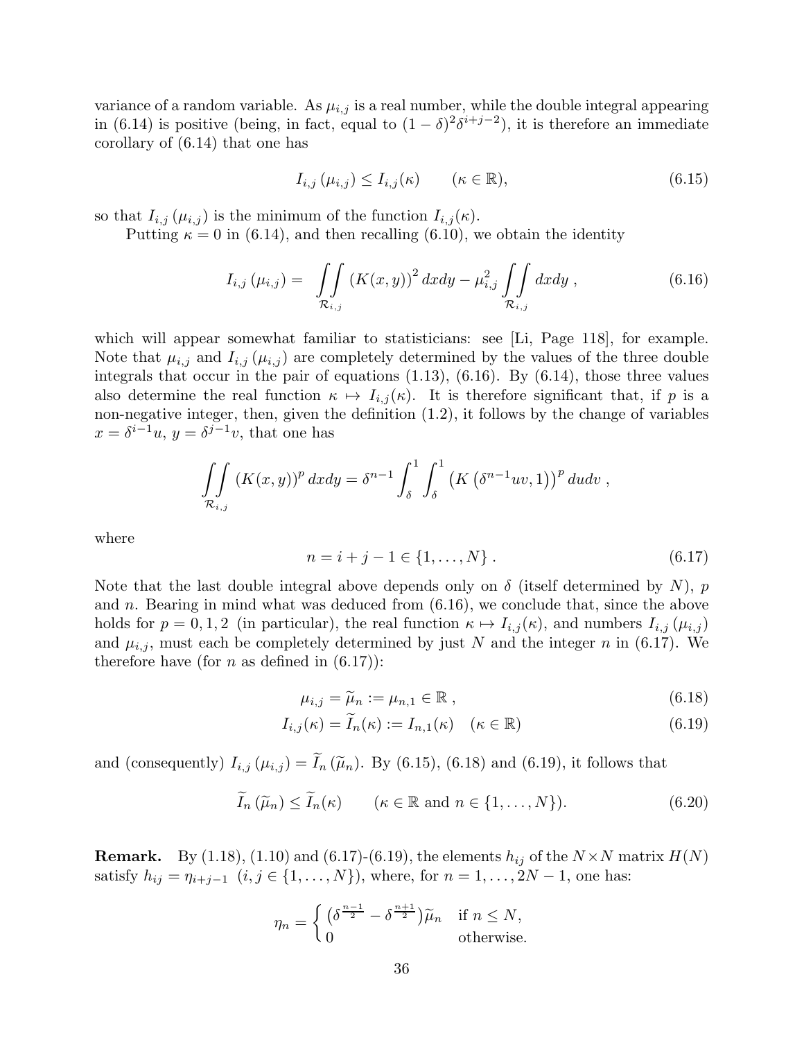variance of a random variable. As $\mu_{i,j}$ is a real number, while the double integral appearing in (6.14) is positive (being, in fact, equal to $(1-\delta)^2\delta^{i+j-2}$), it is therefore an immediate corollary of (6.14) that one has

$$I_{i,j}\left(\mu_{i,j}\right) \leq I_{i,j}(\kappa) \qquad (\kappa \in \mathbb{R}), \tag{6.15}$$

so that $I_{i,j}\left(\mu_{i,j}\right)$ is the minimum of the function $I_{i,j}(\kappa)$.

Putting $\kappa = 0$ in (6.14), and then recalling (6.10), we obtain the identity

$$I_{i,j}\left(\mu_{i,j}\right) = \iint\limits_{\mathcal{R}_{i,j}} \left(K(x,y)\right)^2 dxdy - \mu_{i,j}^2 \iint\limits_{\mathcal{R}_{i,j}} dxdy\ , \tag{6.16}$$

which will appear somewhat familiar to statisticians: see [Li, Page 118], for example. Note that $\mu_{i,j}$ and $I_{i,j}\left(\mu_{i,j}\right)$ are completely determined by the values of the three double integrals that occur in the pair of equations (1.13), (6.16). By (6.14), those three values also determine the real function $\kappa \mapsto I_{i,j}(\kappa)$. It is therefore significant that, if $p$ is a non-negative integer, then, given the definition (1.2), it follows by the change of variables $x = \delta^{i-1}u$, $y = \delta^{j-1}v$, that one has

$$\iint\limits_{\mathcal{R}_{i,j}} \left(K(x,y)\right)^p dxdy = \delta^{n-1} \int_\delta^1 \int_\delta^1 \left(K\left(\delta^{n-1}uv, 1\right)\right)^p dudv\ ,$$

where

$$n = i + j - 1 \in \{1, \ldots, N\}\ . \tag{6.17}$$

Note that the last double integral above depends only on $\delta$ (itself determined by $N$), $p$ and $n$. Bearing in mind what was deduced from (6.16), we conclude that, since the above holds for $p = 0, 1, 2$ (in particular), the real function $\kappa \mapsto I_{i,j}(\kappa)$, and numbers $I_{i,j}\left(\mu_{i,j}\right)$ and $\mu_{i,j}$, must each be completely determined by just $N$ and the integer $n$ in (6.17). We therefore have (for $n$ as defined in (6.17)):

$$\mu_{i,j} = \widetilde{\mu}_n := \mu_{n,1} \in \mathbb{R}\ , \tag{6.18}$$

$$I_{i,j}(\kappa) = \widetilde{I}_n(\kappa) := I_{n,1}(\kappa) \quad (\kappa \in \mathbb{R}) \tag{6.19}$$

and (consequently) $I_{i,j}\left(\mu_{i,j}\right) = \widetilde{I}_n\left(\widetilde{\mu}_n\right)$. By (6.15), (6.18) and (6.19), it follows that

$$\widetilde{I}_n\left(\widetilde{\mu}_n\right) \leq \widetilde{I}_n(\kappa) \qquad (\kappa \in \mathbb{R} \text{ and } n \in \{1, \ldots, N\}). \tag{6.20}$$

**Remark.** By (1.18), (1.10) and (6.17)-(6.19), the elements $h_{ij}$ of the $N \times N$ matrix $H(N)$ satisfy $h_{ij} = \eta_{i+j-1}$ $(i, j \in \{1, \ldots, N\})$, where, for $n = 1, \ldots, 2N-1$, one has:

$$\eta_n = \begin{cases} \left(\delta^{\frac{n-1}{2}} - \delta^{\frac{n+1}{2}}\right)\widetilde{\mu}_n & \text{if } n \leq N, \\ 0 & \text{otherwise.} \end{cases}$$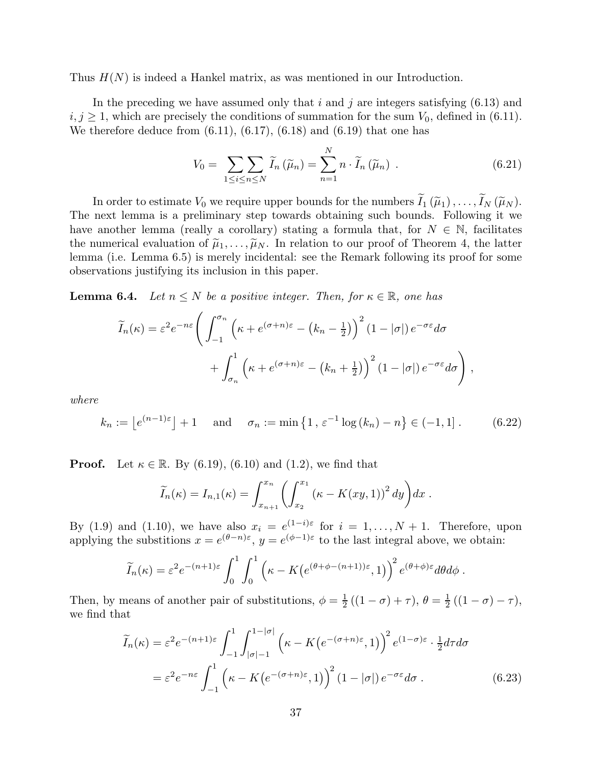Thus $H(N)$ is indeed a Hankel matrix, as was mentioned in our Introduction.

In the preceding we have assumed only that $i$ and $j$ are integers satisfying (6.13) and $i, j \geq 1$, which are precisely the conditions of summation for the sum $V_0$, defined in (6.11). We therefore deduce from (6.11), (6.17), (6.18) and (6.19) that one has

$$V_0 = \sum\sum_{1 \leq i \leq n \leq N} \widetilde{I}_n(\widetilde{\mu}_n) = \sum_{n=1}^{N} n \cdot \widetilde{I}_n(\widetilde{\mu}_n) \ . \tag{6.21}$$

In order to estimate $V_0$ we require upper bounds for the numbers $\widetilde{I}_1(\widetilde{\mu}_1), \ldots, \widetilde{I}_N(\widetilde{\mu}_N)$. The next lemma is a preliminary step towards obtaining such bounds. Following it we have another lemma (really a corollary) stating a formula that, for $N \in \mathbb{N}$, facilitates the numerical evaluation of $\widetilde{\mu}_1, \ldots, \widetilde{\mu}_N$. In relation to our proof of Theorem 4, the latter lemma (i.e. Lemma 6.5) is merely incidental: see the Remark following its proof for some observations justifying its inclusion in this paper.

**Lemma 6.4.** *Let $n \leq N$ be a positive integer. Then, for $\kappa \in \mathbb{R}$, one has*

$$\widetilde{I}_n(\kappa) = \varepsilon^2 e^{-n\varepsilon}\Bigg( \int_{-1}^{\sigma_n} \left(\kappa + e^{(\sigma+n)\varepsilon} - \left(k_n - \tfrac{1}{2}\right)\right)^2 (1-|\sigma|)\, e^{-\sigma\varepsilon} d\sigma + \int_{\sigma_n}^{1} \left(\kappa + e^{(\sigma+n)\varepsilon} - \left(k_n + \tfrac{1}{2}\right)\right)^2 (1-|\sigma|)\, e^{-\sigma\varepsilon} d\sigma \Bigg) ,$$

*where*

$$k_n := \left\lfloor e^{(n-1)\varepsilon} \right\rfloor + 1 \quad \text{ and } \quad \sigma_n := \min\left\{1 \, , \, \varepsilon^{-1}\log(k_n) - n\right\} \in (-1, 1] \, . \tag{6.22}$$

**Proof.** Let $\kappa \in \mathbb{R}$. By (6.19), (6.10) and (1.2), we find that

$$\widetilde{I}_n(\kappa) = I_{n,1}(\kappa) = \int_{x_{n+1}}^{x_n} \left( \int_{x_2}^{x_1} (\kappa - K(xy, 1))^2 dy \right) dx \ .$$

By (1.9) and (1.10), we have also $x_i = e^{(1-i)\varepsilon}$ for $i = 1, \ldots, N+1$. Therefore, upon applying the substitions $x = e^{(\theta - n)\varepsilon}$, $y = e^{(\phi-1)\varepsilon}$ to the last integral above, we obtain:

$$\widetilde{I}_n(\kappa) = \varepsilon^2 e^{-(n+1)\varepsilon} \int_0^1 \int_0^1 \left(\kappa - K\big(e^{(\theta+\phi-(n+1))\varepsilon}, 1\big)\right)^2 e^{(\theta+\phi)\varepsilon} d\theta d\phi \ .$$

Then, by means of another pair of substitutions, $\phi = \frac{1}{2}((1-\sigma) + \tau)$, $\theta = \frac{1}{2}((1-\sigma) - \tau)$, we find that

$$\begin{aligned}
\widetilde{I}_n(\kappa) &= \varepsilon^2 e^{-(n+1)\varepsilon} \int_{-1}^{1} \int_{|\sigma|-1}^{1-|\sigma|} \left(\kappa - K\big(e^{-(\sigma+n)\varepsilon}, 1\big)\right)^2 e^{(1-\sigma)\varepsilon} \cdot \tfrac{1}{2} d\tau d\sigma \\
&= \varepsilon^2 e^{-n\varepsilon} \int_{-1}^{1} \left(\kappa - K\big(e^{-(\sigma+n)\varepsilon}, 1\big)\right)^2 (1-|\sigma|)\, e^{-\sigma\varepsilon} d\sigma \ .
\end{aligned} \tag{6.23}$$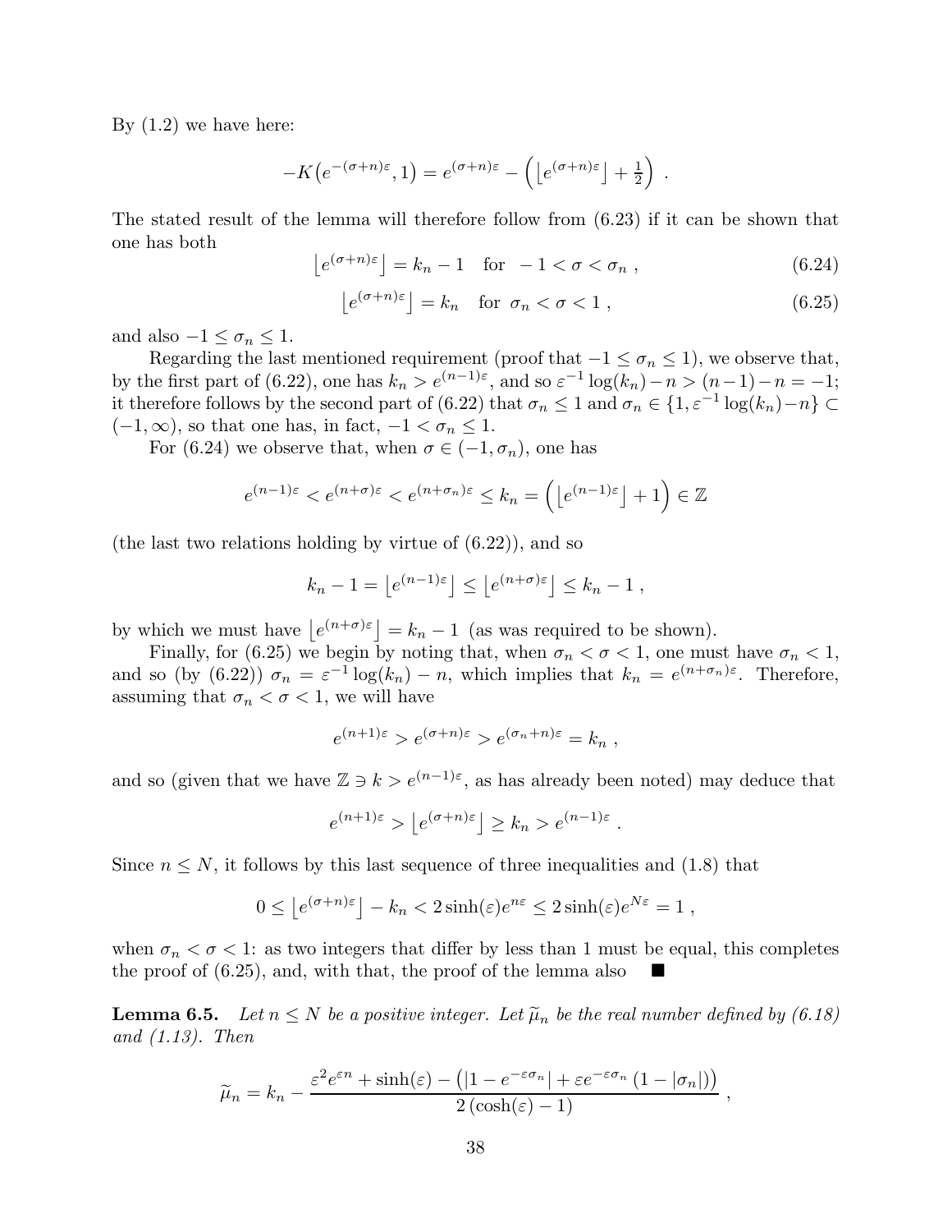By (1.2) we have here:

$$-K\big(e^{-(\sigma+n)\varepsilon},1\big) = e^{(\sigma+n)\varepsilon} - \Big(\big\lfloor e^{(\sigma+n)\varepsilon}\big\rfloor + \tfrac{1}{2}\Big) \ .$$

The stated result of the lemma will therefore follow from (6.23) if it can be shown that one has both

$$\big\lfloor e^{(\sigma+n)\varepsilon}\big\rfloor = k_n - 1 \quad \text{for} \ \ -1 < \sigma < \sigma_n \ , \tag{6.24}$$

$$\big\lfloor e^{(\sigma+n)\varepsilon}\big\rfloor = k_n \quad \text{for} \ \ \sigma_n < \sigma < 1 \ , \tag{6.25}$$

and also $-1 \leq \sigma_n \leq 1$.

Regarding the last mentioned requirement (proof that $-1 \leq \sigma_n \leq 1$), we observe that, by the first part of (6.22), one has $k_n > e^{(n-1)\varepsilon}$, and so $\varepsilon^{-1}\log(k_n) - n > (n-1) - n = -1$; it therefore follows by the second part of (6.22) that $\sigma_n \leq 1$ and $\sigma_n \in \{1, \varepsilon^{-1}\log(k_n) - n\} \subset (-1,\infty)$, so that one has, in fact, $-1 < \sigma_n \leq 1$.

For (6.24) we observe that, when $\sigma \in (-1,\sigma_n)$, one has

$$e^{(n-1)\varepsilon} < e^{(n+\sigma)\varepsilon} < e^{(n+\sigma_n)\varepsilon} \leq k_n = \Big(\big\lfloor e^{(n-1)\varepsilon}\big\rfloor + 1\Big) \in \mathbb{Z}$$

(the last two relations holding by virtue of (6.22)), and so

$$k_n - 1 = \big\lfloor e^{(n-1)\varepsilon}\big\rfloor \leq \big\lfloor e^{(n+\sigma)\varepsilon}\big\rfloor \leq k_n - 1 \ ,$$

by which we must have $\big\lfloor e^{(n+\sigma)\varepsilon}\big\rfloor = k_n - 1$ (as was required to be shown).

Finally, for (6.25) we begin by noting that, when $\sigma_n < \sigma < 1$, one must have $\sigma_n < 1$, and so (by (6.22)) $\sigma_n = \varepsilon^{-1}\log(k_n) - n$, which implies that $k_n = e^{(n+\sigma_n)\varepsilon}$. Therefore, assuming that $\sigma_n < \sigma < 1$, we will have

$$e^{(n+1)\varepsilon} > e^{(\sigma+n)\varepsilon} > e^{(\sigma_n+n)\varepsilon} = k_n \ ,$$

and so (given that we have $\mathbb{Z} \ni k > e^{(n-1)\varepsilon}$, as has already been noted) may deduce that

$$e^{(n+1)\varepsilon} > \big\lfloor e^{(\sigma+n)\varepsilon}\big\rfloor \geq k_n > e^{(n-1)\varepsilon} \ .$$

Since $n \leq N$, it follows by this last sequence of three inequalities and (1.8) that

$$0 \leq \big\lfloor e^{(\sigma+n)\varepsilon}\big\rfloor - k_n < 2\sinh(\varepsilon)e^{n\varepsilon} \leq 2\sinh(\varepsilon)e^{N\varepsilon} = 1 \ ,$$

when $\sigma_n < \sigma < 1$: as two integers that differ by less than 1 must be equal, this completes the proof of (6.25), and, with that, the proof of the lemma also ∎

**Lemma 6.5.** *Let $n \leq N$ be a positive integer. Let $\widetilde{\mu}_n$ be the real number defined by (6.18) and (1.13). Then*

$$\widetilde{\mu}_n = k_n - \frac{\varepsilon^2 e^{\varepsilon n} + \sinh(\varepsilon) - \big(|1 - e^{-\varepsilon\sigma_n}| + \varepsilon e^{-\varepsilon\sigma_n}\,(1 - |\sigma_n|)\big)}{2\,(\cosh(\varepsilon) - 1)} \ ,$$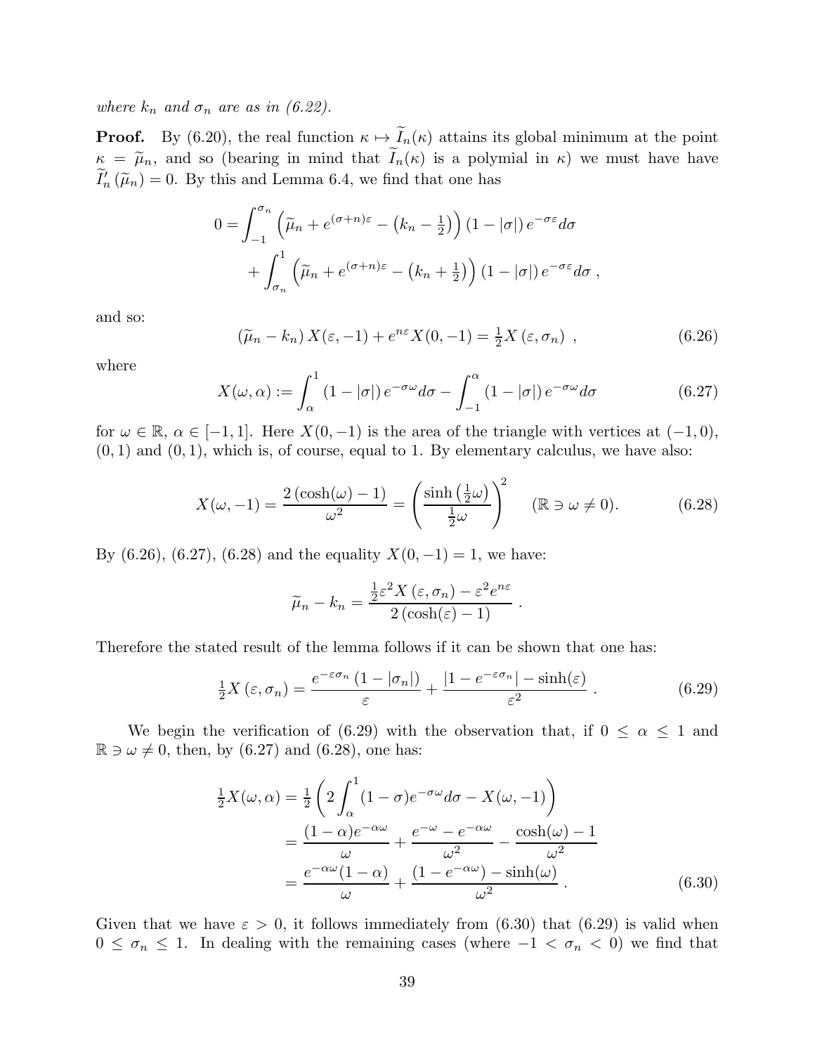*where $k_n$ and $\sigma_n$ are as in (6.22).*

**Proof.** By (6.20), the real function $\kappa \mapsto \widetilde{I}_n(\kappa)$ attains its global minimum at the point $\kappa = \widetilde{\mu}_n$, and so (bearing in mind that $\widetilde{I}_n(\kappa)$ is a polymial in $\kappa$) we must have have $\widetilde{I}_n'(\widetilde{\mu}_n) = 0$. By this and Lemma 6.4, we find that one has

$$\begin{aligned}
0 = &\int_{-1}^{\sigma_n} \left(\widetilde{\mu}_n + e^{(\sigma+n)\varepsilon} - \left(k_n - \tfrac{1}{2}\right)\right)(1-|\sigma|)\, e^{-\sigma\varepsilon} d\sigma \\
&+ \int_{\sigma_n}^{1} \left(\widetilde{\mu}_n + e^{(\sigma+n)\varepsilon} - \left(k_n + \tfrac{1}{2}\right)\right)(1-|\sigma|)\, e^{-\sigma\varepsilon} d\sigma \ ,
\end{aligned}$$

and so:

$$(\widetilde{\mu}_n - k_n)\, X(\varepsilon, -1) + e^{n\varepsilon} X(0,-1) = \tfrac{1}{2} X(\varepsilon, \sigma_n) \ , \tag{6.26}$$

where

$$X(\omega, \alpha) := \int_{\alpha}^{1} (1-|\sigma|)\, e^{-\sigma\omega} d\sigma - \int_{-1}^{\alpha} (1-|\sigma|)\, e^{-\sigma\omega} d\sigma \tag{6.27}$$

for $\omega \in \mathbb{R}$, $\alpha \in [-1,1]$. Here $X(0,-1)$ is the area of the triangle with vertices at $(-1,0)$, $(0,1)$ and $(0,1)$, which is, of course, equal to 1. By elementary calculus, we have also:

$$X(\omega, -1) = \frac{2\left(\cosh(\omega) - 1\right)}{\omega^2} = \left(\frac{\sinh\left(\frac{1}{2}\omega\right)}{\frac{1}{2}\omega}\right)^2 \qquad (\mathbb{R} \ni \omega \neq 0). \tag{6.28}$$

By (6.26), (6.27), (6.28) and the equality $X(0,-1) = 1$, we have:

$$\widetilde{\mu}_n - k_n = \frac{\frac{1}{2}\varepsilon^2 X(\varepsilon, \sigma_n) - \varepsilon^2 e^{n\varepsilon}}{2\left(\cosh(\varepsilon) - 1\right)} \ .$$

Therefore the stated result of the lemma follows if it can be shown that one has:

$$\tfrac{1}{2} X(\varepsilon, \sigma_n) = \frac{e^{-\varepsilon\sigma_n}\left(1 - |\sigma_n|\right)}{\varepsilon} + \frac{|1 - e^{-\varepsilon\sigma_n}| - \sinh(\varepsilon)}{\varepsilon^2} \ . \tag{6.29}$$

We begin the verification of (6.29) with the observation that, if $0 \leq \alpha \leq 1$ and $\mathbb{R} \ni \omega \neq 0$, then, by (6.27) and (6.28), one has:

$$\begin{aligned}
\tfrac{1}{2} X(\omega, \alpha) &= \tfrac{1}{2}\left(2\int_{\alpha}^{1} (1-\sigma) e^{-\sigma\omega} d\sigma - X(\omega, -1)\right) \\
&= \frac{(1-\alpha)e^{-\alpha\omega}}{\omega} + \frac{e^{-\omega} - e^{-\alpha\omega}}{\omega^2} - \frac{\cosh(\omega) - 1}{\omega^2} \\
&= \frac{e^{-\alpha\omega}(1-\alpha)}{\omega} + \frac{(1 - e^{-\alpha\omega}) - \sinh(\omega)}{\omega^2} \ .
\end{aligned} \tag{6.30}$$

Given that we have $\varepsilon > 0$, it follows immediately from (6.30) that (6.29) is valid when $0 \leq \sigma_n \leq 1$. In dealing with the remaining cases (where $-1 < \sigma_n < 0$) we find that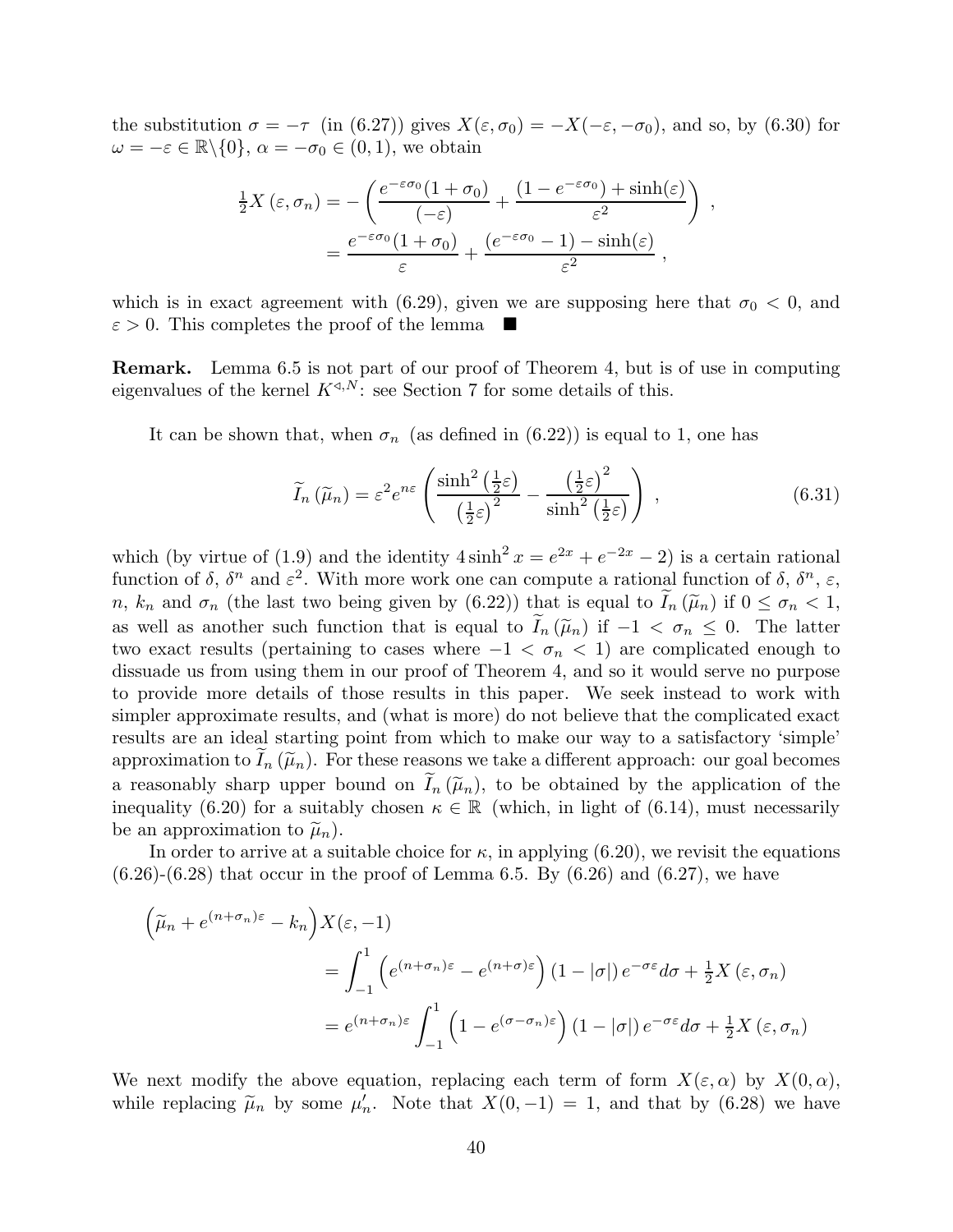the substitution $\sigma = -\tau$ (in (6.27)) gives $X(\varepsilon, \sigma_0) = -X(-\varepsilon, -\sigma_0)$, and so, by (6.30) for $\omega = -\varepsilon \in \mathbb{R}\backslash\{0\}$, $\alpha = -\sigma_0 \in (0,1)$, we obtain

$$
\begin{aligned}
\tfrac{1}{2}X\left(\varepsilon, \sigma_n\right) &= -\left(\frac{e^{-\varepsilon\sigma_0}(1+\sigma_0)}{(-\varepsilon)} + \frac{(1-e^{-\varepsilon\sigma_0}) + \sinh(\varepsilon)}{\varepsilon^2}\right) \ , \\
&= \frac{e^{-\varepsilon\sigma_0}(1+\sigma_0)}{\varepsilon} + \frac{(e^{-\varepsilon\sigma_0}-1) - \sinh(\varepsilon)}{\varepsilon^2} \ ,
\end{aligned}
$$

which is in exact agreement with (6.29), given we are supposing here that $\sigma_0 < 0$, and $\varepsilon > 0$. This completes the proof of the lemma ■

**Remark.** Lemma 6.5 is not part of our proof of Theorem 4, but is of use in computing eigenvalues of the kernel $K^{\triangleleft,N}$: see Section 7 for some details of this.

It can be shown that, when $\sigma_n$ (as defined in (6.22)) is equal to 1, one has

$$
\widetilde{I}_n\left(\widetilde{\mu}_n\right) = \varepsilon^2 e^{n\varepsilon}\left(\frac{\sinh^2\left(\frac{1}{2}\varepsilon\right)}{\left(\frac{1}{2}\varepsilon\right)^2} - \frac{\left(\frac{1}{2}\varepsilon\right)^2}{\sinh^2\left(\frac{1}{2}\varepsilon\right)}\right) \ , \tag{6.31}
$$

which (by virtue of (1.9) and the identity $4\sinh^2 x = e^{2x} + e^{-2x} - 2$) is a certain rational function of $\delta$, $\delta^n$ and $\varepsilon^2$. With more work one can compute a rational function of $\delta$, $\delta^n$, $\varepsilon$, $n$, $k_n$ and $\sigma_n$ (the last two being given by (6.22)) that is equal to $\widetilde{I}_n\left(\widetilde{\mu}_n\right)$ if $0 \leq \sigma_n < 1$, as well as another such function that is equal to $\widetilde{I}_n\left(\widetilde{\mu}_n\right)$ if $-1 < \sigma_n \leq 0$. The latter two exact results (pertaining to cases where $-1 < \sigma_n < 1$) are complicated enough to dissuade us from using them in our proof of Theorem 4, and so it would serve no purpose to provide more details of those results in this paper. We seek instead to work with simpler approximate results, and (what is more) do not believe that the complicated exact results are an ideal starting point from which to make our way to a satisfactory 'simple' approximation to $\widetilde{I}_n\left(\widetilde{\mu}_n\right)$. For these reasons we take a different approach: our goal becomes a reasonably sharp upper bound on $\widetilde{I}_n\left(\widetilde{\mu}_n\right)$, to be obtained by the application of the inequality (6.20) for a suitably chosen $\kappa \in \mathbb{R}$ (which, in light of (6.14), must necessarily be an approximation to $\widetilde{\mu}_n$).

In order to arrive at a suitable choice for $\kappa$, in applying (6.20), we revisit the equations (6.26)-(6.28) that occur in the proof of Lemma 6.5. By (6.26) and (6.27), we have

$$
\begin{aligned}
&\left(\widetilde{\mu}_n + e^{(n+\sigma_n)\varepsilon} - k_n\right)X(\varepsilon, -1) \\
&\qquad = \int_{-1}^{1}\left(e^{(n+\sigma_n)\varepsilon} - e^{(n+\sigma)\varepsilon}\right)(1-|\sigma|)\,e^{-\sigma\varepsilon}d\sigma + \tfrac{1}{2}X\left(\varepsilon, \sigma_n\right) \\
&\qquad = e^{(n+\sigma_n)\varepsilon}\int_{-1}^{1}\left(1 - e^{(\sigma-\sigma_n)\varepsilon}\right)(1-|\sigma|)\,e^{-\sigma\varepsilon}d\sigma + \tfrac{1}{2}X\left(\varepsilon, \sigma_n\right)
\end{aligned}
$$

We next modify the above equation, replacing each term of form $X(\varepsilon, \alpha)$ by $X(0, \alpha)$, while replacing $\widetilde{\mu}_n$ by some $\mu_n'$. Note that $X(0,-1) = 1$, and that by (6.28) we have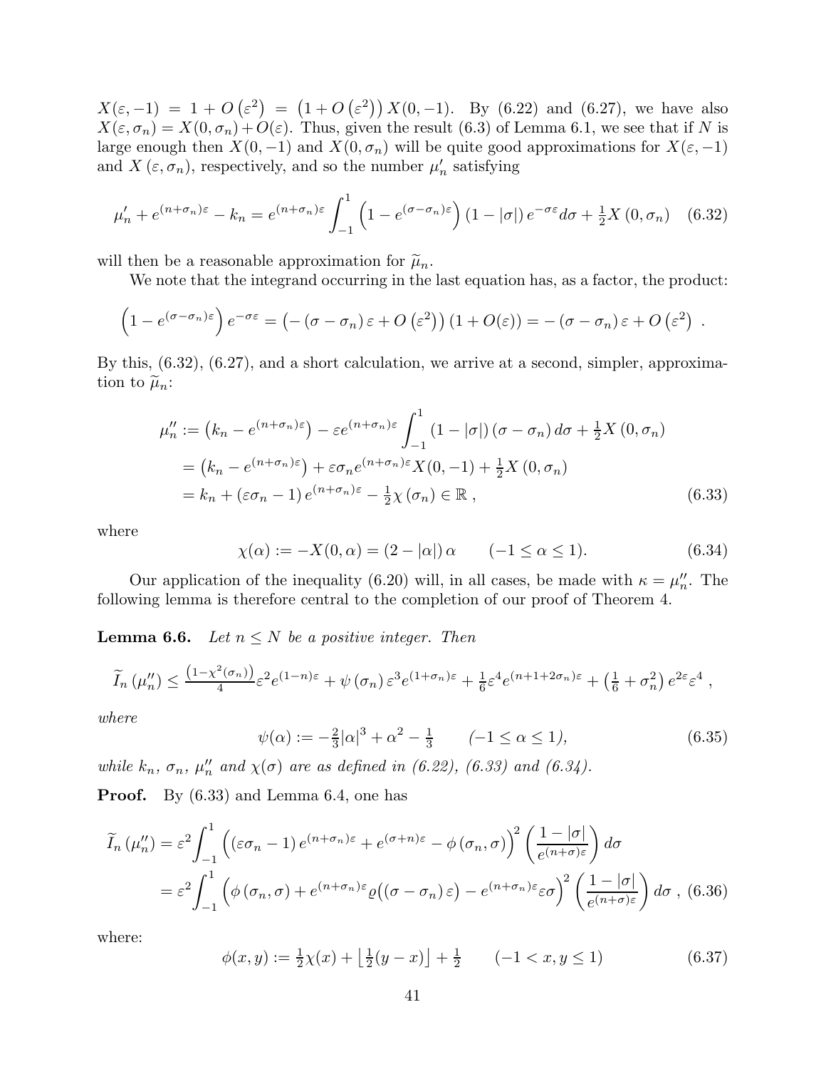$X(\varepsilon,-1) = 1 + O\left(\varepsilon^2\right) = \left(1 + O\left(\varepsilon^2\right)\right) X(0,-1)$. By (6.22) and (6.27), we have also $X(\varepsilon,\sigma_n) = X(0,\sigma_n) + O(\varepsilon)$. Thus, given the result (6.3) of Lemma 6.1, we see that if $N$ is large enough then $X(0,-1)$ and $X(0,\sigma_n)$ will be quite good approximations for $X(\varepsilon,-1)$ and $X\left(\varepsilon,\sigma_n\right)$, respectively, and so the number $\mu_n'$ satisfying

$$\mu_n' + e^{(n+\sigma_n)\varepsilon} - k_n = e^{(n+\sigma_n)\varepsilon} \int_{-1}^{1} \left(1 - e^{(\sigma-\sigma_n)\varepsilon}\right)(1-|\sigma|)\, e^{-\sigma\varepsilon} d\sigma + \tfrac{1}{2} X\left(0,\sigma_n\right) \quad (6.32)$$

will then be a reasonable approximation for $\widetilde{\mu}_n$.

We note that the integrand occurring in the last equation has, as a factor, the product:

$$\left(1 - e^{(\sigma-\sigma_n)\varepsilon}\right) e^{-\sigma\varepsilon} = \left(-\left(\sigma - \sigma_n\right)\varepsilon + O\left(\varepsilon^2\right)\right)\left(1 + O(\varepsilon)\right) = -\left(\sigma - \sigma_n\right)\varepsilon + O\left(\varepsilon^2\right) \ .$$

By this, (6.32), (6.27), and a short calculation, we arrive at a second, simpler, approximation to $\widetilde{\mu}_n$:

$$\begin{aligned}
\mu_n'' &:= \left(k_n - e^{(n+\sigma_n)\varepsilon}\right) - \varepsilon e^{(n+\sigma_n)\varepsilon} \int_{-1}^{1} (1-|\sigma|)\left(\sigma - \sigma_n\right) d\sigma + \tfrac{1}{2} X\left(0,\sigma_n\right) \\
&= \left(k_n - e^{(n+\sigma_n)\varepsilon}\right) + \varepsilon\sigma_n e^{(n+\sigma_n)\varepsilon} X(0,-1) + \tfrac{1}{2} X\left(0,\sigma_n\right) \\
&= k_n + \left(\varepsilon\sigma_n - 1\right) e^{(n+\sigma_n)\varepsilon} - \tfrac{1}{2}\chi\left(\sigma_n\right) \in \mathbb{R} \ ,
\end{aligned} \quad (6.33)$$

where

$$\chi(\alpha) := -X(0,\alpha) = (2-|\alpha|)\,\alpha \qquad (-1 \le \alpha \le 1). \quad (6.34)$$

Our application of the inequality (6.20) will, in all cases, be made with $\kappa = \mu_n''$. The following lemma is therefore central to the completion of our proof of Theorem 4.

**Lemma 6.6.** *Let $n \le N$ be a positive integer. Then*

$$\widetilde{I}_n\left(\mu_n''\right) \le \tfrac{\left(1-\chi^2(\sigma_n)\right)}{4} \varepsilon^2 e^{(1-n)\varepsilon} + \psi\left(\sigma_n\right)\varepsilon^3 e^{(1+\sigma_n)\varepsilon} + \tfrac{1}{6}\varepsilon^4 e^{(n+1+2\sigma_n)\varepsilon} + \left(\tfrac{1}{6} + \sigma_n^2\right) e^{2\varepsilon}\varepsilon^4 \ ,$$

*where*

$$\psi(\alpha) := -\tfrac{2}{3}|\alpha|^3 + \alpha^2 - \tfrac{1}{3} \qquad (-1 \le \alpha \le 1), \quad (6.35)$$

*while $k_n$, $\sigma_n$, $\mu_n''$ and $\chi(\sigma)$ are as defined in (6.22), (6.33) and (6.34).*

**Proof.** By (6.33) and Lemma 6.4, one has

$$\begin{aligned}
\widetilde{I}_n\left(\mu_n''\right) &= \varepsilon^2 \int_{-1}^{1} \left(\left(\varepsilon\sigma_n - 1\right) e^{(n+\sigma_n)\varepsilon} + e^{(\sigma+n)\varepsilon} - \phi\left(\sigma_n,\sigma\right)\right)^2 \left(\frac{1-|\sigma|}{e^{(n+\sigma)\varepsilon}}\right) d\sigma \\
&= \varepsilon^2 \int_{-1}^{1} \left(\phi\left(\sigma_n,\sigma\right) + e^{(n+\sigma_n)\varepsilon}\varrho\big(\left(\sigma - \sigma_n\right)\varepsilon\big) - e^{(n+\sigma_n)\varepsilon}\varepsilon\sigma\right)^2 \left(\frac{1-|\sigma|}{e^{(n+\sigma)\varepsilon}}\right) d\sigma \ ,
\end{aligned} \quad (6.36)$$

where:

$$\phi(x,y) := \tfrac{1}{2}\chi(x) + \left\lfloor \tfrac{1}{2}(y-x) \right\rfloor + \tfrac{1}{2} \qquad (-1 < x, y \le 1) \quad (6.37)$$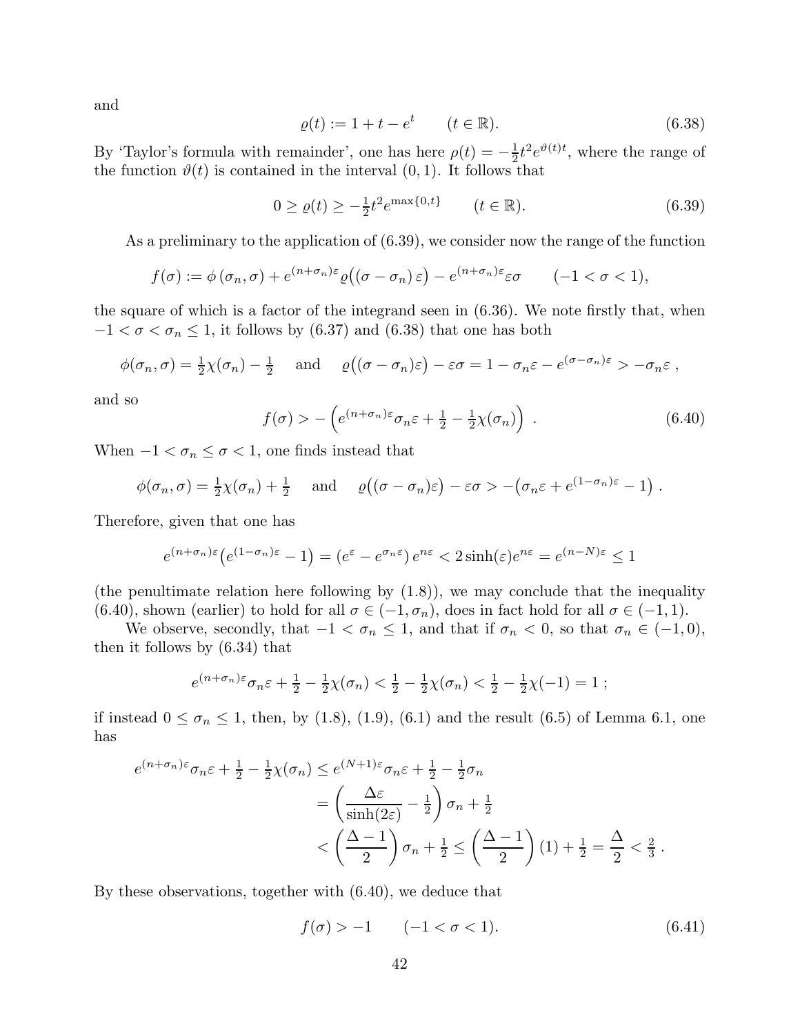and

$$\varrho(t) := 1 + t - e^t \qquad (t \in \mathbb{R}). \tag{6.38}$$

By 'Taylor's formula with remainder', one has here $\rho(t) = -\frac{1}{2}t^2 e^{\vartheta(t)t}$, where the range of the function $\vartheta(t)$ is contained in the interval $(0,1)$. It follows that

$$0 \geq \varrho(t) \geq -\tfrac{1}{2}t^2 e^{\max\{0,t\}} \qquad (t \in \mathbb{R}). \tag{6.39}$$

As a preliminary to the application of (6.39), we consider now the range of the function

$$f(\sigma) := \phi\left(\sigma_n, \sigma\right) + e^{(n+\sigma_n)\varepsilon}\varrho\big((\sigma - \sigma_n)\,\varepsilon\big) - e^{(n+\sigma_n)\varepsilon}\varepsilon\sigma \qquad (-1 < \sigma < 1),$$

the square of which is a factor of the integrand seen in (6.36). We note firstly that, when $-1 < \sigma < \sigma_n \leq 1$, it follows by (6.37) and (6.38) that one has both

$$\phi(\sigma_n, \sigma) = \tfrac{1}{2}\chi(\sigma_n) - \tfrac{1}{2} \quad \text{ and } \quad \varrho\big((\sigma - \sigma_n)\varepsilon\big) - \varepsilon\sigma = 1 - \sigma_n\varepsilon - e^{(\sigma-\sigma_n)\varepsilon} > -\sigma_n\varepsilon\ ,$$

and so

$$f(\sigma) > -\left(e^{(n+\sigma_n)\varepsilon}\sigma_n\varepsilon + \tfrac{1}{2} - \tfrac{1}{2}\chi(\sigma_n)\right)\ . \tag{6.40}$$

When $-1 < \sigma_n \leq \sigma < 1$, one finds instead that

$$\phi(\sigma_n, \sigma) = \tfrac{1}{2}\chi(\sigma_n) + \tfrac{1}{2} \quad \text{ and } \quad \varrho\big((\sigma - \sigma_n)\varepsilon\big) - \varepsilon\sigma > -\big(\sigma_n\varepsilon + e^{(1-\sigma_n)\varepsilon} - 1\big)\ .$$

Therefore, given that one has

$$e^{(n+\sigma_n)\varepsilon}\big(e^{(1-\sigma_n)\varepsilon} - 1\big) = \left(e^{\varepsilon} - e^{\sigma_n\varepsilon}\right)e^{n\varepsilon} < 2\sinh(\varepsilon)e^{n\varepsilon} = e^{(n-N)\varepsilon} \leq 1$$

(the penultimate relation here following by (1.8)), we may conclude that the inequality (6.40), shown (earlier) to hold for all $\sigma \in (-1, \sigma_n)$, does in fact hold for all $\sigma \in (-1,1)$.

We observe, secondly, that $-1 < \sigma_n \leq 1$, and that if $\sigma_n < 0$, so that $\sigma_n \in (-1,0)$, then it follows by (6.34) that

$$e^{(n+\sigma_n)\varepsilon}\sigma_n\varepsilon + \tfrac{1}{2} - \tfrac{1}{2}\chi(\sigma_n) < \tfrac{1}{2} - \tfrac{1}{2}\chi(\sigma_n) < \tfrac{1}{2} - \tfrac{1}{2}\chi(-1) = 1\ ;$$

if instead $0 \leq \sigma_n \leq 1$, then, by (1.8), (1.9), (6.1) and the result (6.5) of Lemma 6.1, one has

$$\begin{aligned}
e^{(n+\sigma_n)\varepsilon}\sigma_n\varepsilon + \tfrac{1}{2} - \tfrac{1}{2}\chi(\sigma_n) &\leq e^{(N+1)\varepsilon}\sigma_n\varepsilon + \tfrac{1}{2} - \tfrac{1}{2}\sigma_n \\
&= \left(\frac{\Delta\varepsilon}{\sinh(2\varepsilon)} - \tfrac{1}{2}\right)\sigma_n + \tfrac{1}{2} \\
&< \left(\frac{\Delta - 1}{2}\right)\sigma_n + \tfrac{1}{2} \leq \left(\frac{\Delta - 1}{2}\right)(1) + \tfrac{1}{2} = \frac{\Delta}{2} < \tfrac{2}{3}\ .
\end{aligned}$$

By these observations, together with (6.40), we deduce that

$$f(\sigma) > -1 \qquad (-1 < \sigma < 1). \tag{6.41}$$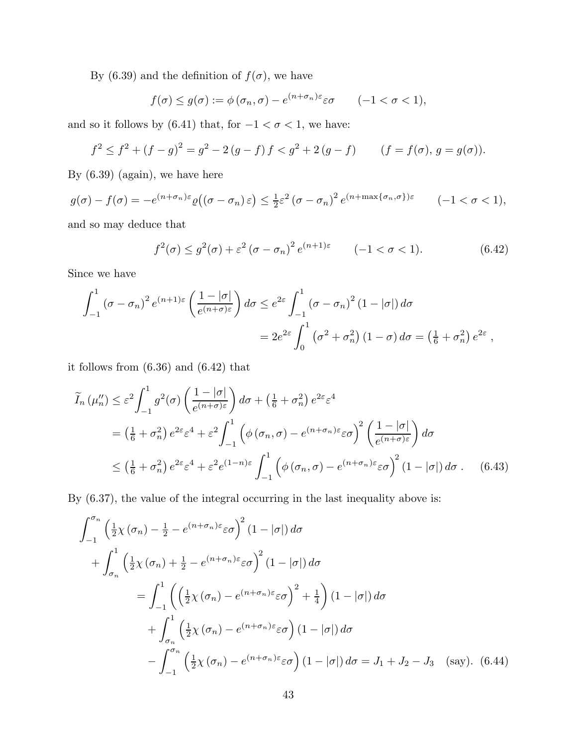By (6.39) and the definition of $f(\sigma)$, we have

$$f(\sigma) \leq g(\sigma) := \phi(\sigma_n, \sigma) - e^{(n+\sigma_n)\varepsilon}\varepsilon\sigma \qquad (-1 < \sigma < 1),$$

and so it follows by (6.41) that, for $-1 < \sigma < 1$, we have:

$$f^2 \leq f^2 + (f-g)^2 = g^2 - 2(g-f)f < g^2 + 2(g-f) \qquad (f = f(\sigma),\, g = g(\sigma)).$$

By (6.39) (again), we have here

$$g(\sigma) - f(\sigma) = -e^{(n+\sigma_n)\varepsilon}\varrho\big((\sigma - \sigma_n)\varepsilon\big) \leq \tfrac{1}{2}\varepsilon^2(\sigma-\sigma_n)^2 e^{(n+\max\{\sigma_n,\sigma\})\varepsilon} \qquad (-1 < \sigma < 1),$$

and so may deduce that

$$f^2(\sigma) \leq g^2(\sigma) + \varepsilon^2(\sigma - \sigma_n)^2 e^{(n+1)\varepsilon} \qquad (-1 < \sigma < 1). \tag{6.42}$$

Since we have

$$\begin{aligned}\int_{-1}^{1} (\sigma - \sigma_n)^2 e^{(n+1)\varepsilon}\left(\frac{1-|\sigma|}{e^{(n+\sigma)\varepsilon}}\right) d\sigma &\leq e^{2\varepsilon}\int_{-1}^{1}(\sigma-\sigma_n)^2(1-|\sigma|)\,d\sigma \\ &= 2e^{2\varepsilon}\int_0^1 \left(\sigma^2 + \sigma_n^2\right)(1-\sigma)\,d\sigma = \left(\tfrac{1}{6} + \sigma_n^2\right)e^{2\varepsilon}\,,\end{aligned}$$

it follows from (6.36) and (6.42) that

$$\begin{aligned}\widetilde{I}_n(\mu_n'') &\leq \varepsilon^2\int_{-1}^{1} g^2(\sigma)\left(\frac{1-|\sigma|}{e^{(n+\sigma)\varepsilon}}\right)d\sigma + \left(\tfrac{1}{6}+\sigma_n^2\right)e^{2\varepsilon}\varepsilon^4 \\ &= \left(\tfrac{1}{6}+\sigma_n^2\right)e^{2\varepsilon}\varepsilon^4 + \varepsilon^2\int_{-1}^{1}\left(\phi(\sigma_n,\sigma) - e^{(n+\sigma_n)\varepsilon}\varepsilon\sigma\right)^2\left(\frac{1-|\sigma|}{e^{(n+\sigma)\varepsilon}}\right)d\sigma \\ &\leq \left(\tfrac{1}{6}+\sigma_n^2\right)e^{2\varepsilon}\varepsilon^4 + \varepsilon^2 e^{(1-n)\varepsilon}\int_{-1}^{1}\left(\phi(\sigma_n,\sigma) - e^{(n+\sigma_n)\varepsilon}\varepsilon\sigma\right)^2(1-|\sigma|)\,d\sigma\,.\end{aligned} \tag{6.43}$$

By (6.37), the value of the integral occurring in the last inequality above is:

$$\begin{aligned}&\int_{-1}^{\sigma_n}\left(\tfrac{1}{2}\chi(\sigma_n) - \tfrac{1}{2} - e^{(n+\sigma_n)\varepsilon}\varepsilon\sigma\right)^2(1-|\sigma|)\,d\sigma \\ &\quad + \int_{\sigma_n}^{1}\left(\tfrac{1}{2}\chi(\sigma_n) + \tfrac{1}{2} - e^{(n+\sigma_n)\varepsilon}\varepsilon\sigma\right)^2(1-|\sigma|)\,d\sigma \\ &\qquad = \int_{-1}^{1}\left(\left(\tfrac{1}{2}\chi(\sigma_n) - e^{(n+\sigma_n)\varepsilon}\varepsilon\sigma\right)^2 + \tfrac{1}{4}\right)(1-|\sigma|)\,d\sigma \\ &\qquad\quad + \int_{\sigma_n}^{1}\left(\tfrac{1}{2}\chi(\sigma_n) - e^{(n+\sigma_n)\varepsilon}\varepsilon\sigma\right)(1-|\sigma|)\,d\sigma \\ &\qquad\quad - \int_{-1}^{\sigma_n}\left(\tfrac{1}{2}\chi(\sigma_n) - e^{(n+\sigma_n)\varepsilon}\varepsilon\sigma\right)(1-|\sigma|)\,d\sigma = J_1 + J_2 - J_3 \quad \text{(say)}.\end{aligned} \tag{6.44}$$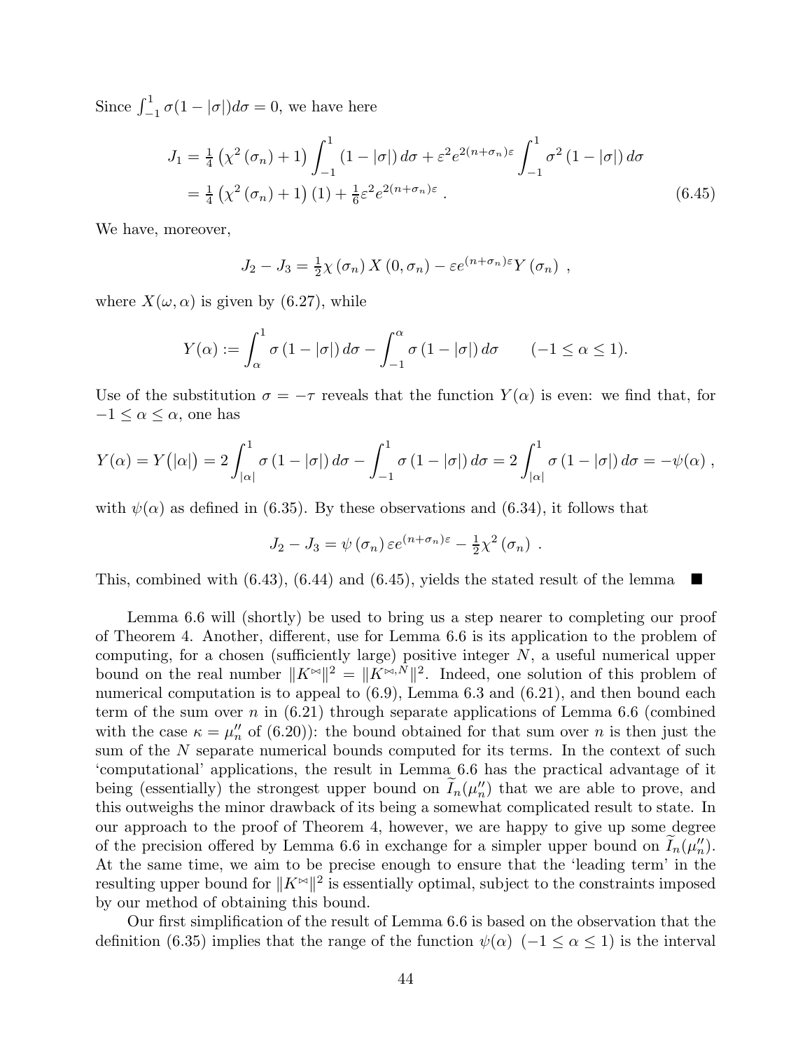Since $\int_{-1}^{1} \sigma(1-|\sigma|)d\sigma = 0$, we have here

$$
\begin{aligned}
J_1 &= \tfrac{1}{4}\left(\chi^2(\sigma_n)+1\right)\int_{-1}^{1}(1-|\sigma|)\,d\sigma + \varepsilon^2 e^{2(n+\sigma_n)\varepsilon}\int_{-1}^{1}\sigma^2(1-|\sigma|)\,d\sigma \\
&= \tfrac{1}{4}\left(\chi^2(\sigma_n)+1\right)(1) + \tfrac{1}{6}\varepsilon^2 e^{2(n+\sigma_n)\varepsilon}\ . 
\end{aligned}
\tag{6.45}
$$

We have, moreover,

$$
J_2 - J_3 = \tfrac{1}{2}\chi(\sigma_n)\,X(0,\sigma_n) - \varepsilon e^{(n+\sigma_n)\varepsilon}Y(\sigma_n)\ ,
$$

where $X(\omega,\alpha)$ is given by (6.27), while

$$
Y(\alpha) := \int_{\alpha}^{1}\sigma(1-|\sigma|)\,d\sigma - \int_{-1}^{\alpha}\sigma(1-|\sigma|)\,d\sigma \qquad (-1\leq\alpha\leq 1).
$$

Use of the substitution $\sigma = -\tau$ reveals that the function $Y(\alpha)$ is even: we find that, for $-1 \leq \alpha \leq \alpha$, one has

$$
Y(\alpha) = Y\big(|\alpha|\big) = 2\int_{|\alpha|}^{1}\sigma(1-|\sigma|)\,d\sigma - \int_{-1}^{1}\sigma(1-|\sigma|)\,d\sigma = 2\int_{|\alpha|}^{1}\sigma(1-|\sigma|)\,d\sigma = -\psi(\alpha)\ ,
$$

with $\psi(\alpha)$ as defined in (6.35). By these observations and (6.34), it follows that

$$
J_2 - J_3 = \psi(\sigma_n)\,\varepsilon e^{(n+\sigma_n)\varepsilon} - \tfrac{1}{2}\chi^2(\sigma_n)\ .
$$

This, combined with (6.43), (6.44) and (6.45), yields the stated result of the lemma ■

Lemma 6.6 will (shortly) be used to bring us a step nearer to completing our proof of Theorem 4. Another, different, use for Lemma 6.6 is its application to the problem of computing, for a chosen (sufficiently large) positive integer $N$, a useful numerical upper bound on the real number $\|K^{\bowtie}\|^2 = \|K^{\bowtie,N}\|^2$. Indeed, one solution of this problem of numerical computation is to appeal to (6.9), Lemma 6.3 and (6.21), and then bound each term of the sum over $n$ in (6.21) through separate applications of Lemma 6.6 (combined with the case $\kappa = \mu_n''$ of (6.20)): the bound obtained for that sum over $n$ is then just the sum of the $N$ separate numerical bounds computed for its terms. In the context of such 'computational' applications, the result in Lemma 6.6 has the practical advantage of it being (essentially) the strongest upper bound on $\widetilde{I}_n(\mu_n'')$ that we are able to prove, and this outweighs the minor drawback of its being a somewhat complicated result to state. In our approach to the proof of Theorem 4, however, we are happy to give up some degree of the precision offered by Lemma 6.6 in exchange for a simpler upper bound on $\widetilde{I}_n(\mu_n'')$. At the same time, we aim to be precise enough to ensure that the 'leading term' in the resulting upper bound for $\|K^{\bowtie}\|^2$ is essentially optimal, subject to the constraints imposed by our method of obtaining this bound.

Our first simplification of the result of Lemma 6.6 is based on the observation that the definition (6.35) implies that the range of the function $\psi(\alpha)$ $(-1 \leq \alpha \leq 1)$ is the interval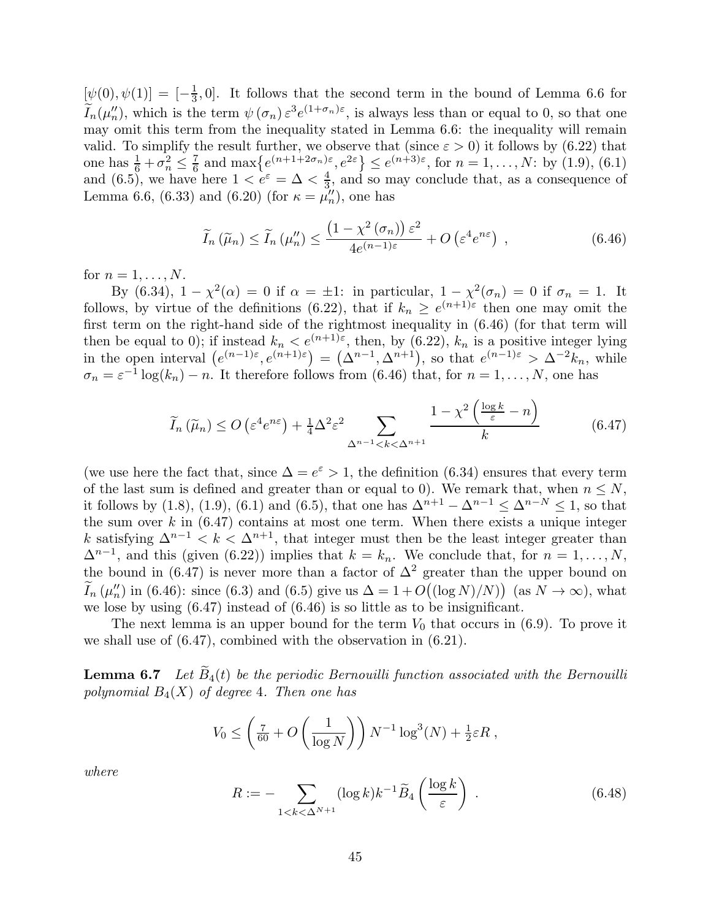$[\psi(0), \psi(1)] = [-\frac{1}{3}, 0]$. It follows that the second term in the bound of Lemma 6.6 for $\widetilde{I}_n(\mu_n'')$, which is the term $\psi(\sigma_n)\varepsilon^3 e^{(1+\sigma_n)\varepsilon}$, is always less than or equal to 0, so that one may omit this term from the inequality stated in Lemma 6.6: the inequality will remain valid. To simplify the result further, we observe that (since $\varepsilon > 0$) it follows by (6.22) that one has $\frac{1}{6} + \sigma_n^2 \leq \frac{7}{6}$ and $\max\{e^{(n+1+2\sigma_n)\varepsilon}, e^{2\varepsilon}\} \leq e^{(n+3)\varepsilon}$, for $n = 1, \ldots, N$: by (1.9), (6.1) and (6.5), we have here $1 < e^{\varepsilon} = \Delta < \frac{4}{3}$, and so may conclude that, as a consequence of Lemma 6.6, (6.33) and (6.20) (for $\kappa = \mu_n''$), one has

$$\widetilde{I}_n(\widetilde{\mu}_n) \leq \widetilde{I}_n(\mu_n'') \leq \frac{\left(1 - \chi^2(\sigma_n)\right)\varepsilon^2}{4e^{(n-1)\varepsilon}} + O\left(\varepsilon^4 e^{n\varepsilon}\right) , \tag{6.46}$$

for $n = 1, \ldots, N$.

By (6.34), $1 - \chi^2(\alpha) = 0$ if $\alpha = \pm 1$: in particular, $1 - \chi^2(\sigma_n) = 0$ if $\sigma_n = 1$. It follows, by virtue of the definitions (6.22), that if $k_n \geq e^{(n+1)\varepsilon}$ then one may omit the first term on the right-hand side of the rightmost inequality in (6.46) (for that term will then be equal to 0); if instead $k_n < e^{(n+1)\varepsilon}$, then, by (6.22), $k_n$ is a positive integer lying in the open interval $\left(e^{(n-1)\varepsilon}, e^{(n+1)\varepsilon}\right) = \left(\Delta^{n-1}, \Delta^{n+1}\right)$, so that $e^{(n-1)\varepsilon} > \Delta^{-2}k_n$, while $\sigma_n = \varepsilon^{-1}\log(k_n) - n$. It therefore follows from (6.46) that, for $n = 1, \ldots, N$, one has

$$\widetilde{I}_n(\widetilde{\mu}_n) \leq O\left(\varepsilon^4 e^{n\varepsilon}\right) + \tfrac{1}{4}\Delta^2\varepsilon^2 \sum_{\Delta^{n-1} < k < \Delta^{n+1}} \frac{1 - \chi^2\left(\frac{\log k}{\varepsilon} - n\right)}{k} \tag{6.47}$$

(we use here the fact that, since $\Delta = e^{\varepsilon} > 1$, the definition (6.34) ensures that every term of the last sum is defined and greater than or equal to 0). We remark that, when $n \leq N$, it follows by (1.8), (1.9), (6.1) and (6.5), that one has $\Delta^{n+1} - \Delta^{n-1} \leq \Delta^{n-N} \leq 1$, so that the sum over $k$ in (6.47) contains at most one term. When there exists a unique integer $k$ satisfying $\Delta^{n-1} < k < \Delta^{n+1}$, that integer must then be the least integer greater than $\Delta^{n-1}$, and this (given (6.22)) implies that $k = k_n$. We conclude that, for $n = 1, \ldots, N$, the bound in (6.47) is never more than a factor of $\Delta^2$ greater than the upper bound on $\widetilde{I}_n(\mu_n'')$ in (6.46): since (6.3) and (6.5) give us $\Delta = 1 + O\big((\log N)/N\big)$ (as $N \to \infty$), what we lose by using (6.47) instead of (6.46) is so little as to be insignificant.

The next lemma is an upper bound for the term $V_0$ that occurs in (6.9). To prove it we shall use of (6.47), combined with the observation in (6.21).

**Lemma 6.7** *Let $\widetilde{B}_4(t)$ be the periodic Bernouilli function associated with the Bernouilli polynomial $B_4(X)$ of degree 4. Then one has*

$$V_0 \leq \left(\tfrac{7}{60} + O\left(\frac{1}{\log N}\right)\right) N^{-1}\log^3(N) + \tfrac{1}{2}\varepsilon R ,$$

*where*

$$R := -\sum_{1 < k < \Delta^{N+1}} (\log k) k^{-1} \widetilde{B}_4\left(\frac{\log k}{\varepsilon}\right) . \tag{6.48}$$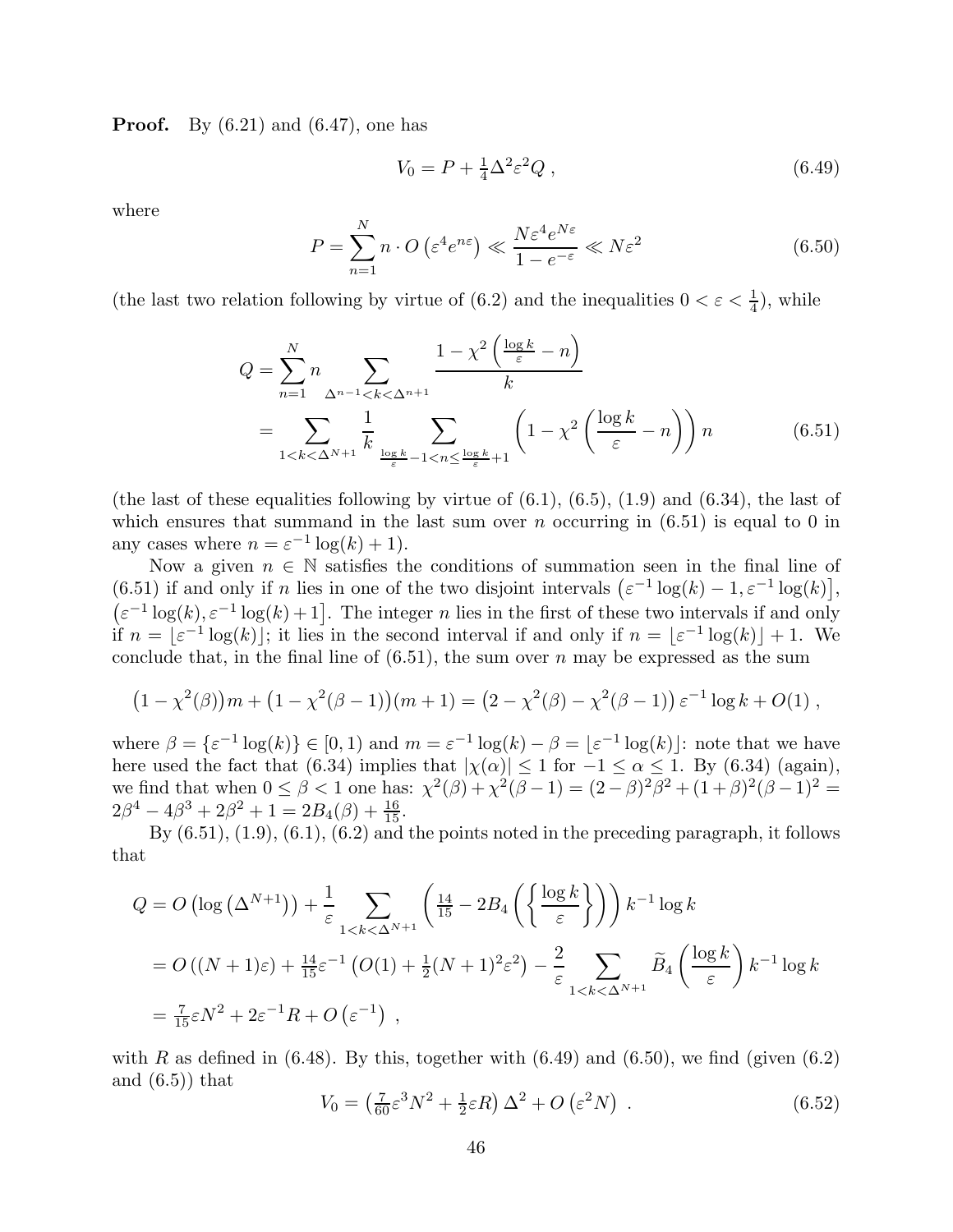**Proof.** By (6.21) and (6.47), one has

$$V_0 = P + \tfrac{1}{4}\Delta^2\varepsilon^2 Q \ , \tag{6.49}$$

where

$$P = \sum_{n=1}^{N} n \cdot O\left(\varepsilon^4 e^{n\varepsilon}\right) \ll \frac{N\varepsilon^4 e^{N\varepsilon}}{1-e^{-\varepsilon}} \ll N\varepsilon^2 \tag{6.50}$$

(the last two relation following by virtue of (6.2) and the inequalities $0 < \varepsilon < \frac{1}{4}$), while

$$\begin{aligned} Q &= \sum_{n=1}^{N} n \sum_{\Delta^{n-1}<k<\Delta^{n+1}} \frac{1-\chi^2\left(\frac{\log k}{\varepsilon}-n\right)}{k} \\ &= \sum_{1<k<\Delta^{N+1}} \frac{1}{k} \sum_{\frac{\log k}{\varepsilon}-1<n\leq\frac{\log k}{\varepsilon}+1} \left(1-\chi^2\left(\frac{\log k}{\varepsilon}-n\right)\right) n \end{aligned} \tag{6.51}$$

(the last of these equalities following by virtue of (6.1), (6.5), (1.9) and (6.34), the last of which ensures that summand in the last sum over $n$ occurring in (6.51) is equal to 0 in any cases where $n = \varepsilon^{-1}\log(k)+1$).

Now a given $n \in \mathbb{N}$ satisfies the conditions of summation seen in the final line of (6.51) if and only if $n$ lies in one of the two disjoint intervals $\left(\varepsilon^{-1}\log(k)-1, \varepsilon^{-1}\log(k)\right]$, $\left(\varepsilon^{-1}\log(k), \varepsilon^{-1}\log(k)+1\right]$. The integer $n$ lies in the first of these two intervals if and only if $n = \lfloor \varepsilon^{-1}\log(k)\rfloor$; it lies in the second interval if and only if $n = \lfloor \varepsilon^{-1}\log(k)\rfloor + 1$. We conclude that, in the final line of (6.51), the sum over $n$ may be expressed as the sum

$$\left(1-\chi^2(\beta)\right)m + \left(1-\chi^2(\beta-1)\right)(m+1) = \left(2-\chi^2(\beta)-\chi^2(\beta-1)\right)\varepsilon^{-1}\log k + O(1) \ ,$$

where $\beta = \{\varepsilon^{-1}\log(k)\} \in [0,1)$ and $m = \varepsilon^{-1}\log(k) - \beta = \lfloor \varepsilon^{-1}\log(k)\rfloor$: note that we have here used the fact that (6.34) implies that $|\chi(\alpha)| \leq 1$ for $-1 \leq \alpha \leq 1$. By (6.34) (again), we find that when $0 \leq \beta < 1$ one has: $\chi^2(\beta)+\chi^2(\beta-1) = (2-\beta)^2\beta^2 + (1+\beta)^2(\beta-1)^2 = 2\beta^4 - 4\beta^3 + 2\beta^2 + 1 = 2B_4(\beta) + \frac{16}{15}$.

By (6.51), (1.9), (6.1), (6.2) and the points noted in the preceding paragraph, it follows that

$$\begin{aligned} Q &= O\left(\log\left(\Delta^{N+1}\right)\right) + \frac{1}{\varepsilon}\sum_{1<k<\Delta^{N+1}} \left(\tfrac{14}{15} - 2B_4\left(\left\{\frac{\log k}{\varepsilon}\right\}\right)\right) k^{-1}\log k \\ &= O\left((N+1)\varepsilon\right) + \tfrac{14}{15}\varepsilon^{-1}\left(O(1) + \tfrac{1}{2}(N+1)^2\varepsilon^2\right) - \frac{2}{\varepsilon}\sum_{1<k<\Delta^{N+1}} \widetilde{B}_4\left(\frac{\log k}{\varepsilon}\right) k^{-1}\log k \\ &= \tfrac{7}{15}\varepsilon N^2 + 2\varepsilon^{-1}R + O\left(\varepsilon^{-1}\right) \ , \end{aligned}$$

with $R$ as defined in (6.48). By this, together with (6.49) and (6.50), we find (given (6.2) and (6.5)) that

$$V_0 = \left(\tfrac{7}{60}\varepsilon^3 N^2 + \tfrac{1}{2}\varepsilon R\right)\Delta^2 + O\left(\varepsilon^2 N\right) \ . \tag{6.52}$$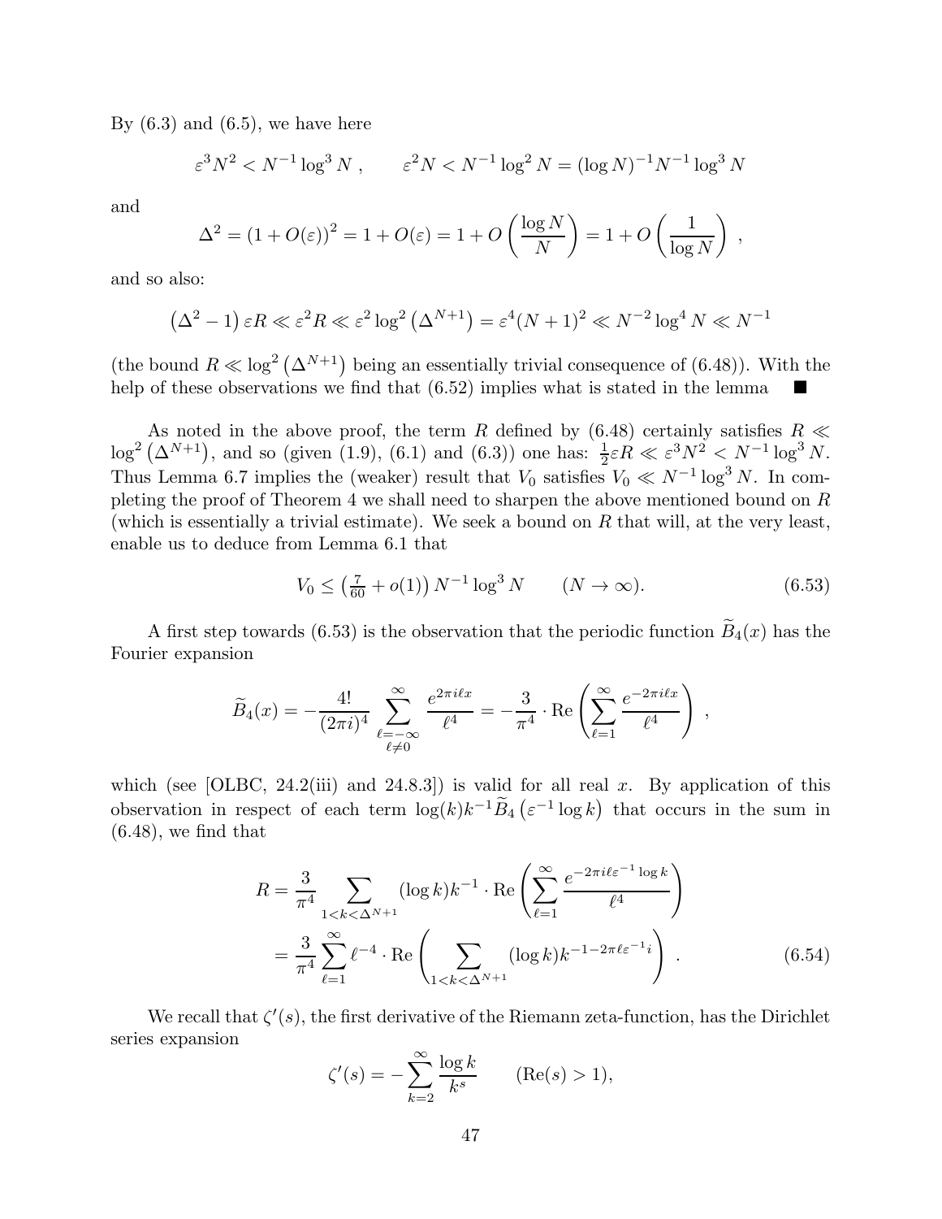By (6.3) and (6.5), we have here

$$\varepsilon^3 N^2 < N^{-1}\log^3 N \;, \qquad \varepsilon^2 N < N^{-1}\log^2 N = (\log N)^{-1} N^{-1}\log^3 N$$

and

$$\Delta^2 = (1+O(\varepsilon))^2 = 1 + O(\varepsilon) = 1 + O\left(\frac{\log N}{N}\right) = 1 + O\left(\frac{1}{\log N}\right) \;,$$

and so also:

$$\left(\Delta^2 - 1\right)\varepsilon R \ll \varepsilon^2 R \ll \varepsilon^2 \log^2\left(\Delta^{N+1}\right) = \varepsilon^4 (N+1)^2 \ll N^{-2}\log^4 N \ll N^{-1}$$

(the bound $R \ll \log^2\left(\Delta^{N+1}\right)$ being an essentially trivial consequence of (6.48)). With the help of these observations we find that (6.52) implies what is stated in the lemma ■

As noted in the above proof, the term $R$ defined by (6.48) certainly satisfies $R \ll \log^2\left(\Delta^{N+1}\right)$, and so (given (1.9), (6.1) and (6.3)) one has: $\frac{1}{2}\varepsilon R \ll \varepsilon^3 N^2 < N^{-1}\log^3 N$. Thus Lemma 6.7 implies the (weaker) result that $V_0$ satisfies $V_0 \ll N^{-1}\log^3 N$. In completing the proof of Theorem 4 we shall need to sharpen the above mentioned bound on $R$ (which is essentially a trivial estimate). We seek a bound on $R$ that will, at the very least, enable us to deduce from Lemma 6.1 that

$$V_0 \leq \left(\tfrac{7}{60} + o(1)\right) N^{-1}\log^3 N \qquad (N \to \infty). \tag{6.53}$$

A first step towards (6.53) is the observation that the periodic function $\widetilde{B}_4(x)$ has the Fourier expansion

$$\widetilde{B}_4(x) = -\frac{4!}{(2\pi i)^4}\sum_{\substack{\ell=-\infty \\ \ell\neq 0}}^{\infty} \frac{e^{2\pi i \ell x}}{\ell^4} = -\frac{3}{\pi^4}\cdot \mathrm{Re}\left(\sum_{\ell=1}^{\infty}\frac{e^{-2\pi i \ell x}}{\ell^4}\right) \;,$$

which (see [OLBC, 24.2(iii) and 24.8.3]) is valid for all real $x$. By application of this observation in respect of each term $\log(k)k^{-1}\widetilde{B}_4\left(\varepsilon^{-1}\log k\right)$ that occurs in the sum in (6.48), we find that

$$\begin{aligned} R &= \frac{3}{\pi^4}\sum_{1<k<\Delta^{N+1}} (\log k)k^{-1}\cdot \mathrm{Re}\left(\sum_{\ell=1}^{\infty}\frac{e^{-2\pi i \ell \varepsilon^{-1}\log k}}{\ell^4}\right) \\ &= \frac{3}{\pi^4}\sum_{\ell=1}^{\infty}\ell^{-4}\cdot \mathrm{Re}\left(\sum_{1<k<\Delta^{N+1}} (\log k)k^{-1-2\pi\ell\varepsilon^{-1}i}\right) \;. \end{aligned} \tag{6.54}$$

We recall that $\zeta'(s)$, the first derivative of the Riemann zeta-function, has the Dirichlet series expansion

$$\zeta'(s) = -\sum_{k=2}^{\infty}\frac{\log k}{k^s} \qquad (\mathrm{Re}(s) > 1),$$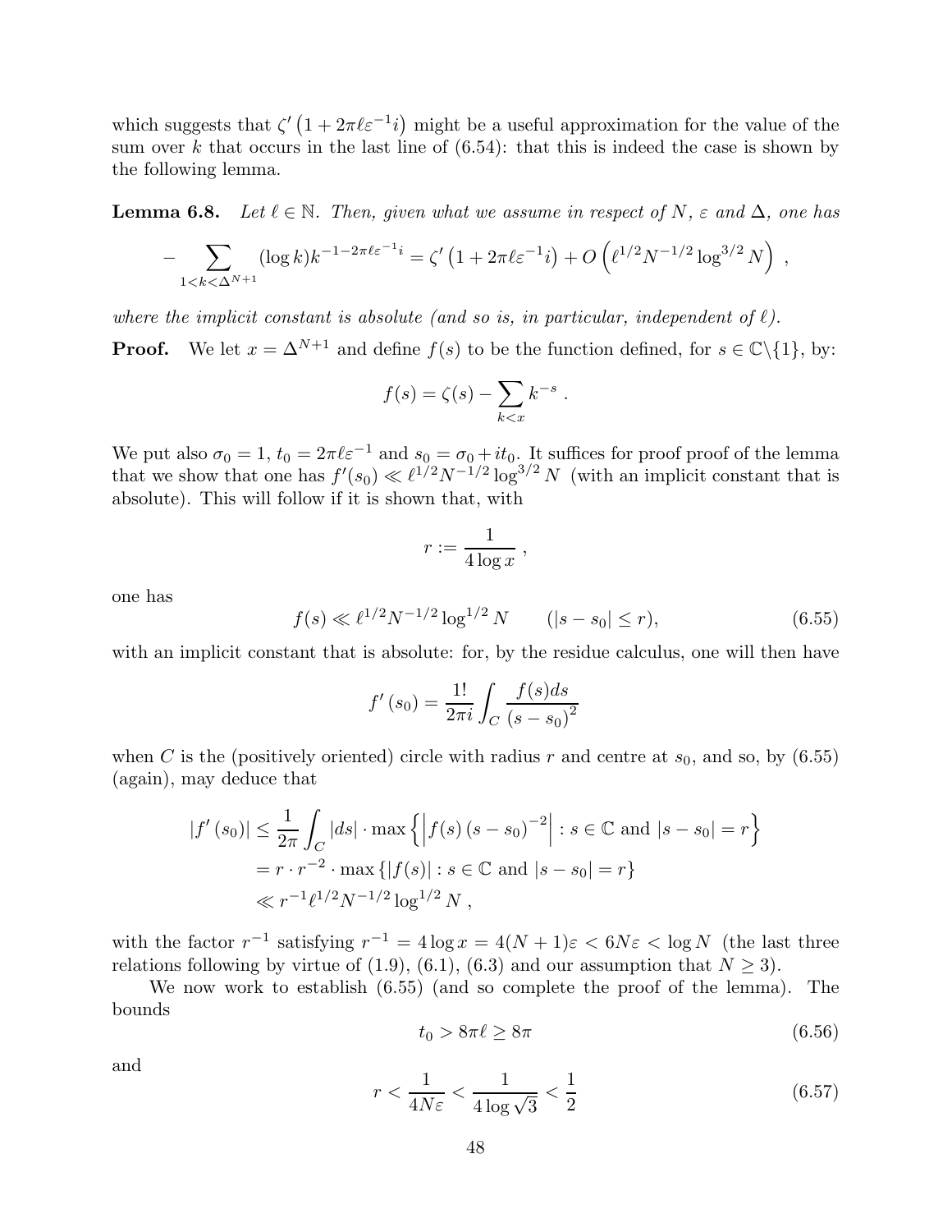which suggests that $\zeta'\left(1+2\pi\ell\varepsilon^{-1}i\right)$ might be a useful approximation for the value of the sum over $k$ that occurs in the last line of (6.54): that this is indeed the case is shown by the following lemma.

**Lemma 6.8.** *Let $\ell \in \mathbb{N}$. Then, given what we assume in respect of $N$, $\varepsilon$ and $\Delta$, one has*

$$-\sum_{1<k<\Delta^{N+1}} (\log k) k^{-1-2\pi\ell\varepsilon^{-1}i} = \zeta'\left(1+2\pi\ell\varepsilon^{-1}i\right) + O\left(\ell^{1/2}N^{-1/2}\log^{3/2} N\right) ,$$

*where the implicit constant is absolute (and so is, in particular, independent of $\ell$).*

**Proof.** We let $x = \Delta^{N+1}$ and define $f(s)$ to be the function defined, for $s \in \mathbb{C}\backslash\{1\}$, by:

$$f(s) = \zeta(s) - \sum_{k<x} k^{-s} .$$

We put also $\sigma_0 = 1$, $t_0 = 2\pi\ell\varepsilon^{-1}$ and $s_0 = \sigma_0 + it_0$. It suffices for proof proof of the lemma that we show that one has $f'(s_0) \ll \ell^{1/2}N^{-1/2}\log^{3/2} N$ (with an implicit constant that is absolute). This will follow if it is shown that, with

$$r := \frac{1}{4\log x} ,$$

one has

$$f(s) \ll \ell^{1/2}N^{-1/2}\log^{1/2} N \qquad (|s-s_0| \leq r), \tag{6.55}$$

with an implicit constant that is absolute: for, by the residue calculus, one will then have

$$f'\left(s_0\right) = \frac{1!}{2\pi i}\int_C \frac{f(s)ds}{\left(s-s_0\right)^2}$$

when $C$ is the (positively oriented) circle with radius $r$ and centre at $s_0$, and so, by (6.55) (again), may deduce that

$$\begin{aligned}
|f'\left(s_0\right)| &\leq \frac{1}{2\pi}\int_C |ds| \cdot \max\left\{\left|f(s)\left(s-s_0\right)^{-2}\right| : s \in \mathbb{C} \text{ and } |s-s_0| = r\right\} \\
&= r \cdot r^{-2} \cdot \max\left\{|f(s)| : s \in \mathbb{C} \text{ and } |s-s_0| = r\right\} \\
&\ll r^{-1}\ell^{1/2}N^{-1/2}\log^{1/2} N ,
\end{aligned}$$

with the factor $r^{-1}$ satisfying $r^{-1} = 4\log x = 4(N+1)\varepsilon < 6N\varepsilon < \log N$ (the last three relations following by virtue of (1.9), (6.1), (6.3) and our assumption that $N \geq 3$).

We now work to establish (6.55) (and so complete the proof of the lemma). The bounds

$$t_0 > 8\pi\ell \geq 8\pi \tag{6.56}$$

and

$$r < \frac{1}{4N\varepsilon} < \frac{1}{4\log\sqrt{3}} < \frac{1}{2} \tag{6.57}$$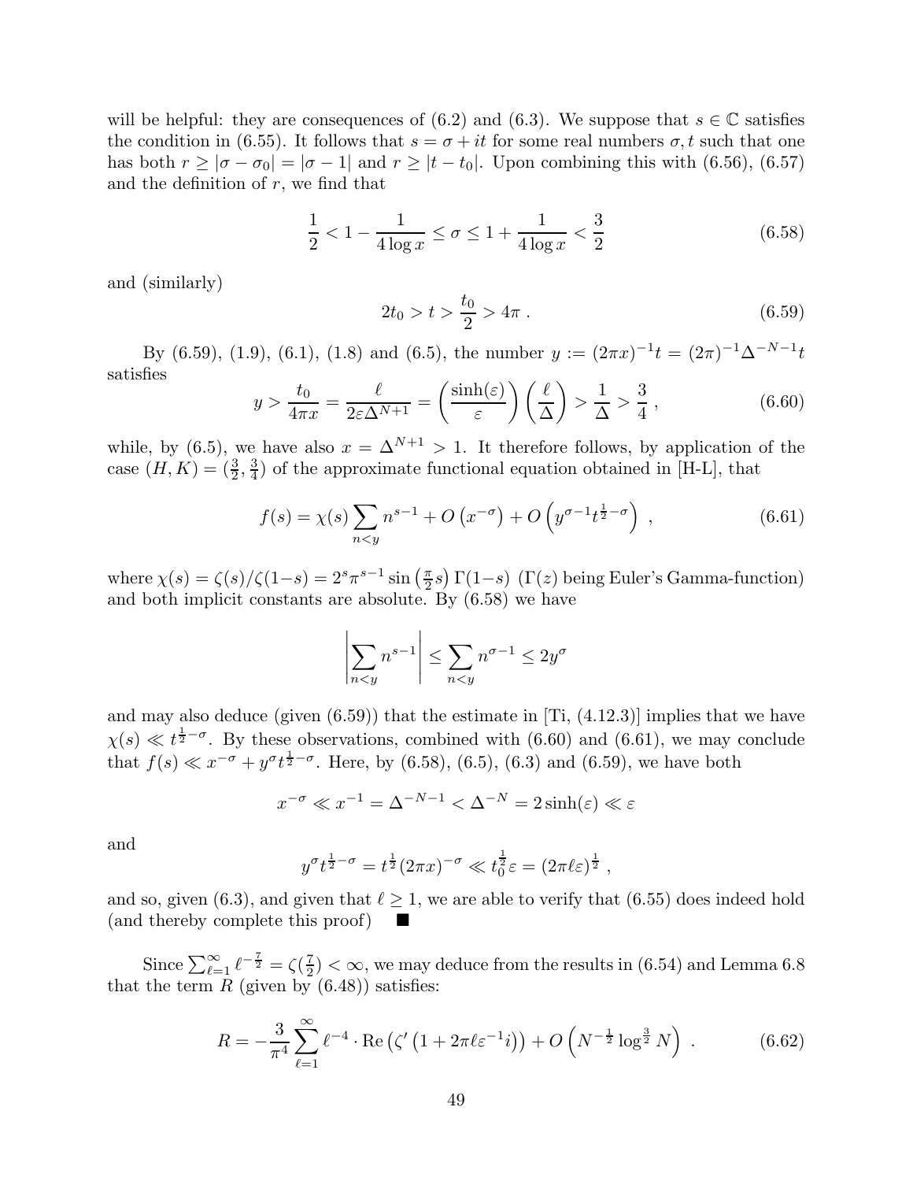will be helpful: they are consequences of (6.2) and (6.3). We suppose that $s \in \mathbb{C}$ satisfies the condition in (6.55). It follows that $s = \sigma + it$ for some real numbers $\sigma, t$ such that one has both $r \geq |\sigma - \sigma_0| = |\sigma - 1|$ and $r \geq |t - t_0|$. Upon combining this with (6.56), (6.57) and the definition of $r$, we find that

$$\frac{1}{2} < 1 - \frac{1}{4\log x} \leq \sigma \leq 1 + \frac{1}{4\log x} < \frac{3}{2} \tag{6.58}$$

and (similarly)

$$2t_0 > t > \frac{t_0}{2} > 4\pi \ . \tag{6.59}$$

By (6.59), (1.9), (6.1), (1.8) and (6.5), the number $y := (2\pi x)^{-1}t = (2\pi)^{-1}\Delta^{-N-1}t$ satisfies

$$y > \frac{t_0}{4\pi x} = \frac{\ell}{2\varepsilon\Delta^{N+1}} = \left(\frac{\sinh(\varepsilon)}{\varepsilon}\right)\left(\frac{\ell}{\Delta}\right) > \frac{1}{\Delta} > \frac{3}{4} \ , \tag{6.60}$$

while, by (6.5), we have also $x = \Delta^{N+1} > 1$. It therefore follows, by application of the case $(H, K) = (\frac{3}{2}, \frac{3}{4})$ of the approximate functional equation obtained in [H-L], that

$$f(s) = \chi(s)\sum_{n<y} n^{s-1} + O\left(x^{-\sigma}\right) + O\left(y^{\sigma-1}t^{\frac{1}{2}-\sigma}\right) \ , \tag{6.61}$$

where $\chi(s) = \zeta(s)/\zeta(1-s) = 2^s\pi^{s-1}\sin\left(\frac{\pi}{2}s\right)\Gamma(1-s)$ ($\Gamma(z)$ being Euler's Gamma-function) and both implicit constants are absolute. By (6.58) we have

$$\left|\sum_{n<y} n^{s-1}\right| \leq \sum_{n<y} n^{\sigma-1} \leq 2y^{\sigma}$$

and may also deduce (given (6.59)) that the estimate in [Ti, (4.12.3)] implies that we have $\chi(s) \ll t^{\frac{1}{2}-\sigma}$. By these observations, combined with (6.60) and (6.61), we may conclude that $f(s) \ll x^{-\sigma} + y^{\sigma}t^{\frac{1}{2}-\sigma}$. Here, by (6.58), (6.5), (6.3) and (6.59), we have both

$$x^{-\sigma} \ll x^{-1} = \Delta^{-N-1} < \Delta^{-N} = 2\sinh(\varepsilon) \ll \varepsilon$$

and

$$y^{\sigma}t^{\frac{1}{2}-\sigma} = t^{\frac{1}{2}}(2\pi x)^{-\sigma} \ll t_0^{\frac{1}{2}}\varepsilon = (2\pi\ell\varepsilon)^{\frac{1}{2}} \ ,$$

and so, given (6.3), and given that $\ell \geq 1$, we are able to verify that (6.55) does indeed hold (and thereby complete this proof) ■

Since $\sum_{\ell=1}^{\infty} \ell^{-\frac{7}{2}} = \zeta(\frac{7}{2}) < \infty$, we may deduce from the results in (6.54) and Lemma 6.8 that the term $R$ (given by (6.48)) satisfies:

$$R = -\frac{3}{\pi^4}\sum_{\ell=1}^{\infty} \ell^{-4} \cdot \mathrm{Re}\left(\zeta'\left(1 + 2\pi\ell\varepsilon^{-1}i\right)\right) + O\left(N^{-\frac{1}{2}}\log^{\frac{3}{2}} N\right) \ . \tag{6.62}$$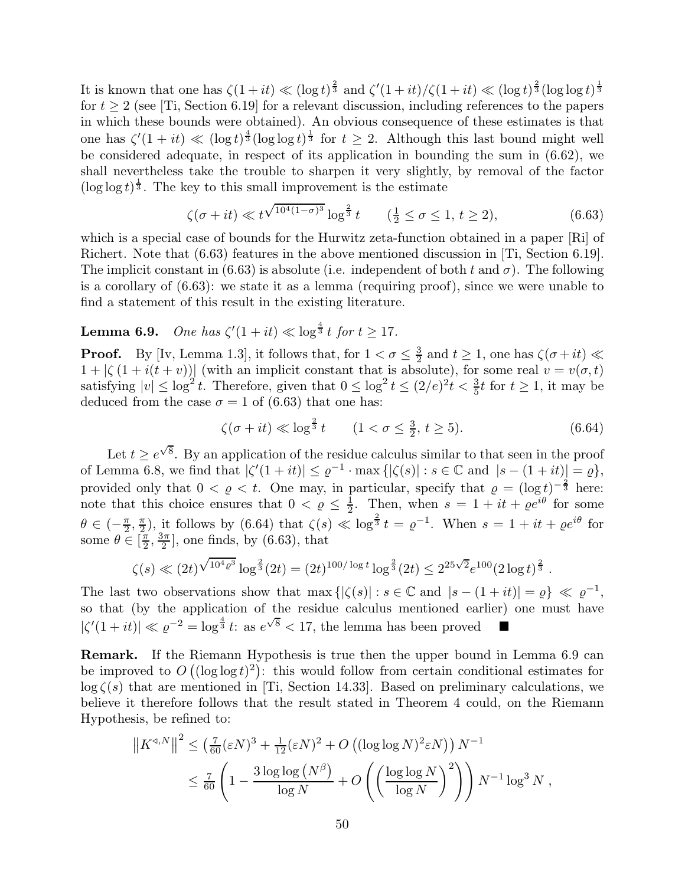It is known that one has $\zeta(1+it) \ll (\log t)^{\frac{2}{3}}$ and $\zeta'(1+it)/\zeta(1+it) \ll (\log t)^{\frac{2}{3}}(\log\log t)^{\frac{1}{3}}$ for $t \geq 2$ (see [Ti, Section 6.19] for a relevant discussion, including references to the papers in which these bounds were obtained). An obvious consequence of these estimates is that one has $\zeta'(1+it) \ll (\log t)^{\frac{4}{3}}(\log\log t)^{\frac{1}{3}}$ for $t \geq 2$. Although this last bound might well be considered adequate, in respect of its application in bounding the sum in (6.62), we shall nevertheless take the trouble to sharpen it very slightly, by removal of the factor $(\log\log t)^{\frac{1}{3}}$. The key to this small improvement is the estimate

$$\zeta(\sigma+it) \ll t^{\sqrt{10^4(1-\sigma)^3}} \log^{\frac{2}{3}} t \qquad (\tfrac{1}{2} \leq \sigma \leq 1,\ t \geq 2), \tag{6.63}$$

which is a special case of bounds for the Hurwitz zeta-function obtained in a paper [Ri] of Richert. Note that (6.63) features in the above mentioned discussion in [Ti, Section 6.19]. The implicit constant in (6.63) is absolute (i.e. independent of both $t$ and $\sigma$). The following is a corollary of (6.63): we state it as a lemma (requiring proof), since we were unable to find a statement of this result in the existing literature.

**Lemma 6.9.** *One has $\zeta'(1+it) \ll \log^{\frac{4}{3}} t$ for $t \geq 17$.*

**Proof.** By [Iv, Lemma 1.3], it follows that, for $1 < \sigma \leq \frac{3}{2}$ and $t \geq 1$, one has $\zeta(\sigma+it) \ll 1 + |\zeta(1+i(t+v))|$ (with an implicit constant that is absolute), for some real $v = v(\sigma,t)$ satisfying $|v| \leq \log^2 t$. Therefore, given that $0 \leq \log^2 t \leq (2/e)^2 t < \frac{3}{5}t$ for $t \geq 1$, it may be deduced from the case $\sigma = 1$ of (6.63) that one has:

$$\zeta(\sigma+it) \ll \log^{\frac{2}{3}} t \qquad (1 < \sigma \leq \tfrac{3}{2},\ t \geq 5). \tag{6.64}$$

Let $t \geq e^{\sqrt{8}}$. By an application of the residue calculus similar to that seen in the proof of Lemma 6.8, we find that $|\zeta'(1+it)| \leq \varrho^{-1} \cdot \max\{|\zeta(s)| : s \in \mathbb{C} \text{ and } |s-(1+it)| = \varrho\}$, provided only that $0 < \varrho < t$. One may, in particular, specify that $\varrho = (\log t)^{-\frac{2}{3}}$ here: note that this choice ensures that $0 < \varrho \leq \frac{1}{2}$. Then, when $s = 1+it+\varrho e^{i\theta}$ for some $\theta \in (-\frac{\pi}{2}, \frac{\pi}{2})$, it follows by (6.64) that $\zeta(s) \ll \log^{\frac{2}{3}} t = \varrho^{-1}$. When $s = 1+it+\varrho e^{i\theta}$ for some $\theta \in [\frac{\pi}{2}, \frac{3\pi}{2}]$, one finds, by (6.63), that

$$\zeta(s) \ll (2t)^{\sqrt{10^4\varrho^3}} \log^{\frac{2}{3}}(2t) = (2t)^{100/\log t} \log^{\frac{2}{3}}(2t) \leq 2^{25\sqrt{2}} e^{100} (2\log t)^{\frac{2}{3}}\ .$$

The last two observations show that $\max\{|\zeta(s)| : s \in \mathbb{C} \text{ and } |s-(1+it)| = \varrho\} \ll \varrho^{-1}$, so that (by the application of the residue calculus mentioned earlier) one must have $|\zeta'(1+it)| \ll \varrho^{-2} = \log^{\frac{4}{3}} t$: as $e^{\sqrt{8}} < 17$, the lemma has been proved ■

**Remark.** If the Riemann Hypothesis is true then the upper bound in Lemma 6.9 can be improved to $O\left((\log\log t)^2\right)$: this would follow from certain conditional estimates for $\log\zeta(s)$ that are mentioned in [Ti, Section 14.33]. Based on preliminary calculations, we believe it therefore follows that the result stated in Theorem 4 could, on the Riemann Hypothesis, be refined to:

$$\begin{aligned}
\left\|K^{\triangleleft,N}\right\|^2 &\leq \left(\tfrac{7}{60}(\varepsilon N)^3 + \tfrac{1}{12}(\varepsilon N)^2 + O\left((\log\log N)^2 \varepsilon N\right)\right) N^{-1} \\
&\leq \tfrac{7}{60}\left(1 - \frac{3\log\log\left(N^{\beta}\right)}{\log N} + O\left(\left(\frac{\log\log N}{\log N}\right)^2\right)\right) N^{-1}\log^3 N\ ,
\end{aligned}$$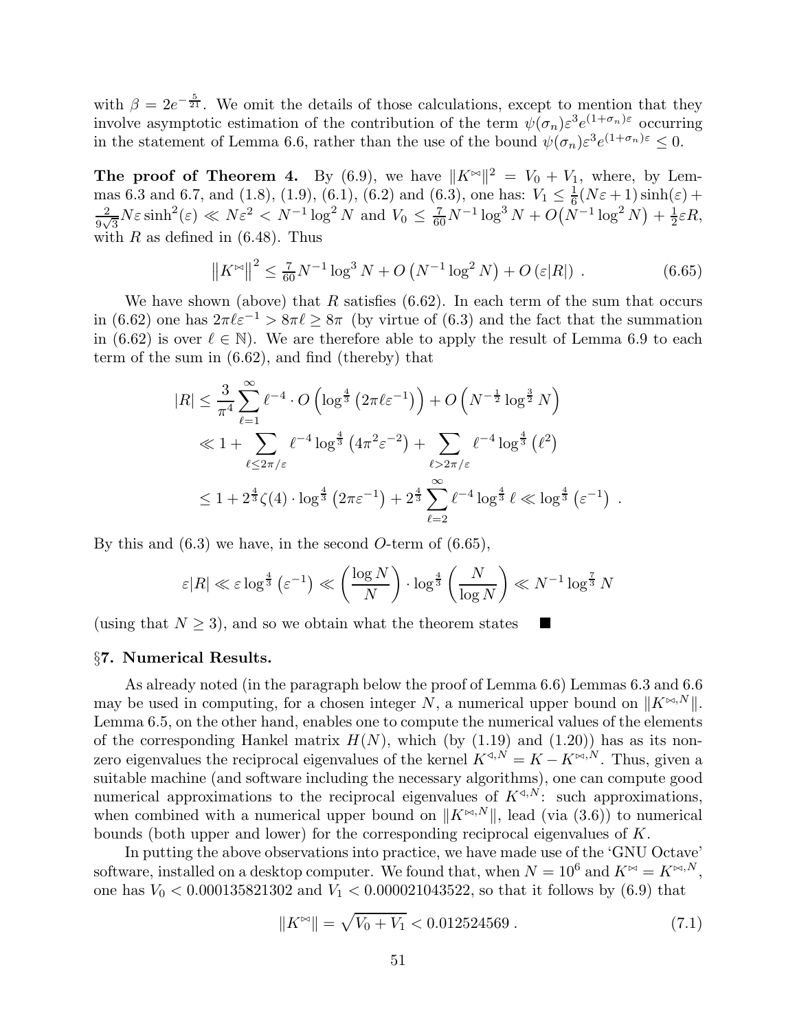with $\beta = 2e^{-\frac{5}{21}}$. We omit the details of those calculations, except to mention that they involve asymptotic estimation of the contribution of the term $\psi(\sigma_n)\varepsilon^3 e^{(1+\sigma_n)\varepsilon}$ occurring in the statement of Lemma 6.6, rather than the use of the bound $\psi(\sigma_n)\varepsilon^3 e^{(1+\sigma_n)\varepsilon} \leq 0$.

**The proof of Theorem 4.** By (6.9), we have $\|K^{\bowtie}\|^2 = V_0 + V_1$, where, by Lemmas 6.3 and 6.7, and (1.8), (1.9), (6.1), (6.2) and (6.3), one has: $V_1 \leq \frac{1}{6}(N\varepsilon + 1)\sinh(\varepsilon) + \frac{2}{9\sqrt{3}}N\varepsilon \sinh^2(\varepsilon) \ll N\varepsilon^2 < N^{-1}\log^2 N$ and $V_0 \leq \frac{7}{60}N^{-1}\log^3 N + O\big(N^{-1}\log^2 N\big) + \frac{1}{2}\varepsilon R$, with $R$ as defined in (6.48). Thus

$$\left\|K^{\bowtie}\right\|^2 \leq \tfrac{7}{60}N^{-1}\log^3 N + O\left(N^{-1}\log^2 N\right) + O\left(\varepsilon|R|\right) \,. \tag{6.65}$$

We have shown (above) that $R$ satisfies (6.62). In each term of the sum that occurs in (6.62) one has $2\pi\ell\varepsilon^{-1} > 8\pi\ell \geq 8\pi$ (by virtue of (6.3) and the fact that the summation in (6.62) is over $\ell \in \mathbb{N}$). We are therefore able to apply the result of Lemma 6.9 to each term of the sum in (6.62), and find (thereby) that

$$\begin{aligned}
|R| &\leq \frac{3}{\pi^4}\sum_{\ell=1}^{\infty} \ell^{-4}\cdot O\left(\log^{\frac{4}{3}}\left(2\pi\ell\varepsilon^{-1}\right)\right) + O\left(N^{-\frac{1}{2}}\log^{\frac{3}{2}} N\right) \\
&\ll 1 + \sum_{\ell \leq 2\pi/\varepsilon} \ell^{-4}\log^{\frac{4}{3}}\left(4\pi^2\varepsilon^{-2}\right) + \sum_{\ell > 2\pi/\varepsilon} \ell^{-4}\log^{\frac{4}{3}}\left(\ell^2\right) \\
&\leq 1 + 2^{\frac{4}{3}}\zeta(4)\cdot\log^{\frac{4}{3}}\left(2\pi\varepsilon^{-1}\right) + 2^{\frac{4}{3}}\sum_{\ell=2}^{\infty}\ell^{-4}\log^{\frac{4}{3}}\ell \ll \log^{\frac{4}{3}}\left(\varepsilon^{-1}\right) \ .
\end{aligned}$$

By this and (6.3) we have, in the second $O$-term of (6.65),

$$\varepsilon|R| \ll \varepsilon\log^{\frac{4}{3}}\left(\varepsilon^{-1}\right) \ll \left(\frac{\log N}{N}\right)\cdot\log^{\frac{4}{3}}\left(\frac{N}{\log N}\right) \ll N^{-1}\log^{\frac{7}{3}} N$$

(using that $N \geq 3$), and so we obtain what the theorem states ■

## §7. Numerical Results.

As already noted (in the paragraph below the proof of Lemma 6.6) Lemmas 6.3 and 6.6 may be used in computing, for a chosen integer $N$, a numerical upper bound on $\|K^{\bowtie,N}\|$. Lemma 6.5, on the other hand, enables one to compute the numerical values of the elements of the corresponding Hankel matrix $H(N)$, which (by (1.19) and (1.20)) has as its non-zero eigenvalues the reciprocal eigenvalues of the kernel $K^{\triangleleft,N} = K - K^{\bowtie,N}$. Thus, given a suitable machine (and software including the necessary algorithms), one can compute good numerical approximations to the reciprocal eigenvalues of $K^{\triangleleft,N}$: such approximations, when combined with a numerical upper bound on $\|K^{\bowtie,N}\|$, lead (via (3.6)) to numerical bounds (both upper and lower) for the corresponding reciprocal eigenvalues of $K$.

In putting the above observations into practice, we have made use of the 'GNU Octave' software, installed on a desktop computer. We found that, when $N = 10^6$ and $K^{\bowtie} = K^{\bowtie,N}$, one has $V_0 < 0.000135821302$ and $V_1 < 0.000021043522$, so that it follows by (6.9) that

$$\|K^{\bowtie}\| = \sqrt{V_0 + V_1} < 0.012524569 \,. \tag{7.1}$$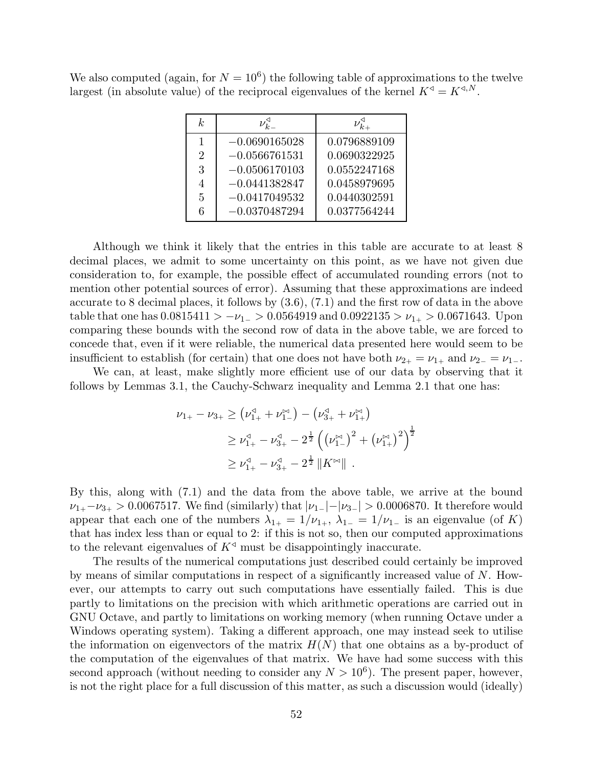We also computed (again, for $N = 10^6$) the following table of approximations to the twelve largest (in absolute value) of the reciprocal eigenvalues of the kernel $K^{\triangleleft} = K^{\triangleleft,N}$.

| $k$ | $\nu^{\triangleleft}_{k-}$ | $\nu^{\triangleleft}_{k+}$ |
|---|---|---|
| 1 | $-0.0690165028$ | $0.0796889109$ |
| 2 | $-0.0566761531$ | $0.0690322925$ |
| 3 | $-0.0506170103$ | $0.0552247168$ |
| 4 | $-0.0441382847$ | $0.0458979695$ |
| 5 | $-0.0417049532$ | $0.0440302591$ |
| 6 | $-0.0370487294$ | $0.0377564244$ |

Although we think it likely that the entries in this table are accurate to at least 8 decimal places, we admit to some uncertainty on this point, as we have not given due consideration to, for example, the possible effect of accumulated rounding errors (not to mention other potential sources of error). Assuming that these approximations are indeed accurate to 8 decimal places, it follows by (3.6), (7.1) and the first row of data in the above table that one has $0.0815411 > -\nu_{1-} > 0.0564919$ and $0.0922135 > \nu_{1+} > 0.0671643$. Upon comparing these bounds with the second row of data in the above table, we are forced to concede that, even if it were reliable, the numerical data presented here would seem to be insufficient to establish (for certain) that one does not have both $\nu_{2+} = \nu_{1+}$ and $\nu_{2-} = \nu_{1-}$.

We can, at least, make slightly more efficient use of our data by observing that it follows by Lemmas 3.1, the Cauchy-Schwarz inequality and Lemma 2.1 that one has:

$$
\begin{aligned}
\nu_{1+} - \nu_{3+} &\geq \left(\nu^{\triangleleft}_{1+} + \nu^{\bowtie}_{1-}\right) - \left(\nu^{\triangleleft}_{3+} + \nu^{\bowtie}_{1+}\right) \\
&\geq \nu^{\triangleleft}_{1+} - \nu^{\triangleleft}_{3+} - 2^{\frac{1}{2}} \left( \left(\nu^{\bowtie}_{1-}\right)^2 + \left(\nu^{\bowtie}_{1+}\right)^2 \right)^{\frac{1}{2}} \\
&\geq \nu^{\triangleleft}_{1+} - \nu^{\triangleleft}_{3+} - 2^{\frac{1}{2}} \left\| K^{\bowtie} \right\| \ .
\end{aligned}
$$

By this, along with (7.1) and the data from the above table, we arrive at the bound $\nu_{1+} - \nu_{3+} > 0.0067517$. We find (similarly) that $|\nu_{1-}| - |\nu_{3-}| > 0.0006870$. It therefore would appear that each one of the numbers $\lambda_{1+} = 1/\nu_{1+}$, $\lambda_{1-} = 1/\nu_{1-}$ is an eigenvalue (of $K$) that has index less than or equal to 2: if this is not so, then our computed approximations to the relevant eigenvalues of $K^{\triangleleft}$ must be disappointingly inaccurate.

The results of the numerical computations just described could certainly be improved by means of similar computations in respect of a significantly increased value of $N$. However, our attempts to carry out such computations have essentially failed. This is due partly to limitations on the precision with which arithmetic operations are carried out in GNU Octave, and partly to limitations on working memory (when running Octave under a Windows operating system). Taking a different approach, one may instead seek to utilise the information on eigenvectors of the matrix $H(N)$ that one obtains as a by-product of the computation of the eigenvalues of that matrix. We have had some success with this second approach (without needing to consider any $N > 10^6$). The present paper, however, is not the right place for a full discussion of this matter, as such a discussion would (ideally)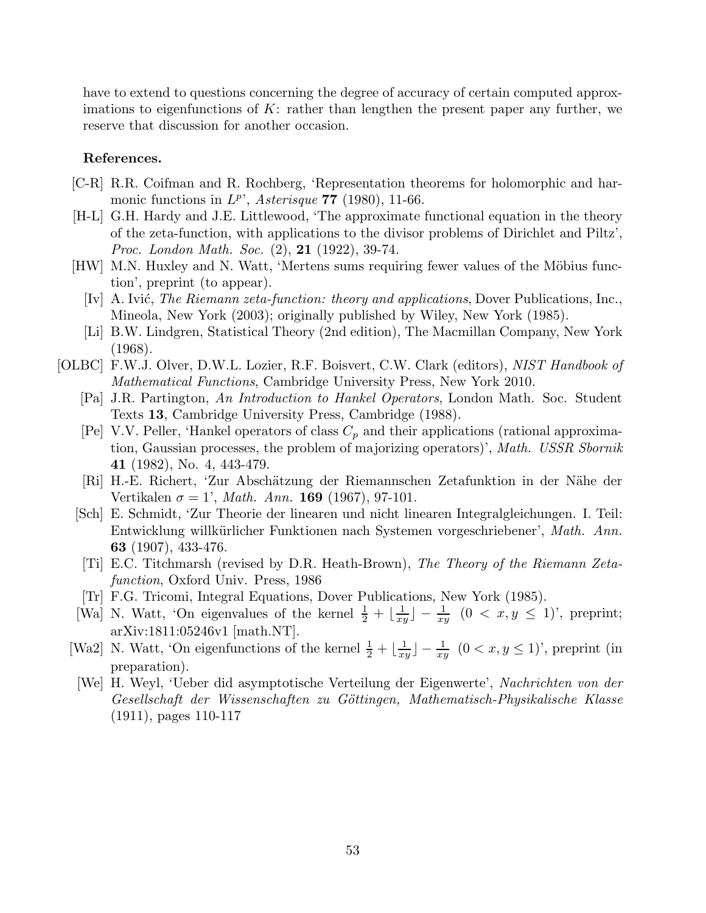have to extend to questions concerning the degree of accuracy of certain computed approximations to eigenfunctions of $K$: rather than lengthen the present paper any further, we reserve that discussion for another occasion.

**References.**

[C-R] R.R. Coifman and R. Rochberg, 'Representation theorems for holomorphic and harmonic functions in $L^p$', *Asterisque* **77** (1980), 11-66.

[H-L] G.H. Hardy and J.E. Littlewood, 'The approximate functional equation in the theory of the zeta-function, with applications to the divisor problems of Dirichlet and Piltz', *Proc. London Math. Soc.* (2), **21** (1922), 39-74.

[HW] M.N. Huxley and N. Watt, 'Mertens sums requiring fewer values of the Möbius function', preprint (to appear).

[Iv] A. Ivić, *The Riemann zeta-function: theory and applications*, Dover Publications, Inc., Mineola, New York (2003); originally published by Wiley, New York (1985).

[Li] B.W. Lindgren, Statistical Theory (2nd edition), The Macmillan Company, New York (1968).

[OLBC] F.W.J. Olver, D.W.L. Lozier, R.F. Boisvert, C.W. Clark (editors), *NIST Handbook of Mathematical Functions*, Cambridge University Press, New York 2010.

[Pa] J.R. Partington, *An Introduction to Hankel Operators*, London Math. Soc. Student Texts **13**, Cambridge University Press, Cambridge (1988).

[Pe] V.V. Peller, 'Hankel operators of class $C_p$ and their applications (rational approximation, Gaussian processes, the problem of majorizing operators)', *Math. USSR Sbornik* **41** (1982), No. 4, 443-479.

[Ri] H.-E. Richert, 'Zur Abschätzung der Riemannschen Zetafunktion in der Nähe der Vertikalen $\sigma = 1$', *Math. Ann.* **169** (1967), 97-101.

[Sch] E. Schmidt, 'Zur Theorie der linearen und nicht linearen Integralgleichungen. I. Teil: Entwicklung willkürlicher Funktionen nach Systemen vorgeschriebener', *Math. Ann.* **63** (1907), 433-476.

[Ti] E.C. Titchmarsh (revised by D.R. Heath-Brown), *The Theory of the Riemann Zeta-function*, Oxford Univ. Press, 1986

[Tr] F.G. Tricomi, Integral Equations, Dover Publications, New York (1985).

[Wa] N. Watt, 'On eigenvalues of the kernel $\frac{1}{2} + \lfloor \frac{1}{xy} \rfloor - \frac{1}{xy}$ $(0 < x, y \leq 1)$', preprint; arXiv:1811:05246v1 [math.NT].

[Wa2] N. Watt, 'On eigenfunctions of the kernel $\frac{1}{2} + \lfloor \frac{1}{xy} \rfloor - \frac{1}{xy}$ $(0 < x, y \leq 1)$', preprint (in preparation).

[We] H. Weyl, 'Ueber did asymptotische Verteilung der Eigenwerte', *Nachrichten von der Gesellschaft der Wissenschaften zu Göttingen, Mathematisch-Physikalische Klasse* (1911), pages 110-117